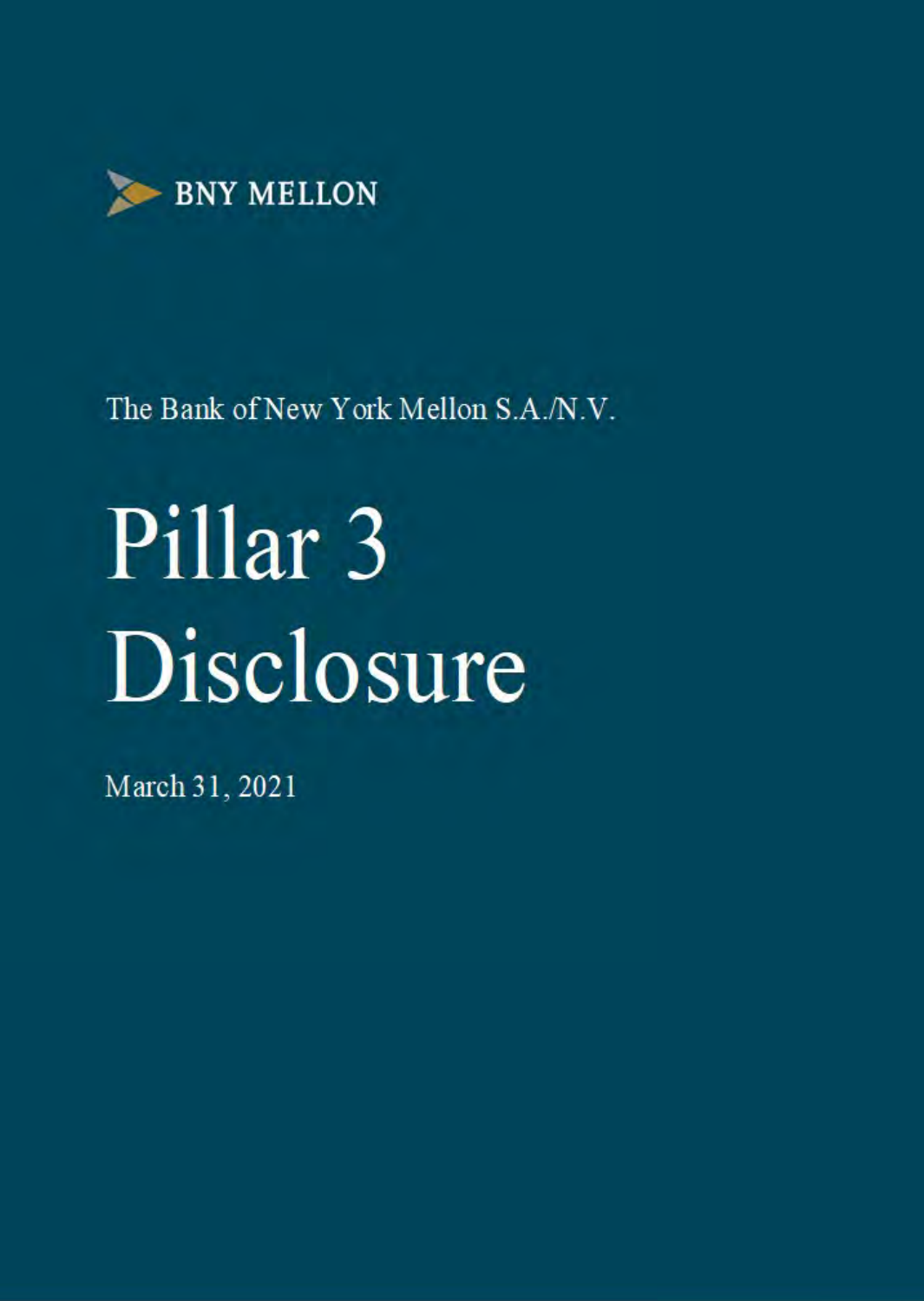BNY MELLON

The Bank of New York Mellon S.A./N.V.

# Pillar 3 Disclosure

March 31, 2021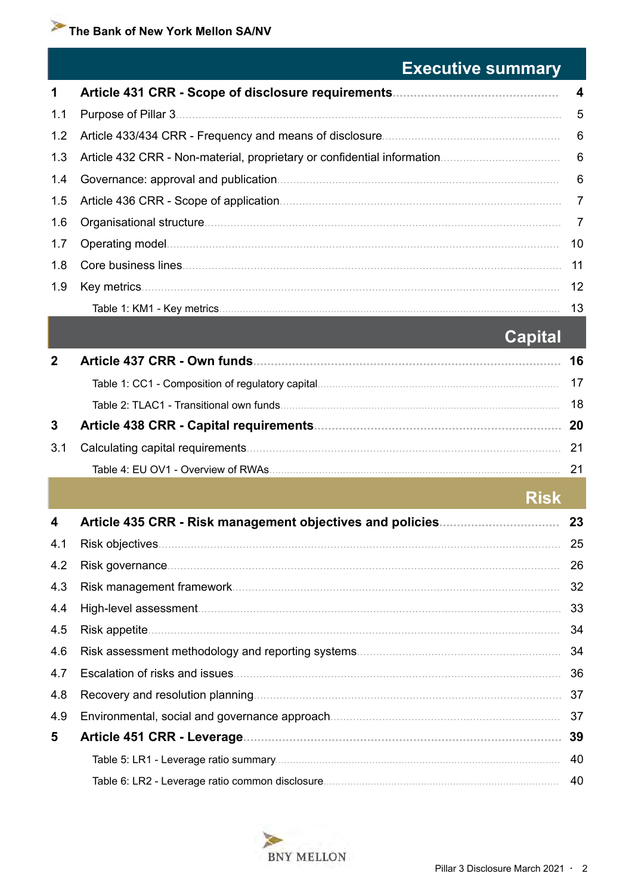## Executive summary

| | | |
|---|---|---|
| **1** | **Article 431 CRR - Scope of disclosure requirements** | **4** |
| 1.1 | Purpose of Pillar 3 | 5 |
| 1.2 | Article 433/434 CRR - Frequency and means of disclosure | 6 |
| 1.3 | Article 432 CRR - Non-material, proprietary or confidential information | 6 |
| 1.4 | Governance: approval and publication | 6 |
| 1.5 | Article 436 CRR - Scope of application | 7 |
| 1.6 | Organisational structure | 7 |
| 1.7 | Operating model | 10 |
| 1.8 | Core business lines | 11 |
| 1.9 | Key metrics | 12 |
| | Table 1: KM1 - Key metrics | 13 |

## Capital

| | | |
|---|---|---|
| **2** | **Article 437 CRR - Own funds** | **16** |
| | Table 1: CC1 - Composition of regulatory capital | 17 |
| | Table 2: TLAC1 - Transitional own funds | 18 |
| **3** | **Article 438 CRR - Capital requirements** | **20** |
| 3.1 | Calculating capital requirements | 21 |
| | Table 4: EU OV1 - Overview of RWAs | 21 |

## Risk

| | | |
|---|---|---|
| **4** | **Article 435 CRR - Risk management objectives and policies** | **23** |
| 4.1 | Risk objectives | 25 |
| 4.2 | Risk governance | 26 |
| 4.3 | Risk management framework | 32 |
| 4.4 | High-level assessment | 33 |
| 4.5 | Risk appetite | 34 |
| 4.6 | Risk assessment methodology and reporting systems | 34 |
| 4.7 | Escalation of risks and issues | 36 |
| 4.8 | Recovery and resolution planning | 37 |
| 4.9 | Environmental, social and governance approach | 37 |
| **5** | **Article 451 CRR - Leverage** | **39** |
| | Table 5: LR1 - Leverage ratio summary | 40 |
| | Table 6: LR2 - Leverage ratio common disclosure | 40 |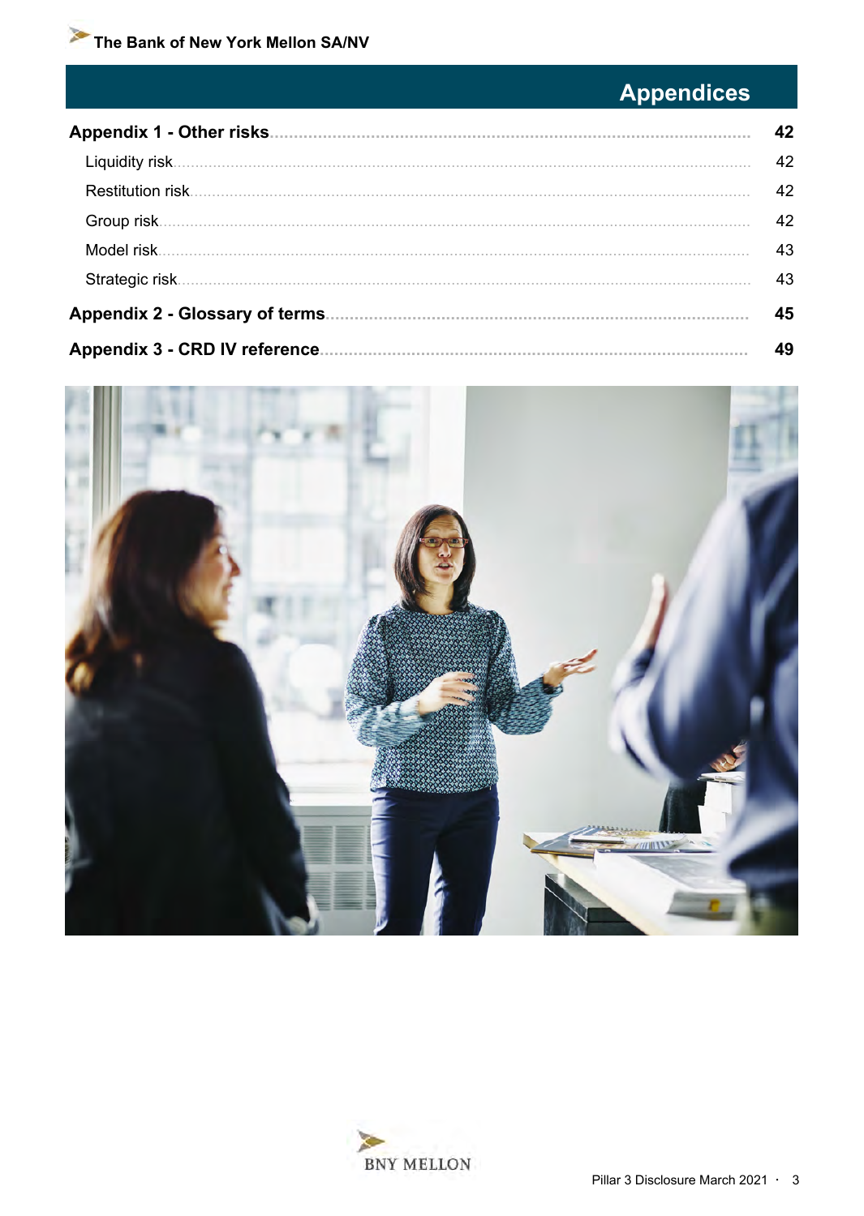# Appendices

| | |
|---|---|
| **Appendix 1 - Other risks** | **42** |
| Liquidity risk | 42 |
| Restitution risk | 42 |
| Group risk | 42 |
| Model risk | 43 |
| Strategic risk | 43 |
| **Appendix 2 - Glossary of terms** | **45** |
| **Appendix 3 - CRD IV reference** | **49** |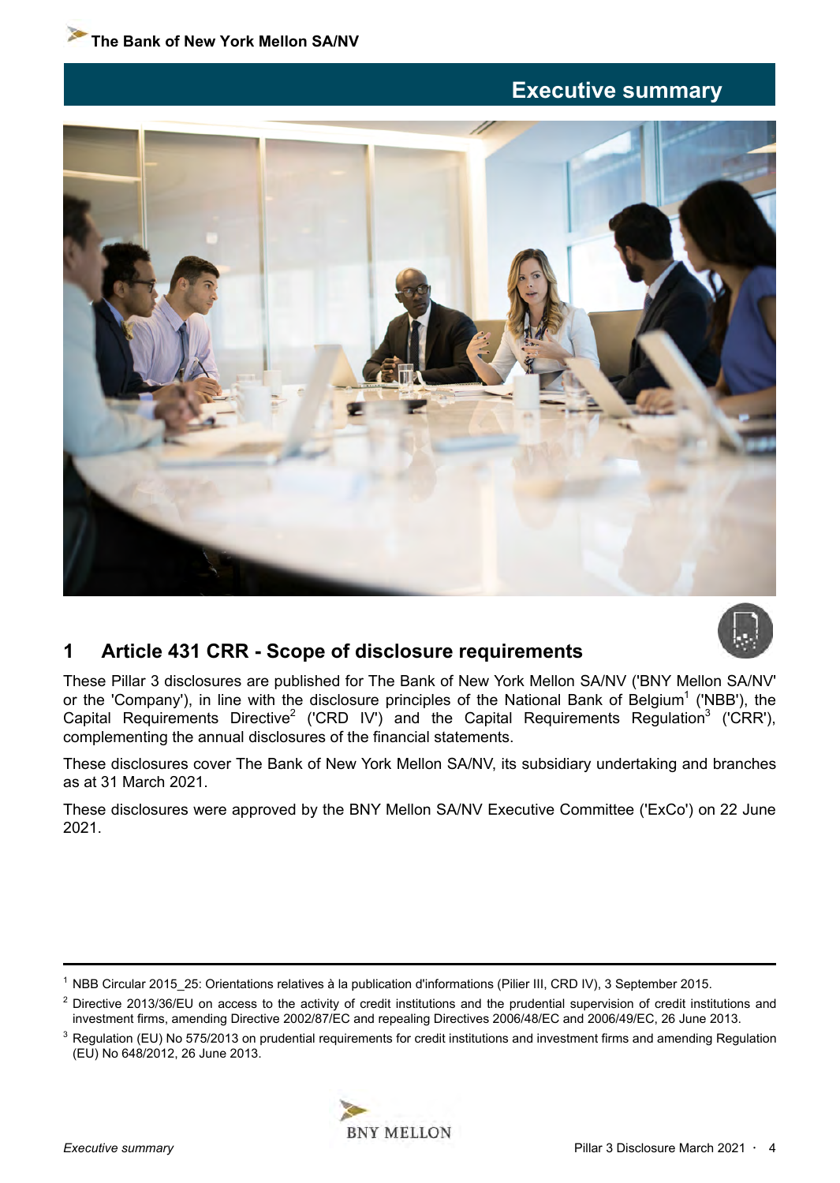# Executive summary

## 1 Article 431 CRR - Scope of disclosure requirements

These Pillar 3 disclosures are published for The Bank of New York Mellon SA/NV ('BNY Mellon SA/NV' or the 'Company'), in line with the disclosure principles of the National Bank of Belgium[1] ('NBB'), the Capital Requirements Directive[2] ('CRD IV') and the Capital Requirements Regulation[3] ('CRR'), complementing the annual disclosures of the financial statements.

These disclosures cover The Bank of New York Mellon SA/NV, its subsidiary undertaking and branches as at 31 March 2021.

These disclosures were approved by the BNY Mellon SA/NV Executive Committee ('ExCo') on 22 June 2021.

---

[1] NBB Circular 2015_25: Orientations relatives à la publication d'informations (Pilier III, CRD IV), 3 September 2015.

[2] Directive 2013/36/EU on access to the activity of credit institutions and the prudential supervision of credit institutions and investment firms, amending Directive 2002/87/EC and repealing Directives 2006/48/EC and 2006/49/EC, 26 June 2013.

[3] Regulation (EU) No 575/2013 on prudential requirements for credit institutions and investment firms and amending Regulation (EU) No 648/2012, 26 June 2013.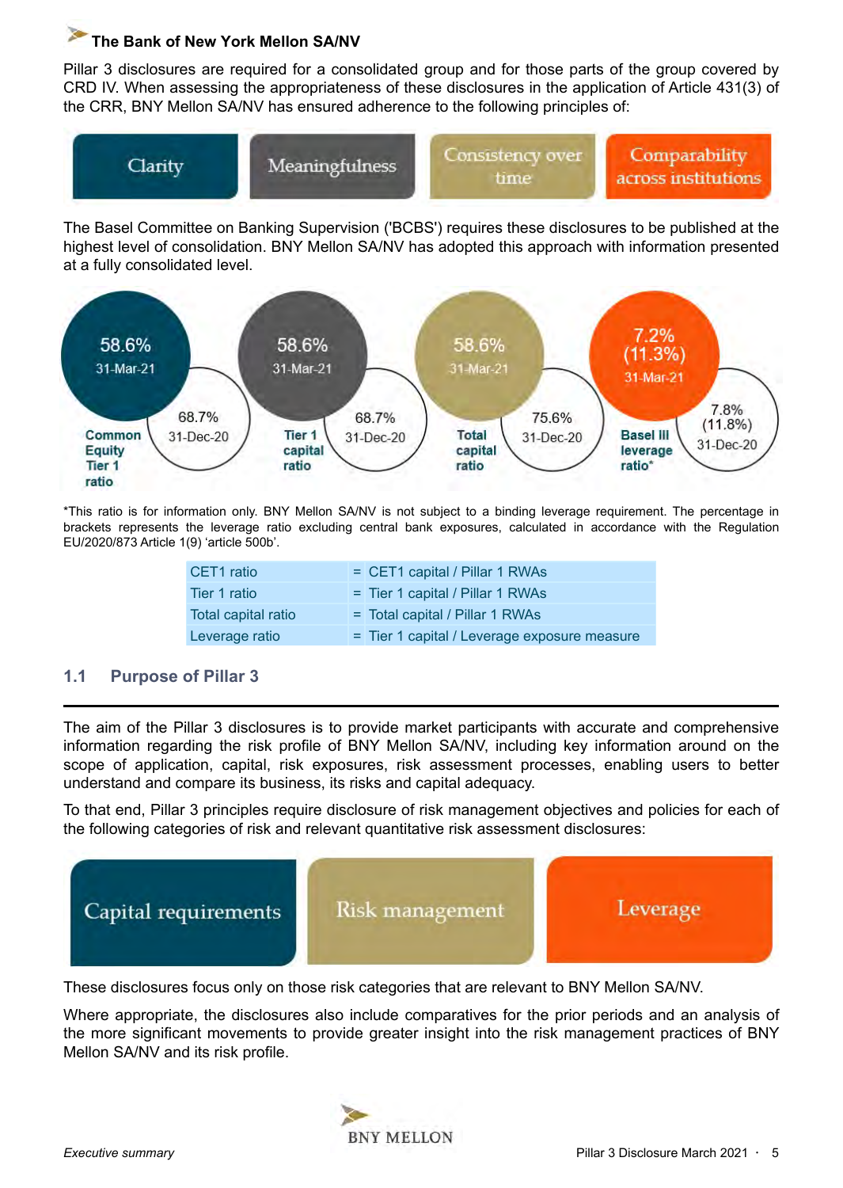## The Bank of New York Mellon SA/NV

Pillar 3 disclosures are required for a consolidated group and for those parts of the group covered by CRD IV. When assessing the appropriateness of these disclosures in the application of Article 431(3) of the CRR, BNY Mellon SA/NV has ensured adherence to the following principles of:

- Clarity
- Meaningfulness
- Consistency over time
- Comparability across institutions

The Basel Committee on Banking Supervision ('BCBS') requires these disclosures to be published at the highest level of consolidation. BNY Mellon SA/NV has adopted this approach with information presented at a fully consolidated level.

| | 31-Mar-21 | 31-Dec-20 |
|---|---|---|
| Common Equity Tier 1 ratio | 58.6% | 68.7% |
| Tier 1 capital ratio | 58.6% | 68.7% |
| Total capital ratio | 58.6% | 75.6% |
| Basel III leverage ratio* | 7.2% (11.3%) | 7.8% (11.8%) |

*This ratio is for information only. BNY Mellon SA/NV is not subject to a binding leverage requirement. The percentage in brackets represents the leverage ratio excluding central bank exposures, calculated in accordance with the Regulation EU/2020/873 Article 1(9) 'article 500b'.

| | |
|---|---|
| CET1 ratio | = CET1 capital / Pillar 1 RWAs |
| Tier 1 ratio | = Tier 1 capital / Pillar 1 RWAs |
| Total capital ratio | = Total capital / Pillar 1 RWAs |
| Leverage ratio | = Tier 1 capital / Leverage exposure measure |

### 1.1 Purpose of Pillar 3

The aim of the Pillar 3 disclosures is to provide market participants with accurate and comprehensive information regarding the risk profile of BNY Mellon SA/NV, including key information around on the scope of application, capital, risk exposures, risk assessment processes, enabling users to better understand and compare its business, its risks and capital adequacy.

To that end, Pillar 3 principles require disclosure of risk management objectives and policies for each of the following categories of risk and relevant quantitative risk assessment disclosures:

- Capital requirements
- Risk management
- Leverage

These disclosures focus only on those risk categories that are relevant to BNY Mellon SA/NV.

Where appropriate, the disclosures also include comparatives for the prior periods and an analysis of the more significant movements to provide greater insight into the risk management practices of BNY Mellon SA/NV and its risk profile.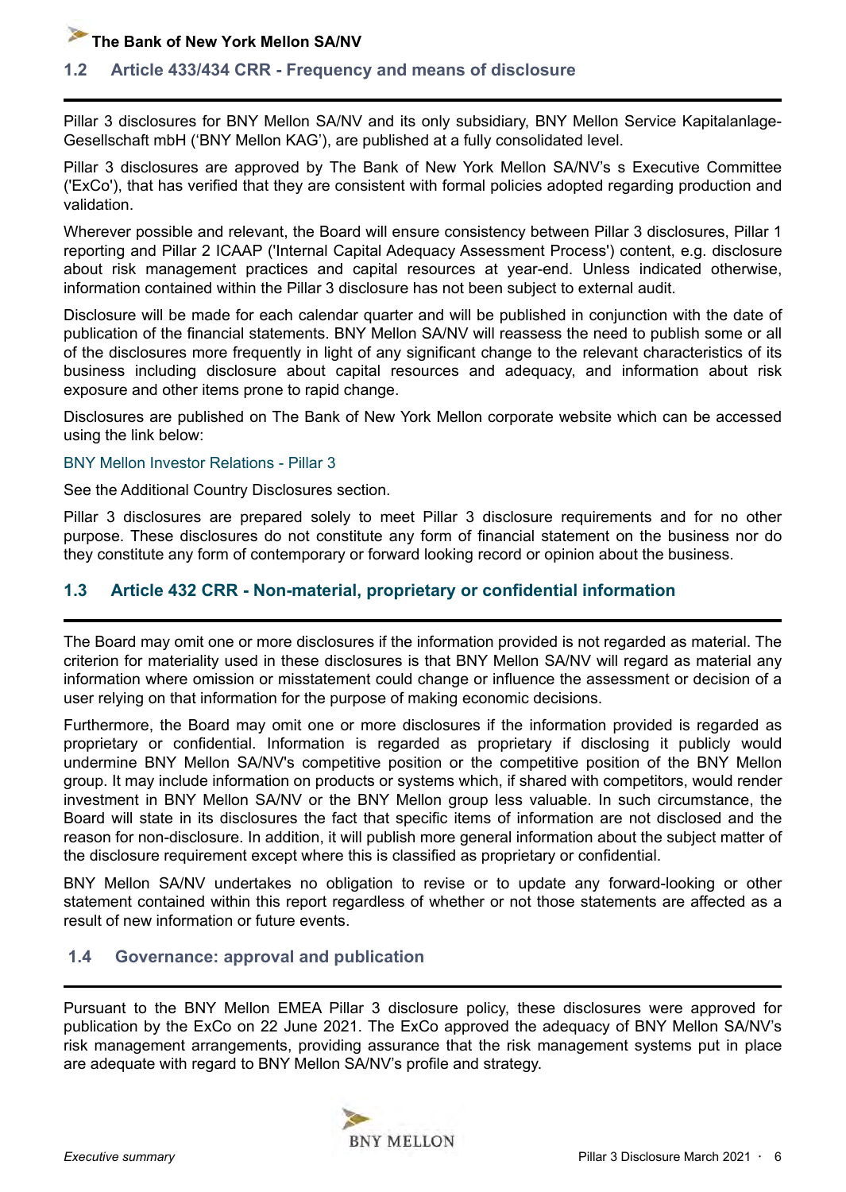## 1.2 Article 433/434 CRR - Frequency and means of disclosure

Pillar 3 disclosures for BNY Mellon SA/NV and its only subsidiary, BNY Mellon Service Kapitalanlage-Gesellschaft mbH ('BNY Mellon KAG'), are published at a fully consolidated level.

Pillar 3 disclosures are approved by The Bank of New York Mellon SA/NV's s Executive Committee ('ExCo'), that has verified that they are consistent with formal policies adopted regarding production and validation.

Wherever possible and relevant, the Board will ensure consistency between Pillar 3 disclosures, Pillar 1 reporting and Pillar 2 ICAAP ('Internal Capital Adequacy Assessment Process') content, e.g. disclosure about risk management practices and capital resources at year-end. Unless indicated otherwise, information contained within the Pillar 3 disclosure has not been subject to external audit.

Disclosure will be made for each calendar quarter and will be published in conjunction with the date of publication of the financial statements. BNY Mellon SA/NV will reassess the need to publish some or all of the disclosures more frequently in light of any significant change to the relevant characteristics of its business including disclosure about capital resources and adequacy, and information about risk exposure and other items prone to rapid change.

Disclosures are published on The Bank of New York Mellon corporate website which can be accessed using the link below:

BNY Mellon Investor Relations - Pillar 3

See the Additional Country Disclosures section.

Pillar 3 disclosures are prepared solely to meet Pillar 3 disclosure requirements and for no other purpose. These disclosures do not constitute any form of financial statement on the business nor do they constitute any form of contemporary or forward looking record or opinion about the business.

## 1.3 Article 432 CRR - Non-material, proprietary or confidential information

The Board may omit one or more disclosures if the information provided is not regarded as material. The criterion for materiality used in these disclosures is that BNY Mellon SA/NV will regard as material any information where omission or misstatement could change or influence the assessment or decision of a user relying on that information for the purpose of making economic decisions.

Furthermore, the Board may omit one or more disclosures if the information provided is regarded as proprietary or confidential. Information is regarded as proprietary if disclosing it publicly would undermine BNY Mellon SA/NV's competitive position or the competitive position of the BNY Mellon group. It may include information on products or systems which, if shared with competitors, would render investment in BNY Mellon SA/NV or the BNY Mellon group less valuable. In such circumstance, the Board will state in its disclosures the fact that specific items of information are not disclosed and the reason for non-disclosure. In addition, it will publish more general information about the subject matter of the disclosure requirement except where this is classified as proprietary or confidential.

BNY Mellon SA/NV undertakes no obligation to revise or to update any forward-looking or other statement contained within this report regardless of whether or not those statements are affected as a result of new information or future events.

## 1.4 Governance: approval and publication

Pursuant to the BNY Mellon EMEA Pillar 3 disclosure policy, these disclosures were approved for publication by the ExCo on 22 June 2021. The ExCo approved the adequacy of BNY Mellon SA/NV's risk management arrangements, providing assurance that the risk management systems put in place are adequate with regard to BNY Mellon SA/NV's profile and strategy.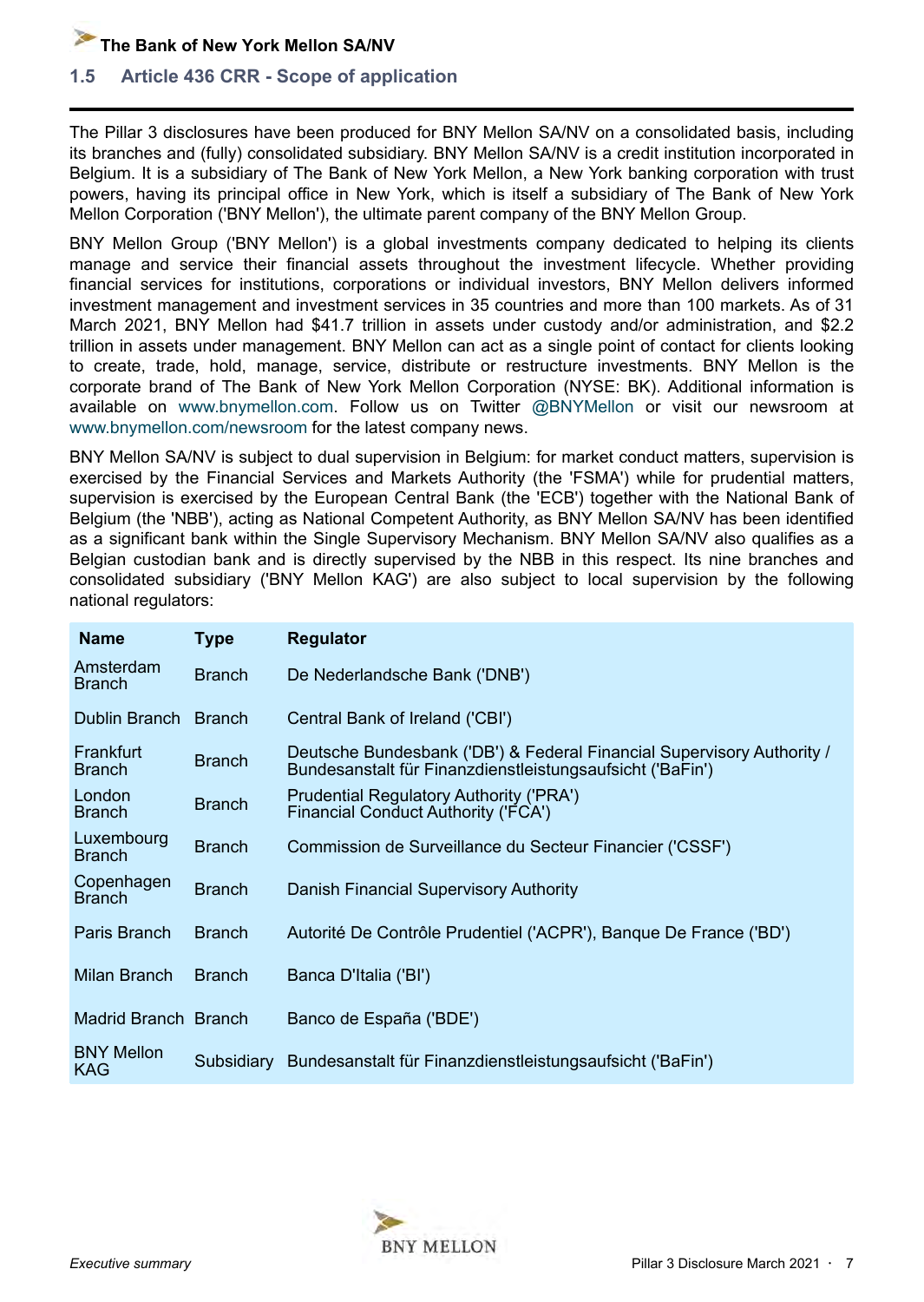## 1.5 Article 436 CRR - Scope of application

The Pillar 3 disclosures have been produced for BNY Mellon SA/NV on a consolidated basis, including its branches and (fully) consolidated subsidiary. BNY Mellon SA/NV is a credit institution incorporated in Belgium. It is a subsidiary of The Bank of New York Mellon, a New York banking corporation with trust powers, having its principal office in New York, which is itself a subsidiary of The Bank of New York Mellon Corporation ('BNY Mellon'), the ultimate parent company of the BNY Mellon Group.

BNY Mellon Group ('BNY Mellon') is a global investments company dedicated to helping its clients manage and service their financial assets throughout the investment lifecycle. Whether providing financial services for institutions, corporations or individual investors, BNY Mellon delivers informed investment management and investment services in 35 countries and more than 100 markets. As of 31 March 2021, BNY Mellon had $41.7 trillion in assets under custody and/or administration, and $2.2 trillion in assets under management. BNY Mellon can act as a single point of contact for clients looking to create, trade, hold, manage, service, distribute or restructure investments. BNY Mellon is the corporate brand of The Bank of New York Mellon Corporation (NYSE: BK). Additional information is available on www.bnymellon.com. Follow us on Twitter @BNYMellon or visit our newsroom at www.bnymellon.com/newsroom for the latest company news.

BNY Mellon SA/NV is subject to dual supervision in Belgium: for market conduct matters, supervision is exercised by the Financial Services and Markets Authority (the 'FSMA') while for prudential matters, supervision is exercised by the European Central Bank (the 'ECB') together with the National Bank of Belgium (the 'NBB'), acting as National Competent Authority, as BNY Mellon SA/NV has been identified as a significant bank within the Single Supervisory Mechanism. BNY Mellon SA/NV also qualifies as a Belgian custodian bank and is directly supervised by the NBB in this respect. Its nine branches and consolidated subsidiary ('BNY Mellon KAG') are also subject to local supervision by the following national regulators:

| Name | Type | Regulator |
|---|---|---|
| Amsterdam Branch | Branch | De Nederlandsche Bank ('DNB') |
| Dublin Branch | Branch | Central Bank of Ireland ('CBI') |
| Frankfurt Branch | Branch | Deutsche Bundesbank ('DB') & Federal Financial Supervisory Authority / Bundesanstalt für Finanzdienstleistungsaufsicht ('BaFin') |
| London Branch | Branch | Prudential Regulatory Authority ('PRA') Financial Conduct Authority ('FCA') |
| Luxembourg Branch | Branch | Commission de Surveillance du Secteur Financier ('CSSF') |
| Copenhagen Branch | Branch | Danish Financial Supervisory Authority |
| Paris Branch | Branch | Autorité De Contrôle Prudentiel ('ACPR'), Banque De France ('BD') |
| Milan Branch | Branch | Banca D'Italia ('BI') |
| Madrid Branch | Branch | Banco de España ('BDE') |
| BNY Mellon KAG | Subsidiary | Bundesanstalt für Finanzdienstleistungsaufsicht ('BaFin') |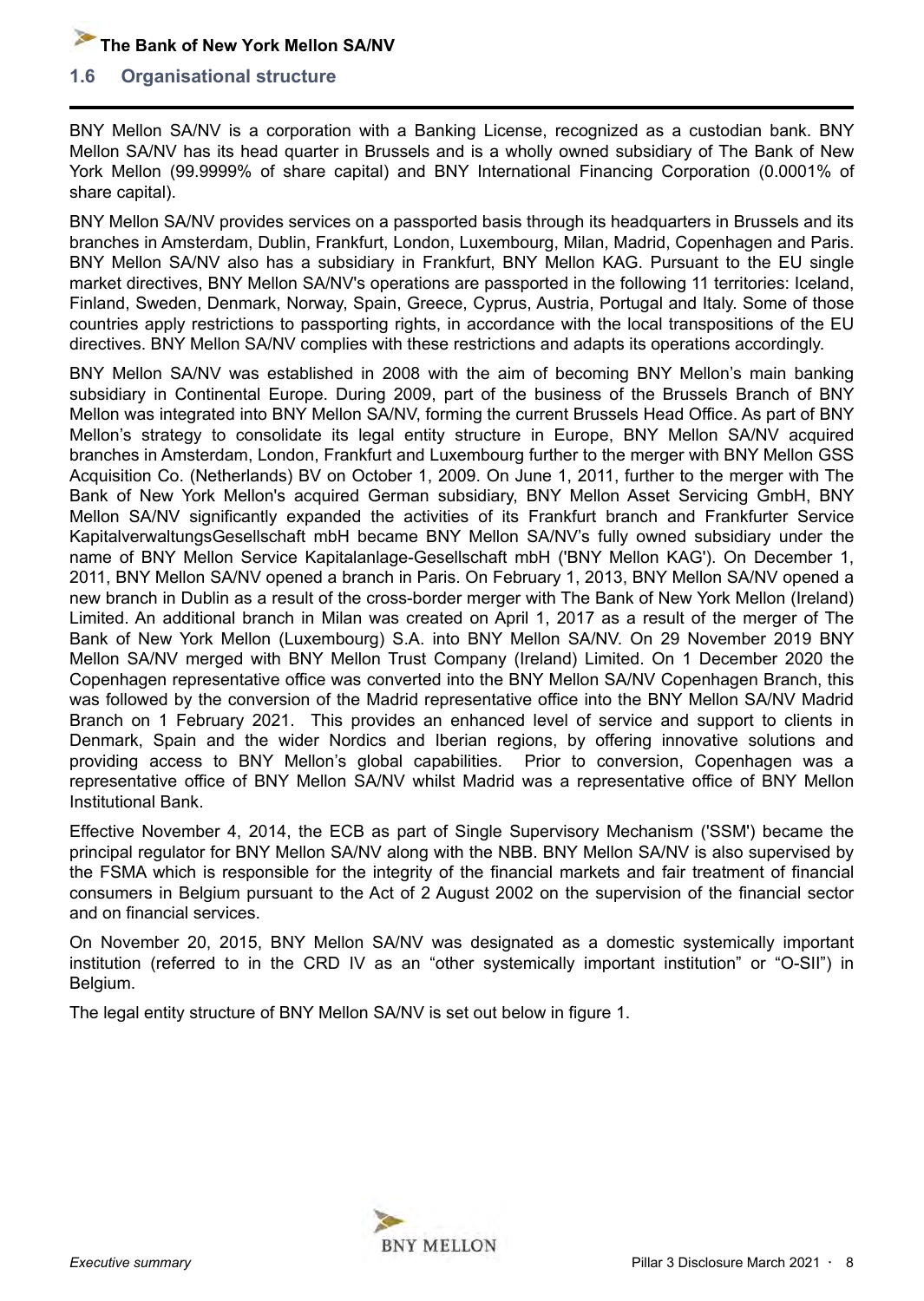## 1.6 Organisational structure

BNY Mellon SA/NV is a corporation with a Banking License, recognized as a custodian bank. BNY Mellon SA/NV has its head quarter in Brussels and is a wholly owned subsidiary of The Bank of New York Mellon (99.9999% of share capital) and BNY International Financing Corporation (0.0001% of share capital).

BNY Mellon SA/NV provides services on a passported basis through its headquarters in Brussels and its branches in Amsterdam, Dublin, Frankfurt, London, Luxembourg, Milan, Madrid, Copenhagen and Paris. BNY Mellon SA/NV also has a subsidiary in Frankfurt, BNY Mellon KAG. Pursuant to the EU single market directives, BNY Mellon SA/NV's operations are passported in the following 11 territories: Iceland, Finland, Sweden, Denmark, Norway, Spain, Greece, Cyprus, Austria, Portugal and Italy. Some of those countries apply restrictions to passporting rights, in accordance with the local transpositions of the EU directives. BNY Mellon SA/NV complies with these restrictions and adapts its operations accordingly.

BNY Mellon SA/NV was established in 2008 with the aim of becoming BNY Mellon's main banking subsidiary in Continental Europe. During 2009, part of the business of the Brussels Branch of BNY Mellon was integrated into BNY Mellon SA/NV, forming the current Brussels Head Office. As part of BNY Mellon's strategy to consolidate its legal entity structure in Europe, BNY Mellon SA/NV acquired branches in Amsterdam, London, Frankfurt and Luxembourg further to the merger with BNY Mellon GSS Acquisition Co. (Netherlands) BV on October 1, 2009. On June 1, 2011, further to the merger with The Bank of New York Mellon's acquired German subsidiary, BNY Mellon Asset Servicing GmbH, BNY Mellon SA/NV significantly expanded the activities of its Frankfurt branch and Frankfurter Service KapitalverwaltungsGesellschaft mbH became BNY Mellon SA/NV's fully owned subsidiary under the name of BNY Mellon Service Kapitalanlage-Gesellschaft mbH ('BNY Mellon KAG'). On December 1, 2011, BNY Mellon SA/NV opened a branch in Paris. On February 1, 2013, BNY Mellon SA/NV opened a new branch in Dublin as a result of the cross-border merger with The Bank of New York Mellon (Ireland) Limited. An additional branch in Milan was created on April 1, 2017 as a result of the merger of The Bank of New York Mellon (Luxembourg) S.A. into BNY Mellon SA/NV. On 29 November 2019 BNY Mellon SA/NV merged with BNY Mellon Trust Company (Ireland) Limited. On 1 December 2020 the Copenhagen representative office was converted into the BNY Mellon SA/NV Copenhagen Branch, this was followed by the conversion of the Madrid representative office into the BNY Mellon SA/NV Madrid Branch on 1 February 2021. This provides an enhanced level of service and support to clients in Denmark, Spain and the wider Nordics and Iberian regions, by offering innovative solutions and providing access to BNY Mellon's global capabilities. Prior to conversion, Copenhagen was a representative office of BNY Mellon SA/NV whilst Madrid was a representative office of BNY Mellon Institutional Bank.

Effective November 4, 2014, the ECB as part of Single Supervisory Mechanism ('SSM') became the principal regulator for BNY Mellon SA/NV along with the NBB. BNY Mellon SA/NV is also supervised by the FSMA which is responsible for the integrity of the financial markets and fair treatment of financial consumers in Belgium pursuant to the Act of 2 August 2002 on the supervision of the financial sector and on financial services.

On November 20, 2015, BNY Mellon SA/NV was designated as a domestic systemically important institution (referred to in the CRD IV as an "other systemically important institution" or "O-SII") in Belgium.

The legal entity structure of BNY Mellon SA/NV is set out below in figure 1.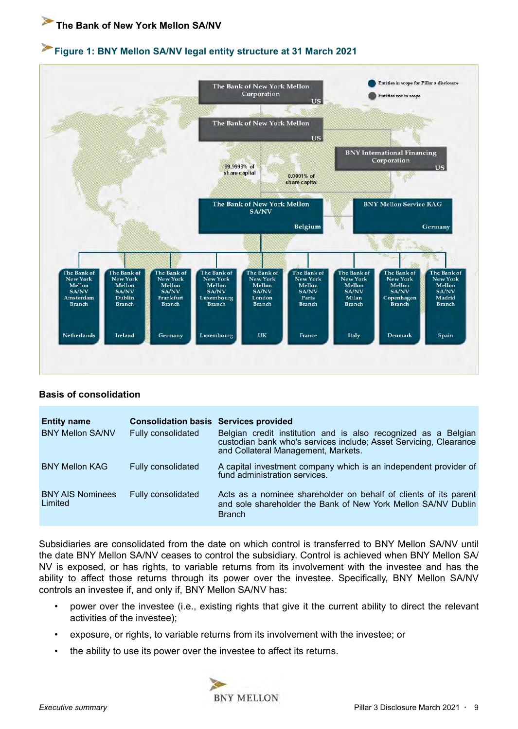## The Bank of New York Mellon SA/NV

### Figure 1: BNY Mellon SA/NV legal entity structure at 31 March 2021

Entities in scope for Pillar 3 disclosure

Entities not in scope

The Bank of New York Mellon Corporation — US

The Bank of New York Mellon — US

BNY International Financing Corporation — US

99.9999% of share capital

0.0001% of share capital

The Bank of New York Mellon SA/NV — Belgium

BNY Mellon Service KAG — Germany

The Bank of New York Mellon SA/NV Amsterdam Branch — Netherlands

The Bank of New York Mellon SA/NV Dublin Branch — Ireland

The Bank of New York Mellon SA/NV Frankfurt Branch — Germany

The Bank of New York Mellon SA/NV Luxembourg Branch — Luxembourg

The Bank of New York Mellon SA/NV London Branch — UK

The Bank of New York Mellon SA/NV Paris Branch — France

The Bank of New York Mellon SA/NV Milan Branch — Italy

The Bank of New York Mellon SA/NV Copenhagen Branch — Denmark

The Bank of New York Mellon SA/NV Madrid Branch — Spain

### Basis of consolidation

| Entity name | Consolidation basis | Services provided |
|---|---|---|
| BNY Mellon SA/NV | Fully consolidated | Belgian credit institution and is also recognized as a Belgian custodian bank who's services include; Asset Servicing, Clearance and Collateral Management, Markets. |
| BNY Mellon KAG | Fully consolidated | A capital investment company which is an independent provider of fund administration services. |
| BNY AIS Nominees Limited | Fully consolidated | Acts as a nominee shareholder on behalf of clients of its parent and sole shareholder the Bank of New York Mellon SA/NV Dublin Branch |

Subsidiaries are consolidated from the date on which control is transferred to BNY Mellon SA/NV until the date BNY Mellon SA/NV ceases to control the subsidiary. Control is achieved when BNY Mellon SA/NV is exposed, or has rights, to variable returns from its involvement with the investee and has the ability to affect those returns through its power over the investee. Specifically, BNY Mellon SA/NV controls an investee if, and only if, BNY Mellon SA/NV has:

- power over the investee (i.e., existing rights that give it the current ability to direct the relevant activities of the investee);
- exposure, or rights, to variable returns from its involvement with the investee; or
- the ability to use its power over the investee to affect its returns.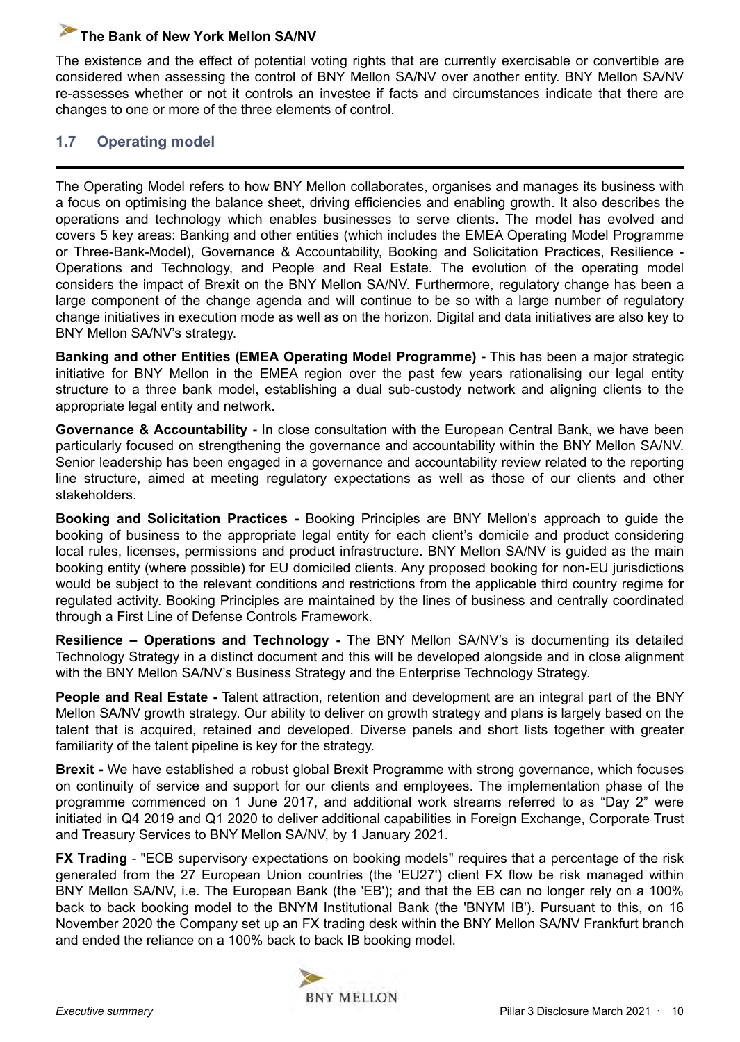The existence and the effect of potential voting rights that are currently exercisable or convertible are considered when assessing the control of BNY Mellon SA/NV over another entity. BNY Mellon SA/NV re-assesses whether or not it controls an investee if facts and circumstances indicate that there are changes to one or more of the three elements of control.

## 1.7 Operating model

The Operating Model refers to how BNY Mellon collaborates, organises and manages its business with a focus on optimising the balance sheet, driving efficiencies and enabling growth. It also describes the operations and technology which enables businesses to serve clients. The model has evolved and covers 5 key areas: Banking and other entities (which includes the EMEA Operating Model Programme or Three-Bank-Model), Governance & Accountability, Booking and Solicitation Practices, Resilience - Operations and Technology, and People and Real Estate. The evolution of the operating model considers the impact of Brexit on the BNY Mellon SA/NV. Furthermore, regulatory change has been a large component of the change agenda and will continue to be so with a large number of regulatory change initiatives in execution mode as well as on the horizon. Digital and data initiatives are also key to BNY Mellon SA/NV's strategy.

**Banking and other Entities (EMEA Operating Model Programme) -** This has been a major strategic initiative for BNY Mellon in the EMEA region over the past few years rationalising our legal entity structure to a three bank model, establishing a dual sub-custody network and aligning clients to the appropriate legal entity and network.

**Governance & Accountability -** In close consultation with the European Central Bank, we have been particularly focused on strengthening the governance and accountability within the BNY Mellon SA/NV. Senior leadership has been engaged in a governance and accountability review related to the reporting line structure, aimed at meeting regulatory expectations as well as those of our clients and other stakeholders.

**Booking and Solicitation Practices -** Booking Principles are BNY Mellon's approach to guide the booking of business to the appropriate legal entity for each client's domicile and product considering local rules, licenses, permissions and product infrastructure. BNY Mellon SA/NV is guided as the main booking entity (where possible) for EU domiciled clients. Any proposed booking for non-EU jurisdictions would be subject to the relevant conditions and restrictions from the applicable third country regime for regulated activity. Booking Principles are maintained by the lines of business and centrally coordinated through a First Line of Defense Controls Framework.

**Resilience – Operations and Technology -** The BNY Mellon SA/NV's is documenting its detailed Technology Strategy in a distinct document and this will be developed alongside and in close alignment with the BNY Mellon SA/NV's Business Strategy and the Enterprise Technology Strategy.

**People and Real Estate -** Talent attraction, retention and development are an integral part of the BNY Mellon SA/NV growth strategy. Our ability to deliver on growth strategy and plans is largely based on the talent that is acquired, retained and developed. Diverse panels and short lists together with greater familiarity of the talent pipeline is key for the strategy.

**Brexit -** We have established a robust global Brexit Programme with strong governance, which focuses on continuity of service and support for our clients and employees. The implementation phase of the programme commenced on 1 June 2017, and additional work streams referred to as "Day 2" were initiated in Q4 2019 and Q1 2020 to deliver additional capabilities in Foreign Exchange, Corporate Trust and Treasury Services to BNY Mellon SA/NV, by 1 January 2021.

**FX Trading** - "ECB supervisory expectations on booking models" requires that a percentage of the risk generated from the 27 European Union countries (the 'EU27') client FX flow be risk managed within BNY Mellon SA/NV, i.e. The European Bank (the 'EB'); and that the EB can no longer rely on a 100% back to back booking model to the BNYM Institutional Bank (the 'BNYM IB'). Pursuant to this, on 16 November 2020 the Company set up an FX trading desk within the BNY Mellon SA/NV Frankfurt branch and ended the reliance on a 100% back to back IB booking model.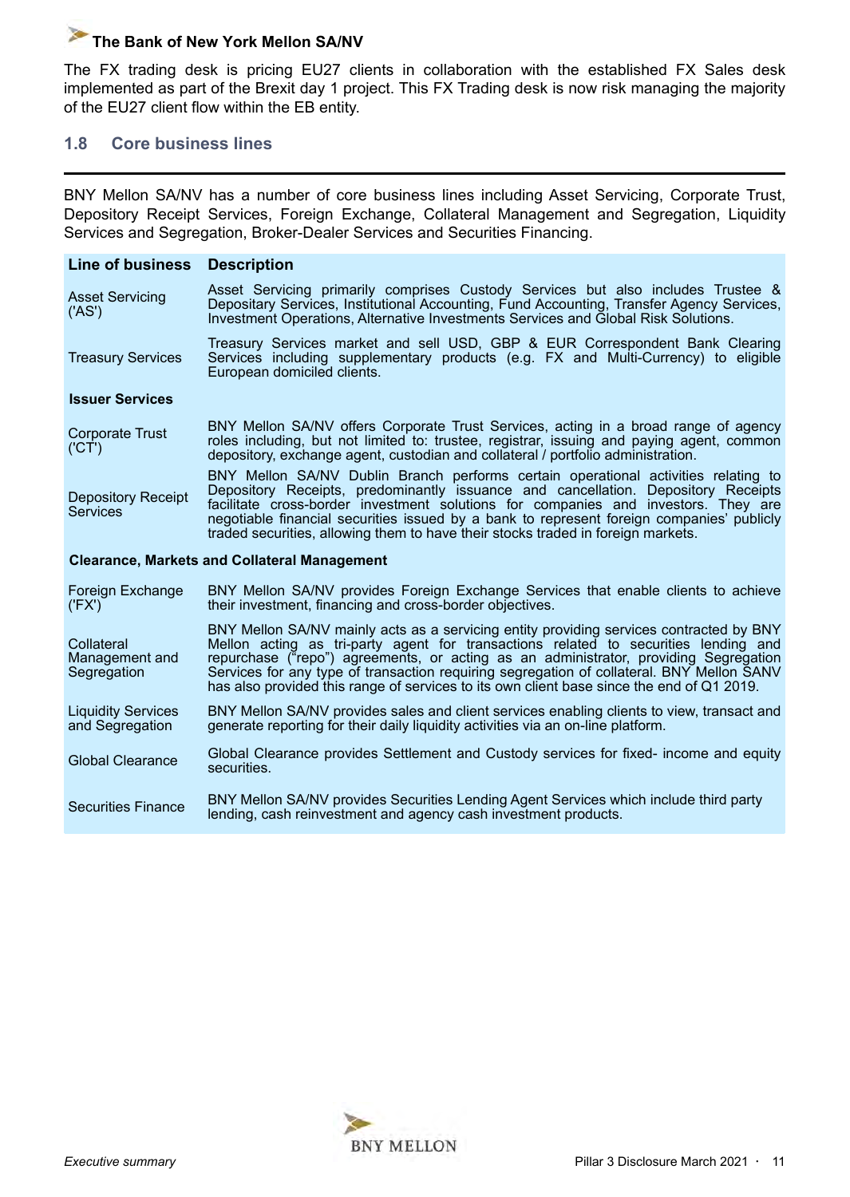The FX trading desk is pricing EU27 clients in collaboration with the established FX Sales desk implemented as part of the Brexit day 1 project. This FX Trading desk is now risk managing the majority of the EU27 client flow within the EB entity.

## 1.8 Core business lines

BNY Mellon SA/NV has a number of core business lines including Asset Servicing, Corporate Trust, Depository Receipt Services, Foreign Exchange, Collateral Management and Segregation, Liquidity Services and Segregation, Broker-Dealer Services and Securities Financing.

| Line of business | Description |
|---|---|
| Asset Servicing ('AS') | Asset Servicing primarily comprises Custody Services but also includes Trustee & Depositary Services, Institutional Accounting, Fund Accounting, Transfer Agency Services, Investment Operations, Alternative Investments Services and Global Risk Solutions. |
| Treasury Services | Treasury Services market and sell USD, GBP & EUR Correspondent Bank Clearing Services including supplementary products (e.g. FX and Multi-Currency) to eligible European domiciled clients. |
| **Issuer Services** | |
| Corporate Trust ('CT') | BNY Mellon SA/NV offers Corporate Trust Services, acting in a broad range of agency roles including, but not limited to: trustee, registrar, issuing and paying agent, common depository, exchange agent, custodian and collateral / portfolio administration. |
| Depository Receipt Services | BNY Mellon SA/NV Dublin Branch performs certain operational activities relating to Depository Receipts, predominantly issuance and cancellation. Depository Receipts facilitate cross-border investment solutions for companies and investors. They are negotiable financial securities issued by a bank to represent foreign companies' publicly traded securities, allowing them to have their stocks traded in foreign markets. |
| **Clearance, Markets and Collateral Management** | |
| Foreign Exchange ('FX') | BNY Mellon SA/NV provides Foreign Exchange Services that enable clients to achieve their investment, financing and cross-border objectives. |
| Collateral Management and Segregation | BNY Mellon SA/NV mainly acts as a servicing entity providing services contracted by BNY Mellon acting as tri-party agent for transactions related to securities lending and repurchase ("repo") agreements, or acting as an administrator, providing Segregation Services for any type of transaction requiring segregation of collateral. BNY Mellon SANV has also provided this range of services to its own client base since the end of Q1 2019. |
| Liquidity Services and Segregation | BNY Mellon SA/NV provides sales and client services enabling clients to view, transact and generate reporting for their daily liquidity activities via an on-line platform. |
| Global Clearance | Global Clearance provides Settlement and Custody services for fixed- income and equity securities. |
| Securities Finance | BNY Mellon SA/NV provides Securities Lending Agent Services which include third party lending, cash reinvestment and agency cash investment products. |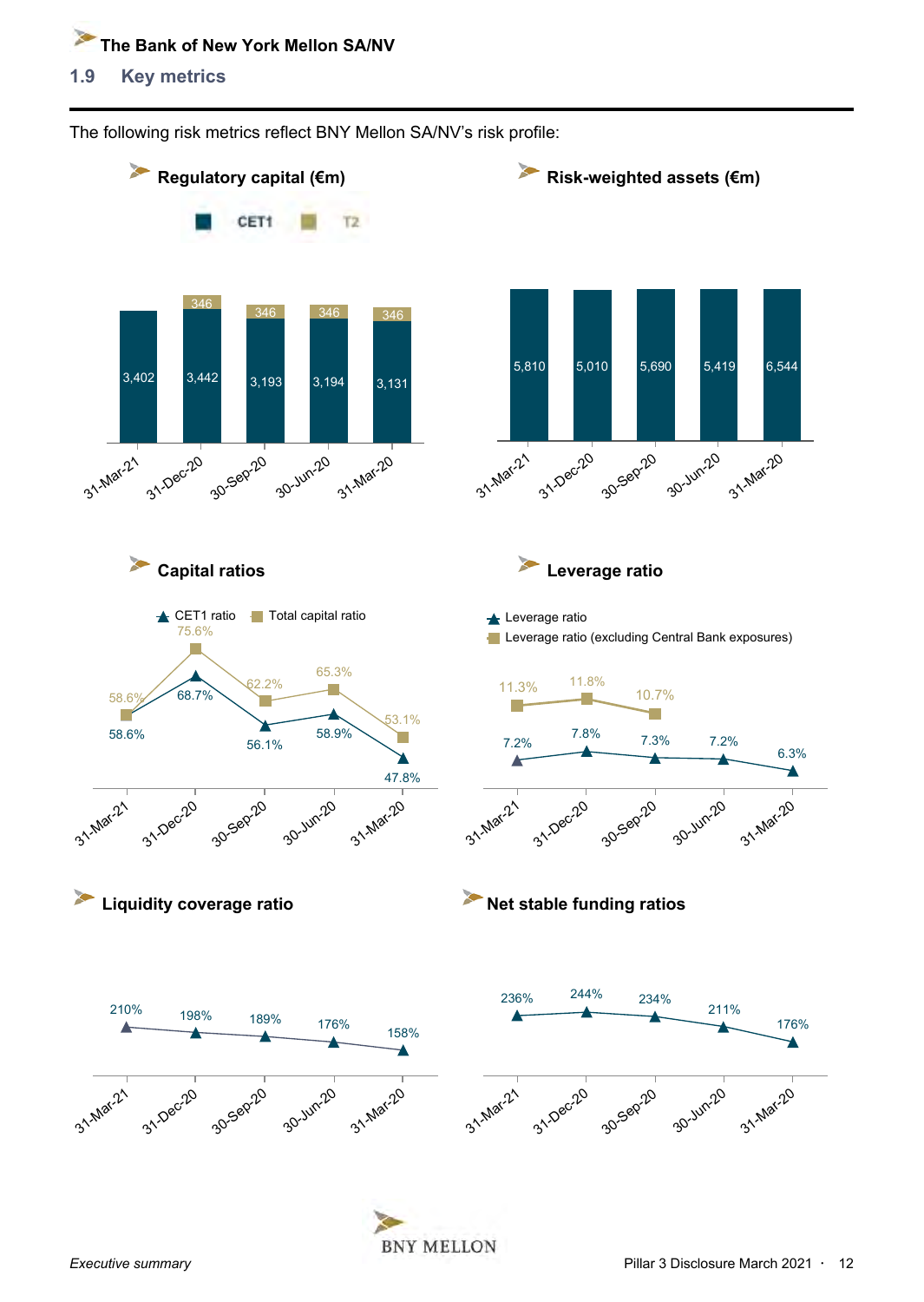## 1.9 Key metrics

The following risk metrics reflect BNY Mellon SA/NV's risk profile:

### Regulatory capital (€m)

| | 31-Mar-21 | 31-Dec-20 | 30-Sep-20 | 30-Jun-20 | 31-Mar-20 |
|---|---|---|---|---|---|
| CET1 | 3,402 | 3,442 | 3,193 | 3,194 | 3,131 |
| T2 | | 346 | 346 | 346 | 346 |

### Risk-weighted assets (€m)

| 31-Mar-21 | 31-Dec-20 | 30-Sep-20 | 30-Jun-20 | 31-Mar-20 |
|---|---|---|---|---|
| 5,810 | 5,010 | 5,690 | 5,419 | 6,544 |

### Capital ratios

| | 31-Mar-21 | 31-Dec-20 | 30-Sep-20 | 30-Jun-20 | 31-Mar-20 |
|---|---|---|---|---|---|
| CET1 ratio | 58.6% | 68.7% | 56.1% | 58.9% | 47.8% |
| Total capital ratio | 58.6% | 75.6% | 62.2% | 65.3% | 53.1% |

### Leverage ratio

| | 31-Mar-21 | 31-Dec-20 | 30-Sep-20 | 30-Jun-20 | 31-Mar-20 |
|---|---|---|---|---|---|
| Leverage ratio | 7.2% | 7.8% | 7.3% | 7.2% | 6.3% |
| Leverage ratio (excluding Central Bank exposures) | 11.3% | 11.8% | 10.7% | | |

### Liquidity coverage ratio

| 31-Mar-21 | 31-Dec-20 | 30-Sep-20 | 30-Jun-20 | 31-Mar-20 |
|---|---|---|---|---|
| 210% | 198% | 189% | 176% | 158% |

### Net stable funding ratios

| 31-Mar-21 | 31-Dec-20 | 30-Sep-20 | 30-Jun-20 | 31-Mar-20 |
|---|---|---|---|---|
| 236% | 244% | 234% | 211% | 176% |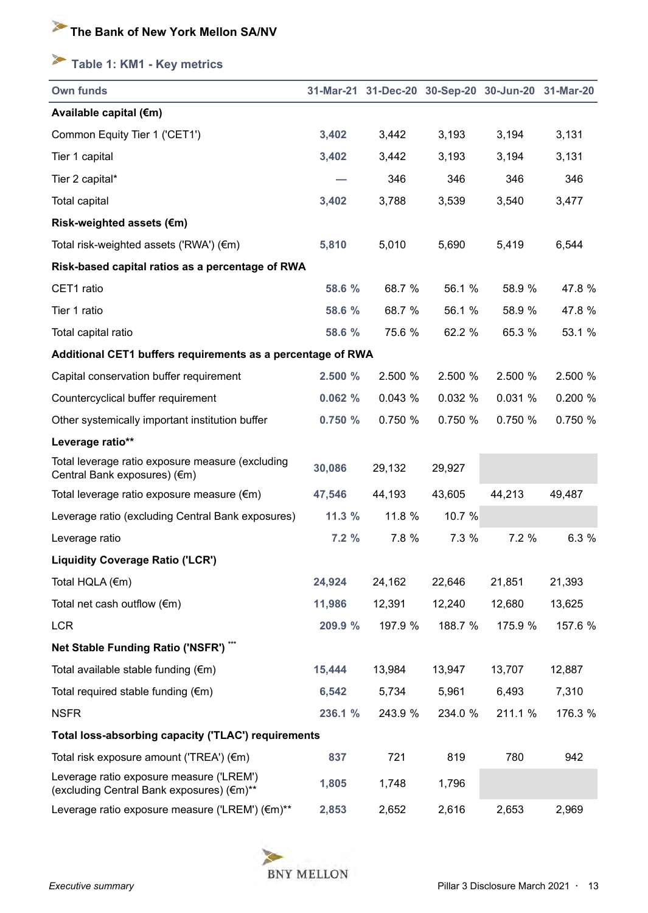# The Bank of New York Mellon SA/NV

## Table 1: KM1 - Key metrics

| Own funds | 31-Mar-21 | 31-Dec-20 | 30-Sep-20 | 30-Jun-20 | 31-Mar-20 |
|---|---|---|---|---|---|
| **Available capital (€m)** | | | | | |
| Common Equity Tier 1 ('CET1') | **3,402** | 3,442 | 3,193 | 3,194 | 3,131 |
| Tier 1 capital | **3,402** | 3,442 | 3,193 | 3,194 | 3,131 |
| Tier 2 capital* | **—** | 346 | 346 | 346 | 346 |
| Total capital | **3,402** | 3,788 | 3,539 | 3,540 | 3,477 |
| **Risk-weighted assets (€m)** | | | | | |
| Total risk-weighted assets ('RWA') (€m) | **5,810** | 5,010 | 5,690 | 5,419 | 6,544 |
| **Risk-based capital ratios as a percentage of RWA** | | | | | |
| CET1 ratio | **58.6 %** | 68.7 % | 56.1 % | 58.9 % | 47.8 % |
| Tier 1 ratio | **58.6 %** | 68.7 % | 56.1 % | 58.9 % | 47.8 % |
| Total capital ratio | **58.6 %** | 75.6 % | 62.2 % | 65.3 % | 53.1 % |
| **Additional CET1 buffers requirements as a percentage of RWA** | | | | | |
| Capital conservation buffer requirement | **2.500 %** | 2.500 % | 2.500 % | 2.500 % | 2.500 % |
| Countercyclical buffer requirement | **0.062 %** | 0.043 % | 0.032 % | 0.031 % | 0.200 % |
| Other systemically important institution buffer | **0.750 %** | 0.750 % | 0.750 % | 0.750 % | 0.750 % |
| **Leverage ratio**** | | | | | |
| Total leverage ratio exposure measure (excluding Central Bank exposures) (€m) | **30,086** | 29,132 | 29,927 | | |
| Total leverage ratio exposure measure (€m) | **47,546** | 44,193 | 43,605 | 44,213 | 49,487 |
| Leverage ratio (excluding Central Bank exposures) | **11.3 %** | 11.8 % | 10.7 % | | |
| Leverage ratio | **7.2 %** | 7.8 % | 7.3 % | 7.2 % | 6.3 % |
| **Liquidity Coverage Ratio ('LCR')** | | | | | |
| Total HQLA (€m) | **24,924** | 24,162 | 22,646 | 21,851 | 21,393 |
| Total net cash outflow (€m) | **11,986** | 12,391 | 12,240 | 12,680 | 13,625 |
| LCR | **209.9 %** | 197.9 % | 188.7 % | 175.9 % | 157.6 % |
| **Net Stable Funding Ratio ('NSFR')** *** | | | | | |
| Total available stable funding (€m) | **15,444** | 13,984 | 13,947 | 13,707 | 12,887 |
| Total required stable funding (€m) | **6,542** | 5,734 | 5,961 | 6,493 | 7,310 |
| NSFR | **236.1 %** | 243.9 % | 234.0 % | 211.1 % | 176.3 % |
| **Total loss-absorbing capacity ('TLAC') requirements** | | | | | |
| Total risk exposure amount ('TREA') (€m) | **837** | 721 | 819 | 780 | 942 |
| Leverage ratio exposure measure ('LREM') (excluding Central Bank exposures) (€m)** | **1,805** | 1,748 | 1,796 | | |
| Leverage ratio exposure measure ('LREM') (€m)** | **2,853** | 2,652 | 2,616 | 2,653 | 2,969 |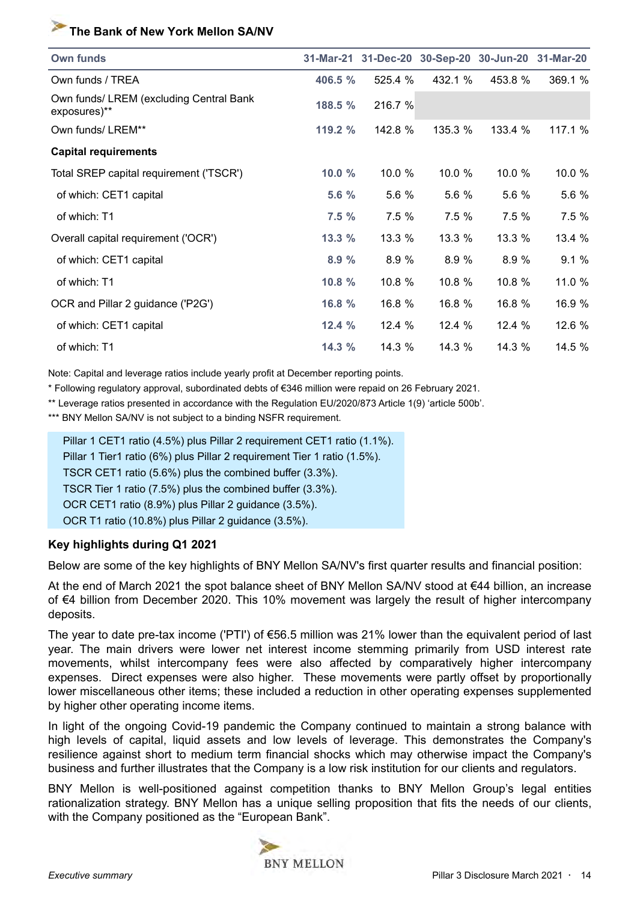### The Bank of New York Mellon SA/NV

| Own funds | 31-Mar-21 | 31-Dec-20 | 30-Sep-20 | 30-Jun-20 | 31-Mar-20 |
|---|---|---|---|---|---|
| Own funds / TREA | 406.5 % | 525.4 % | 432.1 % | 453.8 % | 369.1 % |
| Own funds/ LREM (excluding Central Bank exposures)** | 188.5 % | 216.7 % | | | |
| Own funds/ LREM** | 119.2 % | 142.8 % | 135.3 % | 133.4 % | 117.1 % |
| **Capital requirements** | | | | | |
| Total SREP capital requirement ('TSCR') | 10.0 % | 10.0 % | 10.0 % | 10.0 % | 10.0 % |
| of which: CET1 capital | 5.6 % | 5.6 % | 5.6 % | 5.6 % | 5.6 % |
| of which: T1 | 7.5 % | 7.5 % | 7.5 % | 7.5 % | 7.5 % |
| Overall capital requirement ('OCR') | 13.3 % | 13.3 % | 13.3 % | 13.3 % | 13.4 % |
| of which: CET1 capital | 8.9 % | 8.9 % | 8.9 % | 8.9 % | 9.1 % |
| of which: T1 | 10.8 % | 10.8 % | 10.8 % | 10.8 % | 11.0 % |
| OCR and Pillar 2 guidance ('P2G') | 16.8 % | 16.8 % | 16.8 % | 16.8 % | 16.9 % |
| of which: CET1 capital | 12.4 % | 12.4 % | 12.4 % | 12.4 % | 12.6 % |
| of which: T1 | 14.3 % | 14.3 % | 14.3 % | 14.3 % | 14.5 % |

Note: Capital and leverage ratios include yearly profit at December reporting points.

* Following regulatory approval, subordinated debts of €346 million were repaid on 26 February 2021.

** Leverage ratios presented in accordance with the Regulation EU/2020/873 Article 1(9) 'article 500b'.

*** BNY Mellon SA/NV is not subject to a binding NSFR requirement.

Pillar 1 CET1 ratio (4.5%) plus Pillar 2 requirement CET1 ratio (1.1%).
Pillar 1 Tier1 ratio (6%) plus Pillar 2 requirement Tier 1 ratio (1.5%).
TSCR CET1 ratio (5.6%) plus the combined buffer (3.3%).
TSCR Tier 1 ratio (7.5%) plus the combined buffer (3.3%).
OCR CET1 ratio (8.9%) plus Pillar 2 guidance (3.5%).
OCR T1 ratio (10.8%) plus Pillar 2 guidance (3.5%).

**Key highlights during Q1 2021**

Below are some of the key highlights of BNY Mellon SA/NV's first quarter results and financial position:

At the end of March 2021 the spot balance sheet of BNY Mellon SA/NV stood at €44 billion, an increase of €4 billion from December 2020. This 10% movement was largely the result of higher intercompany deposits.

The year to date pre-tax income ('PTI') of €56.5 million was 21% lower than the equivalent period of last year. The main drivers were lower net interest income stemming primarily from USD interest rate movements, whilst intercompany fees were also affected by comparatively higher intercompany expenses. Direct expenses were also higher. These movements were partly offset by proportionally lower miscellaneous other items; these included a reduction in other operating expenses supplemented by higher other operating income items.

In light of the ongoing Covid-19 pandemic the Company continued to maintain a strong balance with high levels of capital, liquid assets and low levels of leverage. This demonstrates the Company's resilience against short to medium term financial shocks which may otherwise impact the Company's business and further illustrates that the Company is a low risk institution for our clients and regulators.

BNY Mellon is well-positioned against competition thanks to BNY Mellon Group's legal entities rationalization strategy. BNY Mellon has a unique selling proposition that fits the needs of our clients, with the Company positioned as the "European Bank".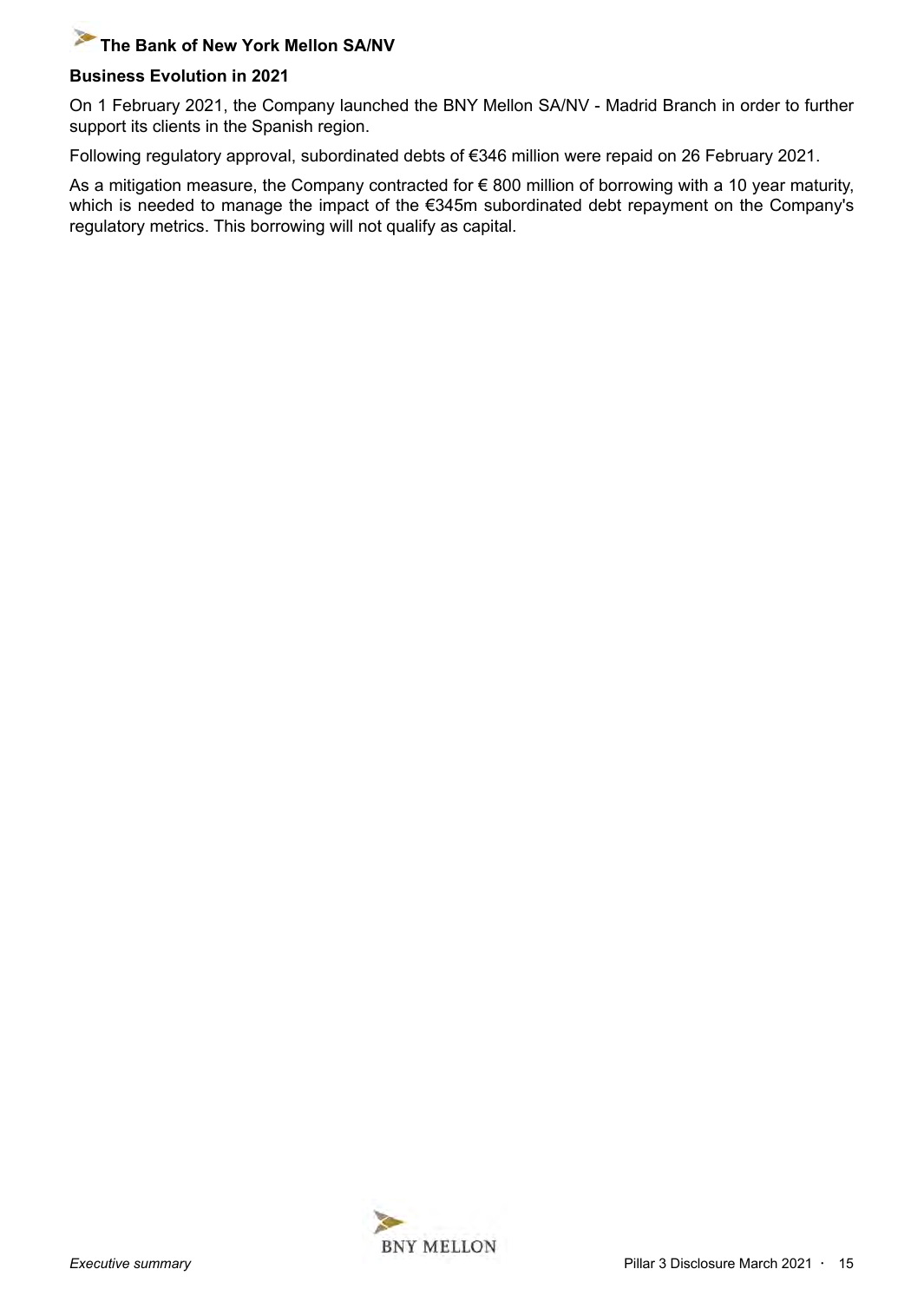## Business Evolution in 2021

On 1 February 2021, the Company launched the BNY Mellon SA/NV - Madrid Branch in order to further support its clients in the Spanish region.

Following regulatory approval, subordinated debts of €346 million were repaid on 26 February 2021.

As a mitigation measure, the Company contracted for € 800 million of borrowing with a 10 year maturity, which is needed to manage the impact of the €345m subordinated debt repayment on the Company's regulatory metrics. This borrowing will not qualify as capital.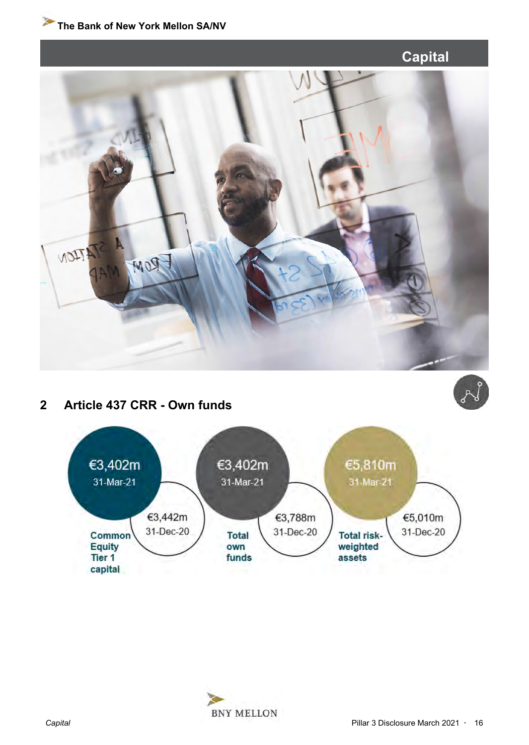# Capital

## 2 Article 437 CRR - Own funds

| | 31-Mar-21 | 31-Dec-20 |
|---|---|---|
| Common Equity Tier 1 capital | €3,402m | €3,442m |
| Total own funds | €3,402m | €3,788m |
| Total risk-weighted assets | €5,810m | €5,010m |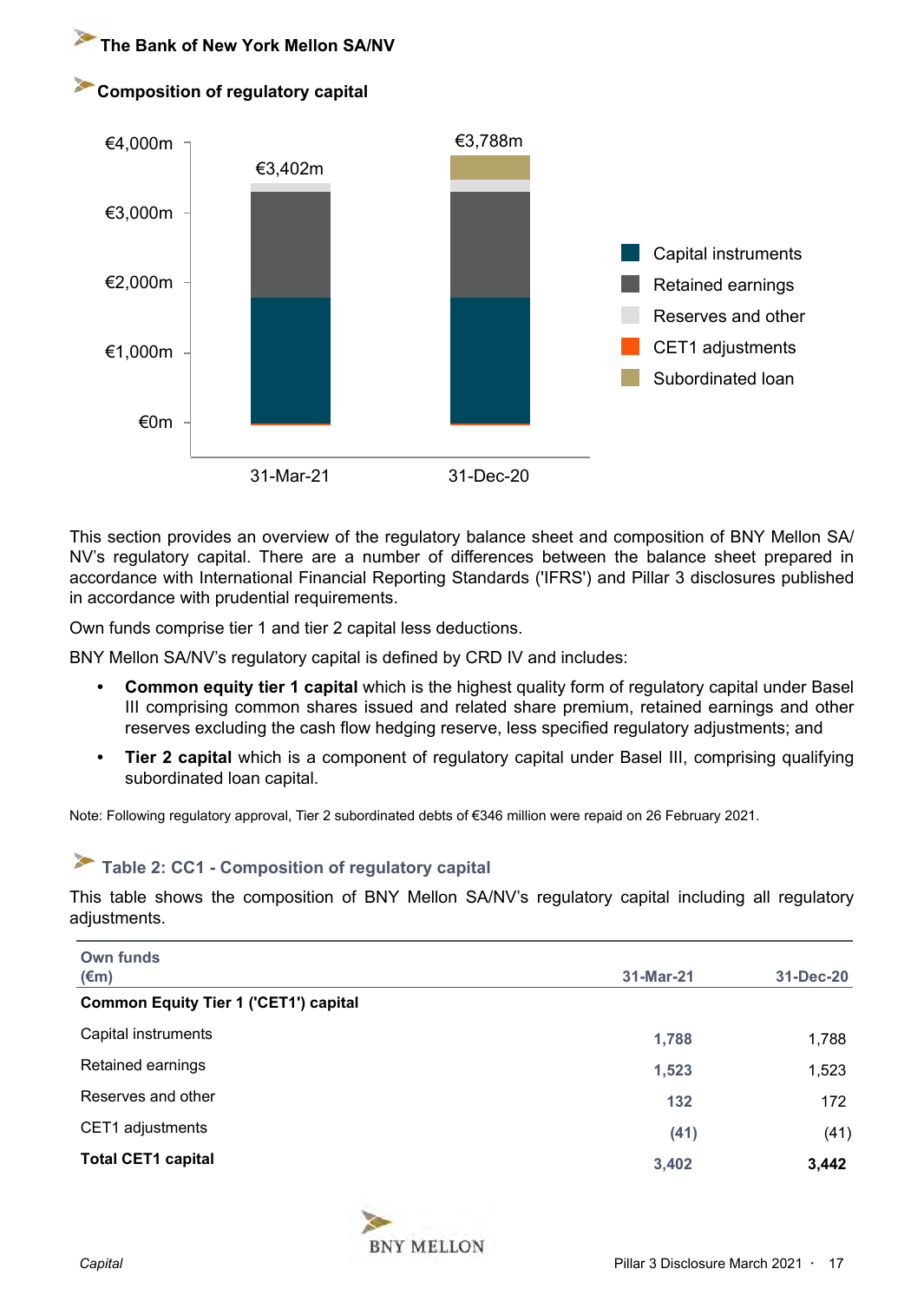## The Bank of New York Mellon SA/NV

### Composition of regulatory capital

€4,000m
€3,000m
€2,000m
€1,000m
€0m

€3,402m — 31-Mar-21
€3,788m — 31-Dec-20

Capital instruments
Retained earnings
Reserves and other
CET1 adjustments
Subordinated loan

This section provides an overview of the regulatory balance sheet and composition of BNY Mellon SA/NV's regulatory capital. There are a number of differences between the balance sheet prepared in accordance with International Financial Reporting Standards ('IFRS') and Pillar 3 disclosures published in accordance with prudential requirements.

Own funds comprise tier 1 and tier 2 capital less deductions.

BNY Mellon SA/NV's regulatory capital is defined by CRD IV and includes:

- **Common equity tier 1 capital** which is the highest quality form of regulatory capital under Basel III comprising common shares issued and related share premium, retained earnings and other reserves excluding the cash flow hedging reserve, less specified regulatory adjustments; and
- **Tier 2 capital** which is a component of regulatory capital under Basel III, comprising qualifying subordinated loan capital.

Note: Following regulatory approval, Tier 2 subordinated debts of €346 million were repaid on 26 February 2021.

### Table 2: CC1 - Composition of regulatory capital

This table shows the composition of BNY Mellon SA/NV's regulatory capital including all regulatory adjustments.

| Own funds (€m) | 31-Mar-21 | 31-Dec-20 |
|---|---|---|
| **Common Equity Tier 1 ('CET1') capital** | | |
| Capital instruments | 1,788 | 1,788 |
| Retained earnings | 1,523 | 1,523 |
| Reserves and other | 132 | 172 |
| CET1 adjustments | (41) | (41) |
| **Total CET1 capital** | **3,402** | **3,442** |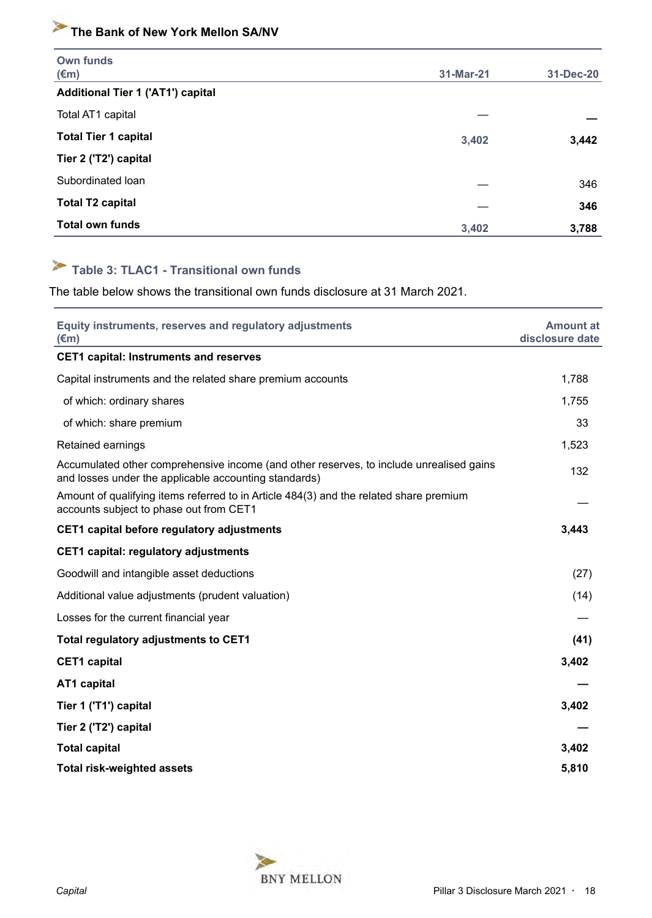| Own funds (€m) | 31-Mar-21 | 31-Dec-20 |
|---|---|---|
| **Additional Tier 1 ('AT1') capital** | | |
| Total AT1 capital | — | — |
| **Total Tier 1 capital** | 3,402 | **3,442** |
| **Tier 2 ('T2') capital** | | |
| Subordinated loan | — | 346 |
| **Total T2 capital** | — | **346** |
| **Total own funds** | 3,402 | **3,788** |

## Table 3: TLAC1 - Transitional own funds

The table below shows the transitional own funds disclosure at 31 March 2021.

| Equity instruments, reserves and regulatory adjustments (€m) | Amount at disclosure date |
|---|---|
| **CET1 capital: Instruments and reserves** | |
| Capital instruments and the related share premium accounts | 1,788 |
| of which: ordinary shares | 1,755 |
| of which: share premium | 33 |
| Retained earnings | 1,523 |
| Accumulated other comprehensive income (and other reserves, to include unrealised gains and losses under the applicable accounting standards) | 132 |
| Amount of qualifying items referred to in Article 484(3) and the related share premium accounts subject to phase out from CET1 | — |
| **CET1 capital before regulatory adjustments** | **3,443** |
| **CET1 capital: regulatory adjustments** | |
| Goodwill and intangible asset deductions | (27) |
| Additional value adjustments (prudent valuation) | (14) |
| Losses for the current financial year | — |
| **Total regulatory adjustments to CET1** | **(41)** |
| **CET1 capital** | **3,402** |
| **AT1 capital** | **—** |
| **Tier 1 ('T1') capital** | **3,402** |
| **Tier 2 ('T2') capital** | **—** |
| **Total capital** | **3,402** |
| **Total risk-weighted assets** | **5,810** |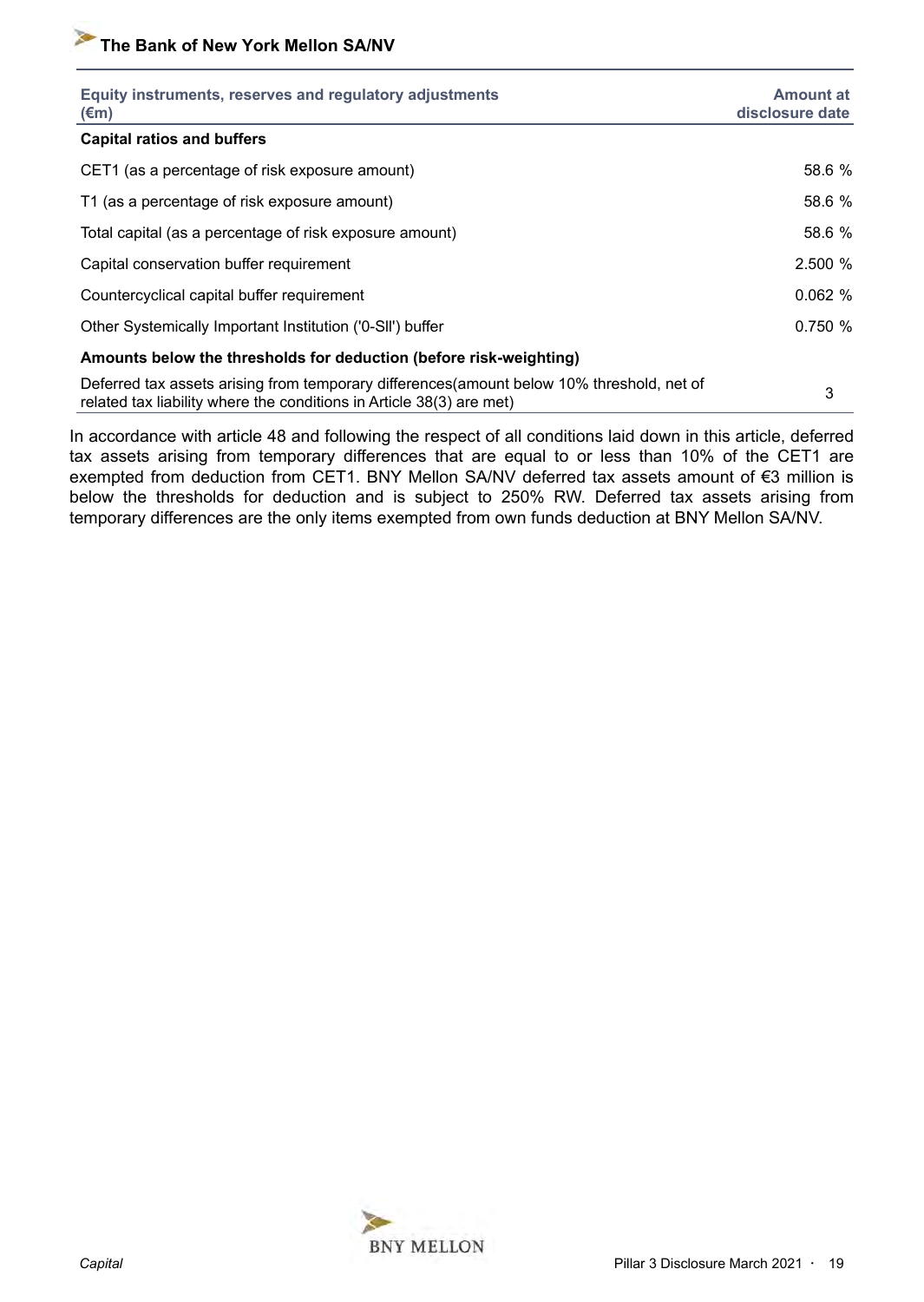| Equity instruments, reserves and regulatory adjustments (€m) | Amount at disclosure date |
|---|---|
| **Capital ratios and buffers** | |
| CET1 (as a percentage of risk exposure amount) | 58.6 % |
| T1 (as a percentage of risk exposure amount) | 58.6 % |
| Total capital (as a percentage of risk exposure amount) | 58.6 % |
| Capital conservation buffer requirement | 2.500 % |
| Countercyclical capital buffer requirement | 0.062 % |
| Other Systemically Important Institution ('0-SII') buffer | 0.750 % |
| **Amounts below the thresholds for deduction (before risk-weighting)** | |
| Deferred tax assets arising from temporary differences(amount below 10% threshold, net of related tax liability where the conditions in Article 38(3) are met) | 3 |

In accordance with article 48 and following the respect of all conditions laid down in this article, deferred tax assets arising from temporary differences that are equal to or less than 10% of the CET1 are exempted from deduction from CET1. BNY Mellon SA/NV deferred tax assets amount of €3 million is below the thresholds for deduction and is subject to 250% RW. Deferred tax assets arising from temporary differences are the only items exempted from own funds deduction at BNY Mellon SA/NV.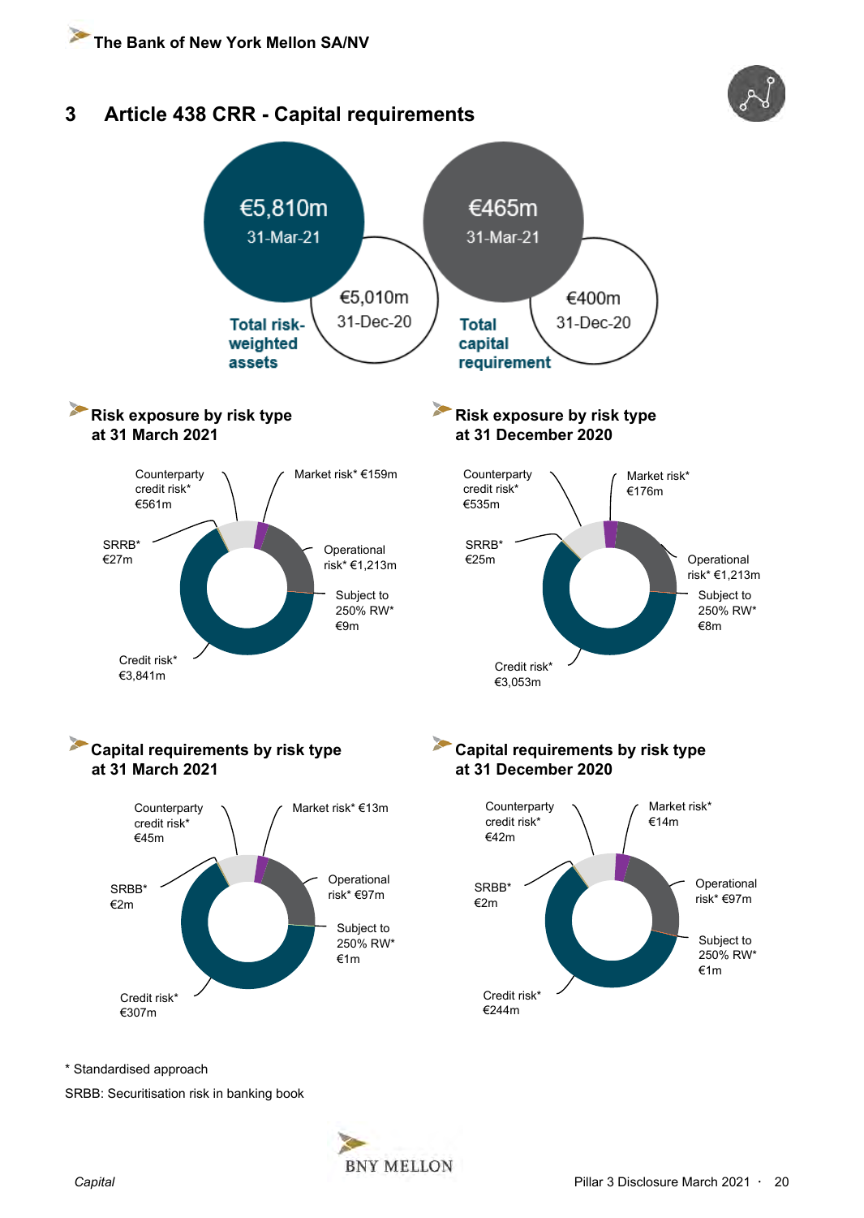# 3 Article 438 CRR - Capital requirements

**Total risk-weighted assets**

€5,810m
31-Mar-21

€5,010m
31-Dec-20

**Total capital requirement**

€465m
31-Mar-21

€400m
31-Dec-20

**Risk exposure by risk type at 31 March 2021**

Counterparty credit risk* €561m

Market risk* €159m

SRRB* €27m

Operational risk* €1,213m

Subject to 250% RW* €9m

Credit risk* €3,841m

**Risk exposure by risk type at 31 December 2020**

Counterparty credit risk* €535m

Market risk* €176m

SRRB* €25m

Operational risk* €1,213m

Subject to 250% RW* €8m

Credit risk* €3,053m

**Capital requirements by risk type at 31 March 2021**

Counterparty credit risk* €45m

Market risk* €13m

SRBB* €2m

Operational risk* €97m

Subject to 250% RW* €1m

Credit risk* €307m

**Capital requirements by risk type at 31 December 2020**

Counterparty credit risk* €42m

Market risk* €14m

SRBB* €2m

Operational risk* €97m

Subject to 250% RW* €1m

Credit risk* €244m

\* Standardised approach

SRBB: Securitisation risk in banking book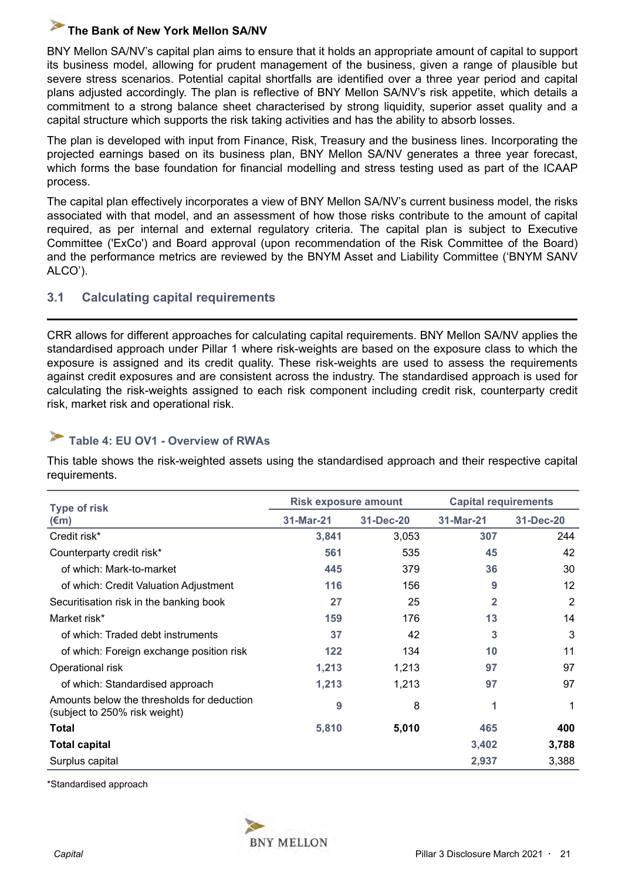### The Bank of New York Mellon SA/NV

BNY Mellon SA/NV's capital plan aims to ensure that it holds an appropriate amount of capital to support its business model, allowing for prudent management of the business, given a range of plausible but severe stress scenarios. Potential capital shortfalls are identified over a three year period and capital plans adjusted accordingly. The plan is reflective of BNY Mellon SA/NV's risk appetite, which details a commitment to a strong balance sheet characterised by strong liquidity, superior asset quality and a capital structure which supports the risk taking activities and has the ability to absorb losses.

The plan is developed with input from Finance, Risk, Treasury and the business lines. Incorporating the projected earnings based on its business plan, BNY Mellon SA/NV generates a three year forecast, which forms the base foundation for financial modelling and stress testing used as part of the ICAAP process.

The capital plan effectively incorporates a view of BNY Mellon SA/NV's current business model, the risks associated with that model, and an assessment of how those risks contribute to the amount of capital required, as per internal and external regulatory criteria. The capital plan is subject to Executive Committee ('ExCo') and Board approval (upon recommendation of the Risk Committee of the Board) and the performance metrics are reviewed by the BNYM Asset and Liability Committee ('BNYM SANV ALCO').

## 3.1 Calculating capital requirements

CRR allows for different approaches for calculating capital requirements. BNY Mellon SA/NV applies the standardised approach under Pillar 1 where risk-weights are based on the exposure class to which the exposure is assigned and its credit quality. These risk-weights are used to assess the requirements against credit exposures and are consistent across the industry. The standardised approach is used for calculating the risk-weights assigned to each risk component including credit risk, counterparty credit risk, market risk and operational risk.

### Table 4: EU OV1 - Overview of RWAs

This table shows the risk-weighted assets using the standardised approach and their respective capital requirements.

| Type of risk (€m) | Risk exposure amount | | Capital requirements | |
|---|---|---|---|---|
| | 31-Mar-21 | 31-Dec-20 | 31-Mar-21 | 31-Dec-20 |
| Credit risk* | 3,841 | 3,053 | 307 | 244 |
| Counterparty credit risk* | 561 | 535 | 45 | 42 |
| of which: Mark-to-market | 445 | 379 | 36 | 30 |
| of which: Credit Valuation Adjustment | 116 | 156 | 9 | 12 |
| Securitisation risk in the banking book | 27 | 25 | 2 | 2 |
| Market risk* | 159 | 176 | 13 | 14 |
| of which: Traded debt instruments | 37 | 42 | 3 | 3 |
| of which: Foreign exchange position risk | 122 | 134 | 10 | 11 |
| Operational risk | 1,213 | 1,213 | 97 | 97 |
| of which: Standardised approach | 1,213 | 1,213 | 97 | 97 |
| Amounts below the thresholds for deduction (subject to 250% risk weight) | 9 | 8 | 1 | 1 |
| **Total** | 5,810 | **5,010** | 465 | **400** |
| **Total capital** | | | 3,402 | **3,788** |
| Surplus capital | | | 2,937 | 3,388 |

*Standardised approach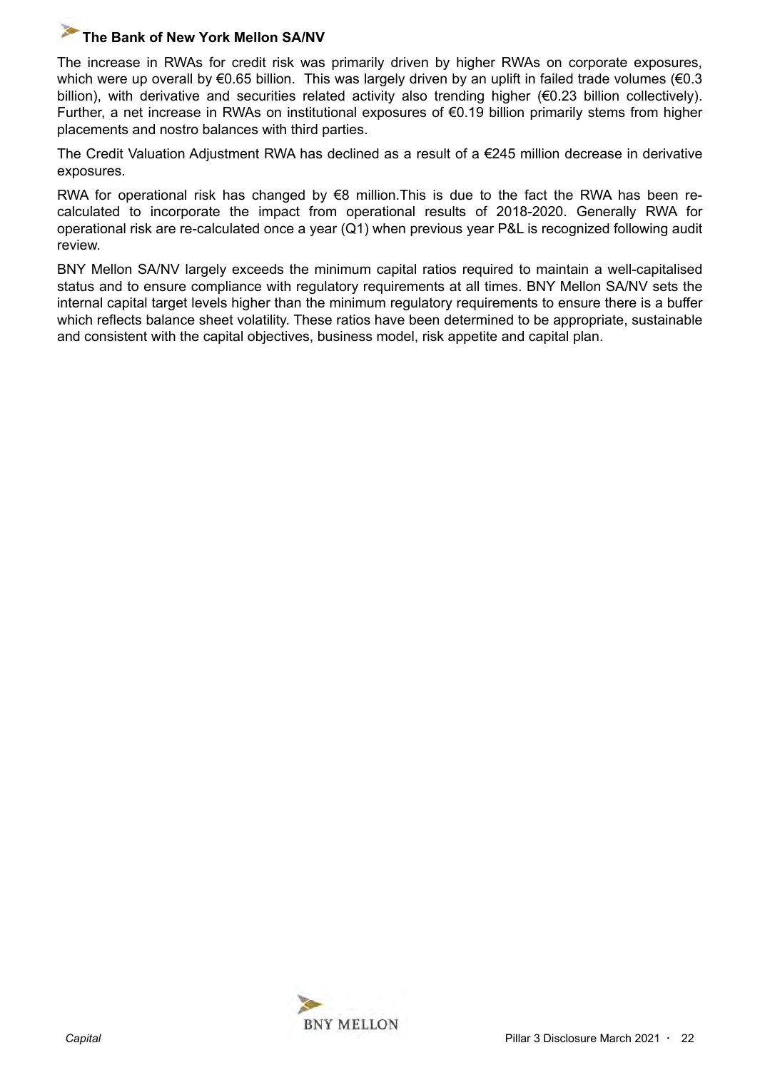The increase in RWAs for credit risk was primarily driven by higher RWAs on corporate exposures, which were up overall by €0.65 billion. This was largely driven by an uplift in failed trade volumes (€0.3 billion), with derivative and securities related activity also trending higher (€0.23 billion collectively). Further, a net increase in RWAs on institutional exposures of €0.19 billion primarily stems from higher placements and nostro balances with third parties.

The Credit Valuation Adjustment RWA has declined as a result of a €245 million decrease in derivative exposures.

RWA for operational risk has changed by €8 million.This is due to the fact the RWA has been re-calculated to incorporate the impact from operational results of 2018-2020. Generally RWA for operational risk are re-calculated once a year (Q1) when previous year P&L is recognized following audit review.

BNY Mellon SA/NV largely exceeds the minimum capital ratios required to maintain a well-capitalised status and to ensure compliance with regulatory requirements at all times. BNY Mellon SA/NV sets the internal capital target levels higher than the minimum regulatory requirements to ensure there is a buffer which reflects balance sheet volatility. These ratios have been determined to be appropriate, sustainable and consistent with the capital objectives, business model, risk appetite and capital plan.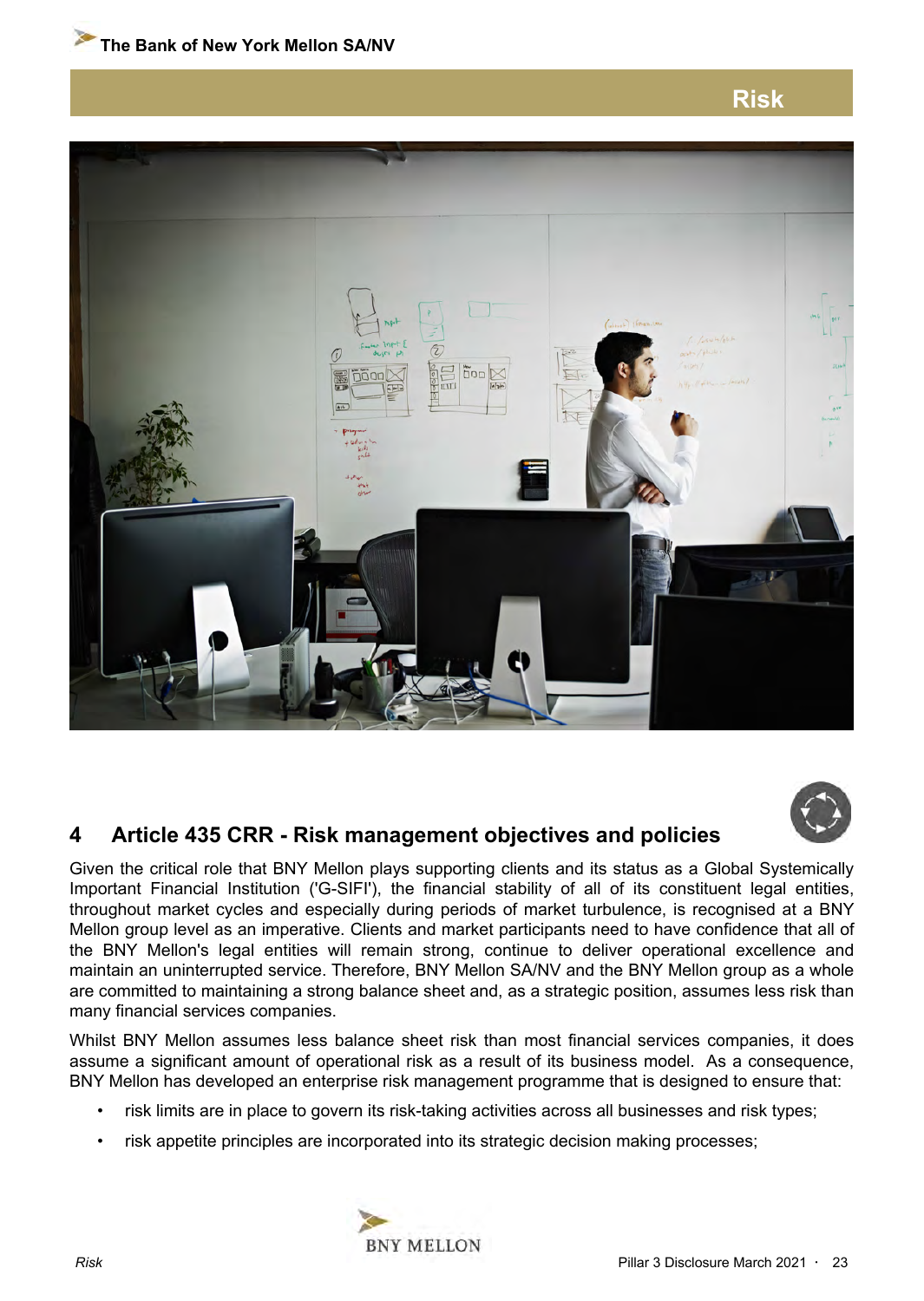## 4 Article 435 CRR - Risk management objectives and policies

Given the critical role that BNY Mellon plays supporting clients and its status as a Global Systemically Important Financial Institution ('G-SIFI'), the financial stability of all of its constituent legal entities, throughout market cycles and especially during periods of market turbulence, is recognised at a BNY Mellon group level as an imperative. Clients and market participants need to have confidence that all of the BNY Mellon's legal entities will remain strong, continue to deliver operational excellence and maintain an uninterrupted service. Therefore, BNY Mellon SA/NV and the BNY Mellon group as a whole are committed to maintaining a strong balance sheet and, as a strategic position, assumes less risk than many financial services companies.

Whilst BNY Mellon assumes less balance sheet risk than most financial services companies, it does assume a significant amount of operational risk as a result of its business model. As a consequence, BNY Mellon has developed an enterprise risk management programme that is designed to ensure that:

- risk limits are in place to govern its risk-taking activities across all businesses and risk types;
- risk appetite principles are incorporated into its strategic decision making processes;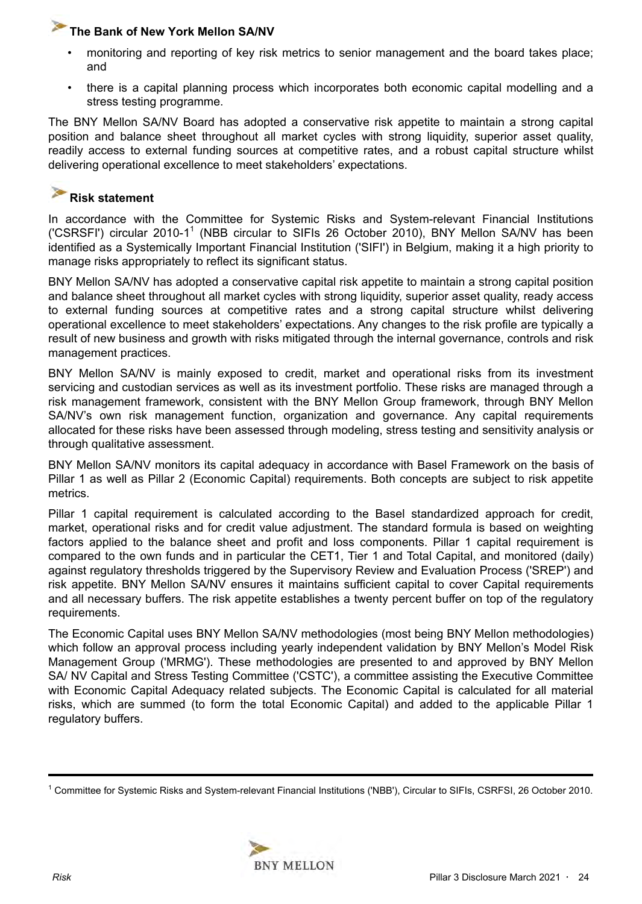## The Bank of New York Mellon SA/NV

- monitoring and reporting of key risk metrics to senior management and the board takes place; and
- there is a capital planning process which incorporates both economic capital modelling and a stress testing programme.

The BNY Mellon SA/NV Board has adopted a conservative risk appetite to maintain a strong capital position and balance sheet throughout all market cycles with strong liquidity, superior asset quality, readily access to external funding sources at competitive rates, and a robust capital structure whilst delivering operational excellence to meet stakeholders' expectations.

## Risk statement

In accordance with the Committee for Systemic Risks and System-relevant Financial Institutions ('CSRSFI') circular 2010-1[1] (NBB circular to SIFIs 26 October 2010), BNY Mellon SA/NV has been identified as a Systemically Important Financial Institution ('SIFI') in Belgium, making it a high priority to manage risks appropriately to reflect its significant status.

BNY Mellon SA/NV has adopted a conservative capital risk appetite to maintain a strong capital position and balance sheet throughout all market cycles with strong liquidity, superior asset quality, ready access to external funding sources at competitive rates and a strong capital structure whilst delivering operational excellence to meet stakeholders' expectations. Any changes to the risk profile are typically a result of new business and growth with risks mitigated through the internal governance, controls and risk management practices.

BNY Mellon SA/NV is mainly exposed to credit, market and operational risks from its investment servicing and custodian services as well as its investment portfolio. These risks are managed through a risk management framework, consistent with the BNY Mellon Group framework, through BNY Mellon SA/NV's own risk management function, organization and governance. Any capital requirements allocated for these risks have been assessed through modeling, stress testing and sensitivity analysis or through qualitative assessment.

BNY Mellon SA/NV monitors its capital adequacy in accordance with Basel Framework on the basis of Pillar 1 as well as Pillar 2 (Economic Capital) requirements. Both concepts are subject to risk appetite metrics.

Pillar 1 capital requirement is calculated according to the Basel standardized approach for credit, market, operational risks and for credit value adjustment. The standard formula is based on weighting factors applied to the balance sheet and profit and loss components. Pillar 1 capital requirement is compared to the own funds and in particular the CET1, Tier 1 and Total Capital, and monitored (daily) against regulatory thresholds triggered by the Supervisory Review and Evaluation Process ('SREP') and risk appetite. BNY Mellon SA/NV ensures it maintains sufficient capital to cover Capital requirements and all necessary buffers. The risk appetite establishes a twenty percent buffer on top of the regulatory requirements.

The Economic Capital uses BNY Mellon SA/NV methodologies (most being BNY Mellon methodologies) which follow an approval process including yearly independent validation by BNY Mellon's Model Risk Management Group ('MRMG'). These methodologies are presented to and approved by BNY Mellon SA/ NV Capital and Stress Testing Committee ('CSTC'), a committee assisting the Executive Committee with Economic Capital Adequacy related subjects. The Economic Capital is calculated for all material risks, which are summed (to form the total Economic Capital) and added to the applicable Pillar 1 regulatory buffers.

---

[1] Committee for Systemic Risks and System-relevant Financial Institutions ('NBB'), Circular to SIFIs, CSRFSI, 26 October 2010.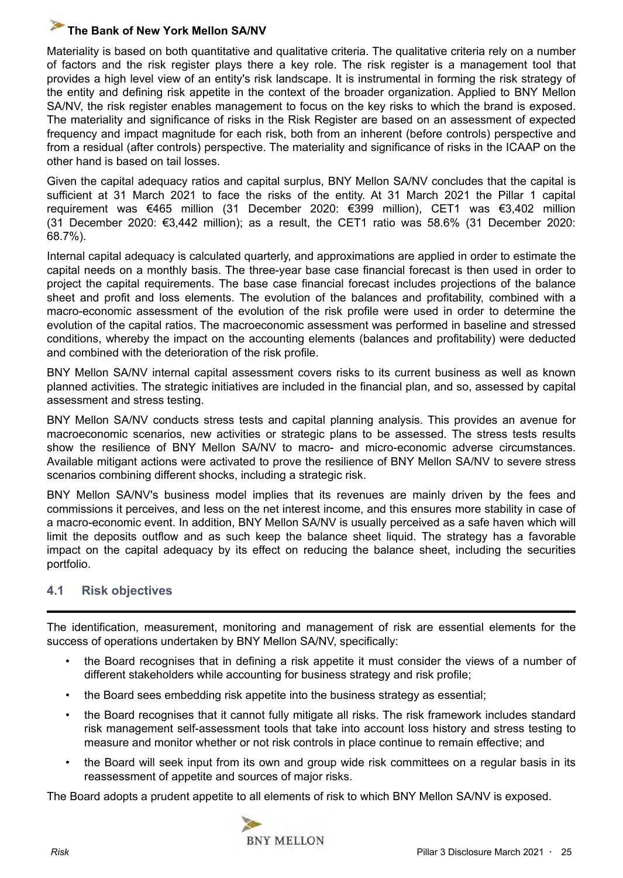Materiality is based on both quantitative and qualitative criteria. The qualitative criteria rely on a number of factors and the risk register plays there a key role. The risk register is a management tool that provides a high level view of an entity's risk landscape. It is instrumental in forming the risk strategy of the entity and defining risk appetite in the context of the broader organization. Applied to BNY Mellon SA/NV, the risk register enables management to focus on the key risks to which the brand is exposed. The materiality and significance of risks in the Risk Register are based on an assessment of expected frequency and impact magnitude for each risk, both from an inherent (before controls) perspective and from a residual (after controls) perspective. The materiality and significance of risks in the ICAAP on the other hand is based on tail losses.

Given the capital adequacy ratios and capital surplus, BNY Mellon SA/NV concludes that the capital is sufficient at 31 March 2021 to face the risks of the entity. At 31 March 2021 the Pillar 1 capital requirement was €465 million (31 December 2020: €399 million), CET1 was €3,402 million (31 December 2020: €3,442 million); as a result, the CET1 ratio was 58.6% (31 December 2020: 68.7%).

Internal capital adequacy is calculated quarterly, and approximations are applied in order to estimate the capital needs on a monthly basis. The three-year base case financial forecast is then used in order to project the capital requirements. The base case financial forecast includes projections of the balance sheet and profit and loss elements. The evolution of the balances and profitability, combined with a macro-economic assessment of the evolution of the risk profile were used in order to determine the evolution of the capital ratios. The macroeconomic assessment was performed in baseline and stressed conditions, whereby the impact on the accounting elements (balances and profitability) were deducted and combined with the deterioration of the risk profile.

BNY Mellon SA/NV internal capital assessment covers risks to its current business as well as known planned activities. The strategic initiatives are included in the financial plan, and so, assessed by capital assessment and stress testing.

BNY Mellon SA/NV conducts stress tests and capital planning analysis. This provides an avenue for macroeconomic scenarios, new activities or strategic plans to be assessed. The stress tests results show the resilience of BNY Mellon SA/NV to macro- and micro-economic adverse circumstances. Available mitigant actions were activated to prove the resilience of BNY Mellon SA/NV to severe stress scenarios combining different shocks, including a strategic risk.

BNY Mellon SA/NV's business model implies that its revenues are mainly driven by the fees and commissions it perceives, and less on the net interest income, and this ensures more stability in case of a macro-economic event. In addition, BNY Mellon SA/NV is usually perceived as a safe haven which will limit the deposits outflow and as such keep the balance sheet liquid. The strategy has a favorable impact on the capital adequacy by its effect on reducing the balance sheet, including the securities portfolio.

## 4.1 Risk objectives

The identification, measurement, monitoring and management of risk are essential elements for the success of operations undertaken by BNY Mellon SA/NV, specifically:

- the Board recognises that in defining a risk appetite it must consider the views of a number of different stakeholders while accounting for business strategy and risk profile;
- the Board sees embedding risk appetite into the business strategy as essential;
- the Board recognises that it cannot fully mitigate all risks. The risk framework includes standard risk management self-assessment tools that take into account loss history and stress testing to measure and monitor whether or not risk controls in place continue to remain effective; and
- the Board will seek input from its own and group wide risk committees on a regular basis in its reassessment of appetite and sources of major risks.

The Board adopts a prudent appetite to all elements of risk to which BNY Mellon SA/NV is exposed.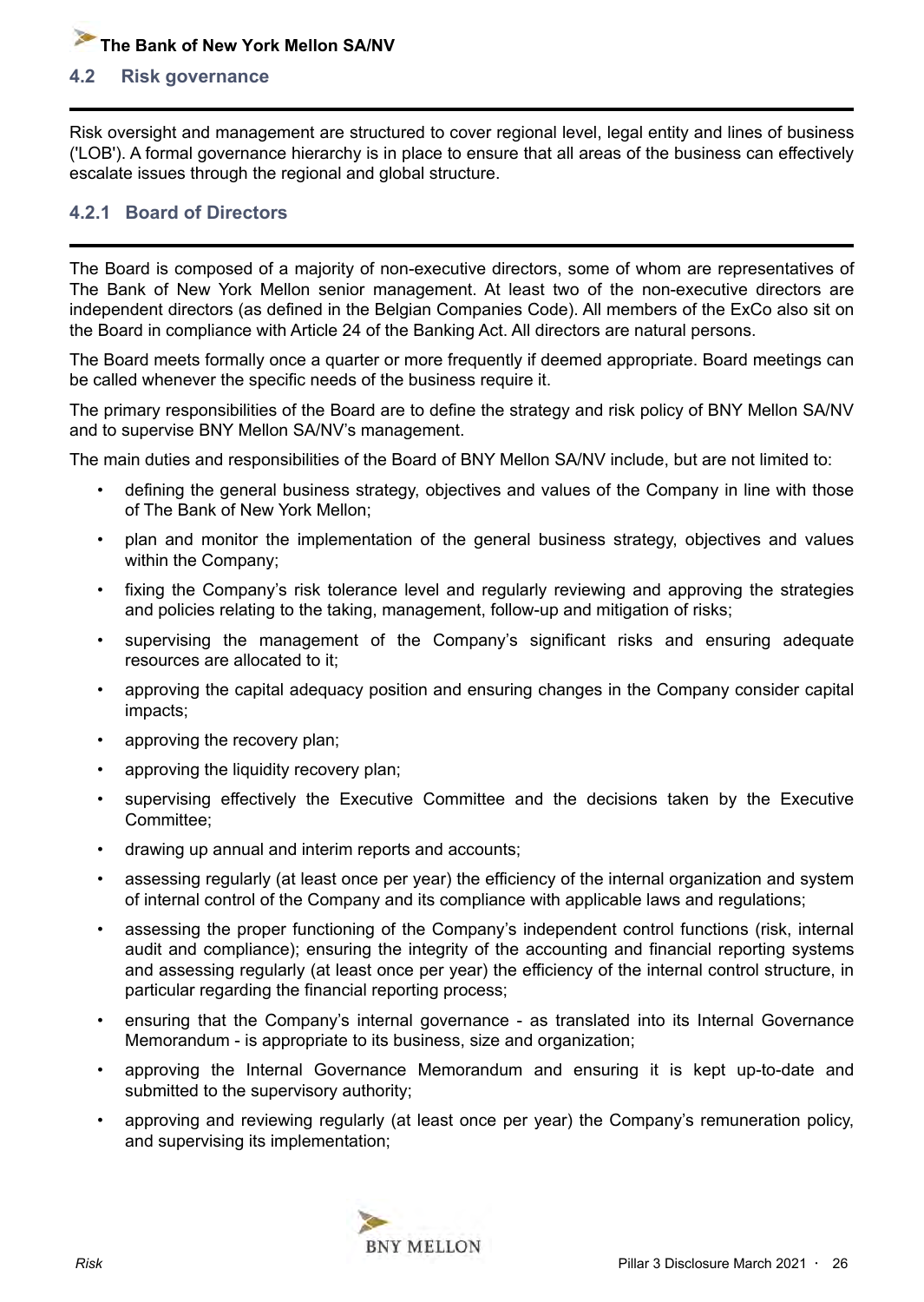## 4.2 Risk governance

Risk oversight and management are structured to cover regional level, legal entity and lines of business ('LOB'). A formal governance hierarchy is in place to ensure that all areas of the business can effectively escalate issues through the regional and global structure.

### 4.2.1 Board of Directors

The Board is composed of a majority of non-executive directors, some of whom are representatives of The Bank of New York Mellon senior management. At least two of the non-executive directors are independent directors (as defined in the Belgian Companies Code). All members of the ExCo also sit on the Board in compliance with Article 24 of the Banking Act. All directors are natural persons.

The Board meets formally once a quarter or more frequently if deemed appropriate. Board meetings can be called whenever the specific needs of the business require it.

The primary responsibilities of the Board are to define the strategy and risk policy of BNY Mellon SA/NV and to supervise BNY Mellon SA/NV's management.

The main duties and responsibilities of the Board of BNY Mellon SA/NV include, but are not limited to:

- defining the general business strategy, objectives and values of the Company in line with those of The Bank of New York Mellon;
- plan and monitor the implementation of the general business strategy, objectives and values within the Company;
- fixing the Company's risk tolerance level and regularly reviewing and approving the strategies and policies relating to the taking, management, follow-up and mitigation of risks;
- supervising the management of the Company's significant risks and ensuring adequate resources are allocated to it;
- approving the capital adequacy position and ensuring changes in the Company consider capital impacts;
- approving the recovery plan;
- approving the liquidity recovery plan;
- supervising effectively the Executive Committee and the decisions taken by the Executive Committee;
- drawing up annual and interim reports and accounts;
- assessing regularly (at least once per year) the efficiency of the internal organization and system of internal control of the Company and its compliance with applicable laws and regulations;
- assessing the proper functioning of the Company's independent control functions (risk, internal audit and compliance); ensuring the integrity of the accounting and financial reporting systems and assessing regularly (at least once per year) the efficiency of the internal control structure, in particular regarding the financial reporting process;
- ensuring that the Company's internal governance - as translated into its Internal Governance Memorandum - is appropriate to its business, size and organization;
- approving the Internal Governance Memorandum and ensuring it is kept up-to-date and submitted to the supervisory authority;
- approving and reviewing regularly (at least once per year) the Company's remuneration policy, and supervising its implementation;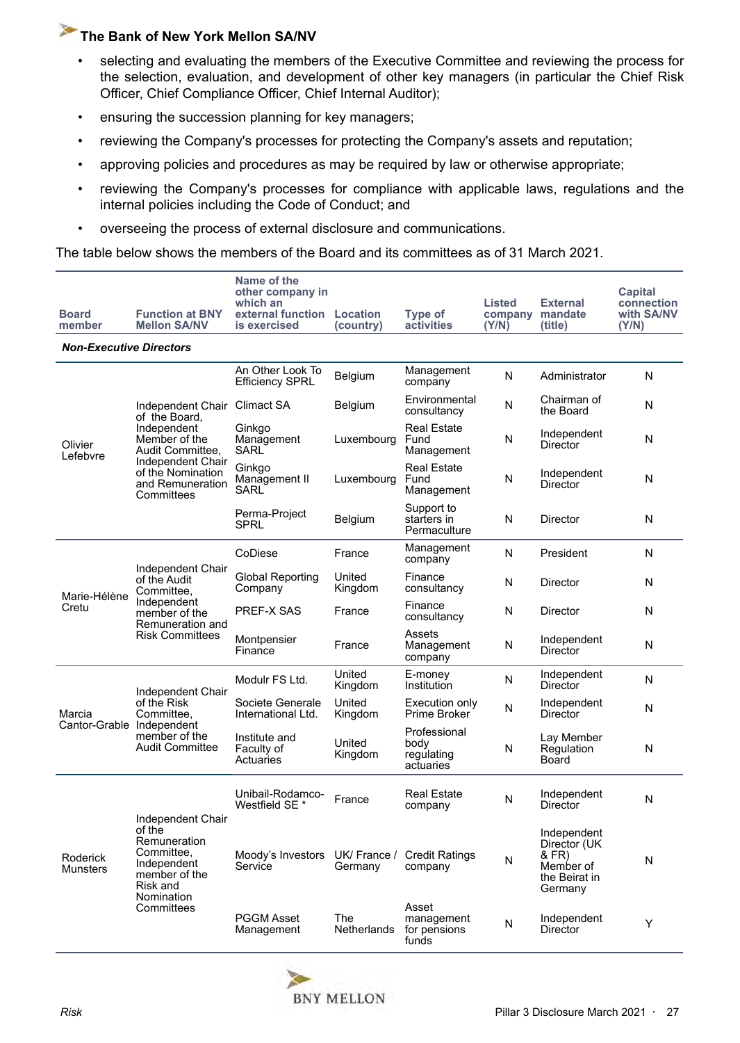- selecting and evaluating the members of the Executive Committee and reviewing the process for the selection, evaluation, and development of other key managers (in particular the Chief Risk Officer, Chief Compliance Officer, Chief Internal Auditor);
- ensuring the succession planning for key managers;
- reviewing the Company's processes for protecting the Company's assets and reputation;
- approving policies and procedures as may be required by law or otherwise appropriate;
- reviewing the Company's processes for compliance with applicable laws, regulations and the internal policies including the Code of Conduct; and
- overseeing the process of external disclosure and communications.

The table below shows the members of the Board and its committees as of 31 March 2021.

| Board member | Function at BNY Mellon SA/NV | Name of the other company in which an external function is exercised | Location (country) | Type of activities | Listed company (Y/N) | External mandate (title) | Capital connection with SA/NV (Y/N) |
|---|---|---|---|---|---|---|---|
| ***Non-Executive Directors*** | | | | | | | |
| Olivier Lefebvre | Independent Chair of the Board, Independent Member of the Audit Committee, Independent Chair of the Nomination and Remuneration Committees | An Other Look To Efficiency SPRL | Belgium | Management company | N | Administrator | N |
| | | Climact SA | Belgium | Environmental consultancy | N | Chairman of the Board | N |
| | | Ginkgo Management SARL | Luxembourg | Real Estate Fund Management | N | Independent Director | N |
| | | Ginkgo Management II SARL | Luxembourg | Real Estate Fund Management | N | Independent Director | N |
| | | Perma-Project SPRL | Belgium | Support to starters in Permaculture | N | Director | N |
| Marie-Hélène Cretu | Independent Chair of the Audit Committee, Independent member of the Remuneration and Risk Committees | CoDiese | France | Management company | N | President | N |
| | | Global Reporting Company | United Kingdom | Finance consultancy | N | Director | N |
| | | PREF-X SAS | France | Finance consultancy | N | Director | N |
| | | Montpensier Finance | France | Assets Management company | N | Independent Director | N |
| Marcia Cantor-Grable | Independent Chair of the Risk Committee, Independent member of the Audit Committee | Modulr FS Ltd. | United Kingdom | E-money Institution | N | Independent Director | N |
| | | Societe Generale International Ltd. | United Kingdom | Execution only Prime Broker | N | Independent Director | N |
| | | Institute and Faculty of Actuaries | United Kingdom | Professional body regulating actuaries | N | Lay Member Regulation Board | N |
| Roderick Munsters | Independent Chair of the Remuneration Committee, Independent member of the Risk and Nomination Committees | Unibail-Rodamco-Westfield SE * | France | Real Estate company | N | Independent Director | N |
| | | Moody's Investors Service | UK/ France / Germany | Credit Ratings company | N | Independent Director (UK & FR) Member of the Beirat in Germany | N |
| | | PGGM Asset Management | The Netherlands | Asset management for pensions funds | N | Independent Director | Y |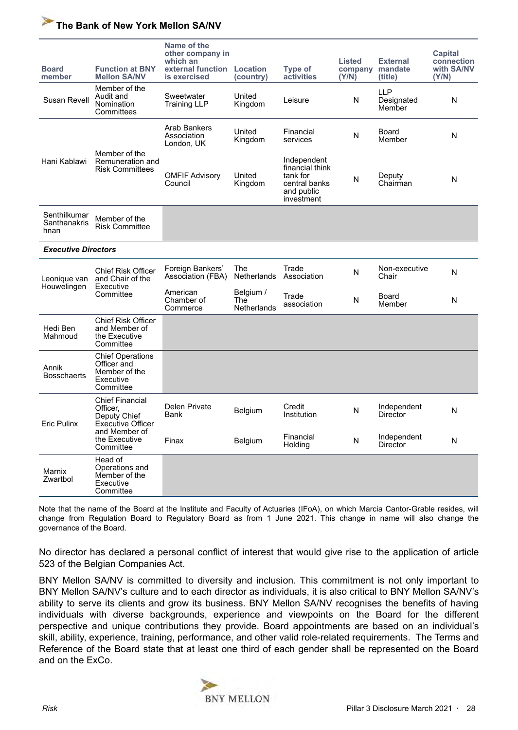| Board member | Function at BNY Mellon SA/NV | Name of the other company in which an external function is exercised | Location (country) | Type of activities | Listed company (Y/N) | External mandate (title) | Capital connection with SA/NV (Y/N) |
|---|---|---|---|---|---|---|---|
| Susan Revell | Member of the Audit and Nomination Committees | Sweetwater Training LLP | United Kingdom | Leisure | N | LLP Designated Member | N |
| Hani Kablawi | Member of the Remuneration and Risk Committees | Arab Bankers Association London, UK | United Kingdom | Financial services | N | Board Member | N |
| | | OMFIF Advisory Council | United Kingdom | Independent financial think tank for central banks and public investment | N | Deputy Chairman | N |
| Senthilkumar Santhanakrishnan | Member of the Risk Committee | | | | | | |
| ***Executive Directors*** | | | | | | | |
| Leonique van Houwelingen | Chief Risk Officer and Chair of the Executive Committee | Foreign Bankers' Association (FBA) | The Netherlands | Trade Association | N | Non-executive Chair | N |
| | | American Chamber of Commerce | Belgium / The Netherlands | Trade association | N | Board Member | N |
| Hedi Ben Mahmoud | Chief Risk Officer and Member of the Executive Committee | | | | | | |
| Annik Bosschaerts | Chief Operations Officer and Member of the Executive Committee | | | | | | |
| Eric Pulinx | Chief Financial Officer, Deputy Chief Executive Officer and Member of the Executive Committee | Delen Private Bank | Belgium | Credit Institution | N | Independent Director | N |
| | | Finax | Belgium | Financial Holding | N | Independent Director | N |
| Marnix Zwartbol | Head of Operations and Member of the Executive Committee | | | | | | |

Note that the name of the Board at the Institute and Faculty of Actuaries (IFoA), on which Marcia Cantor-Grable resides, will change from Regulation Board to Regulatory Board as from 1 June 2021. This change in name will also change the governance of the Board.

No director has declared a personal conflict of interest that would give rise to the application of article 523 of the Belgian Companies Act.

BNY Mellon SA/NV is committed to diversity and inclusion. This commitment is not only important to BNY Mellon SA/NV's culture and to each director as individuals, it is also critical to BNY Mellon SA/NV's ability to serve its clients and grow its business. BNY Mellon SA/NV recognises the benefits of having individuals with diverse backgrounds, experience and viewpoints on the Board for the different perspective and unique contributions they provide. Board appointments are based on an individual's skill, ability, experience, training, performance, and other valid role-related requirements. The Terms and Reference of the Board state that at least one third of each gender shall be represented on the Board and on the ExCo.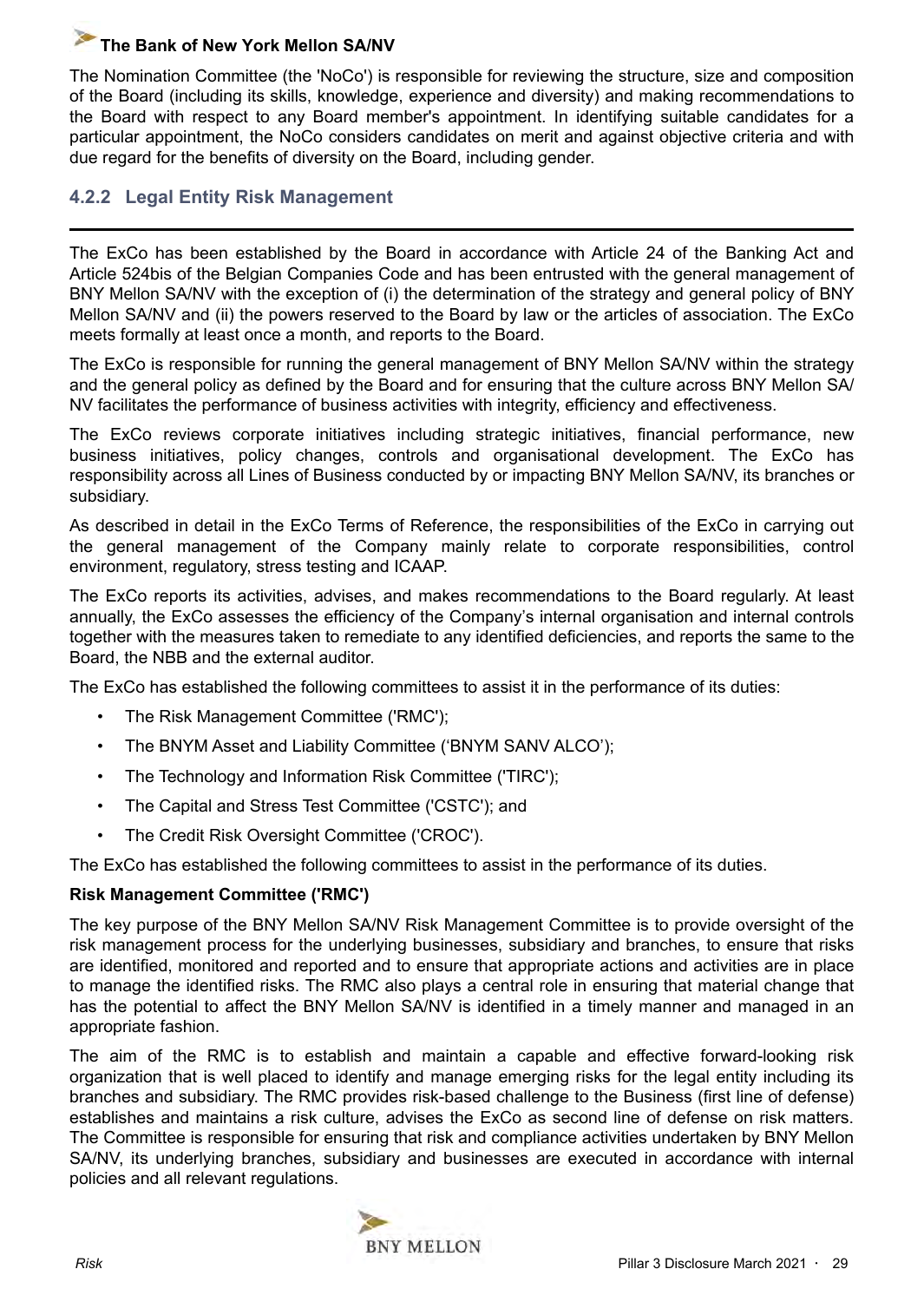The Nomination Committee (the 'NoCo') is responsible for reviewing the structure, size and composition of the Board (including its skills, knowledge, experience and diversity) and making recommendations to the Board with respect to any Board member's appointment. In identifying suitable candidates for a particular appointment, the NoCo considers candidates on merit and against objective criteria and with due regard for the benefits of diversity on the Board, including gender.

### 4.2.2 Legal Entity Risk Management

The ExCo has been established by the Board in accordance with Article 24 of the Banking Act and Article 524bis of the Belgian Companies Code and has been entrusted with the general management of BNY Mellon SA/NV with the exception of (i) the determination of the strategy and general policy of BNY Mellon SA/NV and (ii) the powers reserved to the Board by law or the articles of association. The ExCo meets formally at least once a month, and reports to the Board.

The ExCo is responsible for running the general management of BNY Mellon SA/NV within the strategy and the general policy as defined by the Board and for ensuring that the culture across BNY Mellon SA/NV facilitates the performance of business activities with integrity, efficiency and effectiveness.

The ExCo reviews corporate initiatives including strategic initiatives, financial performance, new business initiatives, policy changes, controls and organisational development. The ExCo has responsibility across all Lines of Business conducted by or impacting BNY Mellon SA/NV, its branches or subsidiary.

As described in detail in the ExCo Terms of Reference, the responsibilities of the ExCo in carrying out the general management of the Company mainly relate to corporate responsibilities, control environment, regulatory, stress testing and ICAAP.

The ExCo reports its activities, advises, and makes recommendations to the Board regularly. At least annually, the ExCo assesses the efficiency of the Company's internal organisation and internal controls together with the measures taken to remediate to any identified deficiencies, and reports the same to the Board, the NBB and the external auditor.

The ExCo has established the following committees to assist it in the performance of its duties:

- The Risk Management Committee ('RMC');
- The BNYM Asset and Liability Committee ('BNYM SANV ALCO');
- The Technology and Information Risk Committee ('TIRC');
- The Capital and Stress Test Committee ('CSTC'); and
- The Credit Risk Oversight Committee ('CROC').

The ExCo has established the following committees to assist in the performance of its duties.

**Risk Management Committee ('RMC')**

The key purpose of the BNY Mellon SA/NV Risk Management Committee is to provide oversight of the risk management process for the underlying businesses, subsidiary and branches, to ensure that risks are identified, monitored and reported and to ensure that appropriate actions and activities are in place to manage the identified risks. The RMC also plays a central role in ensuring that material change that has the potential to affect the BNY Mellon SA/NV is identified in a timely manner and managed in an appropriate fashion.

The aim of the RMC is to establish and maintain a capable and effective forward-looking risk organization that is well placed to identify and manage emerging risks for the legal entity including its branches and subsidiary. The RMC provides risk-based challenge to the Business (first line of defense) establishes and maintains a risk culture, advises the ExCo as second line of defense on risk matters. The Committee is responsible for ensuring that risk and compliance activities undertaken by BNY Mellon SA/NV, its underlying branches, subsidiary and businesses are executed in accordance with internal policies and all relevant regulations.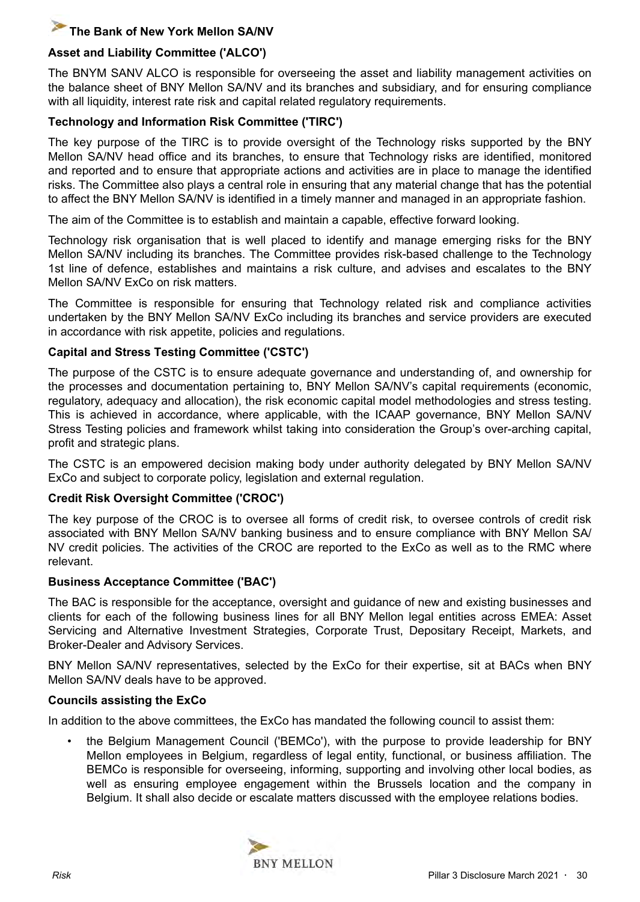#### Asset and Liability Committee ('ALCO')

The BNYM SANV ALCO is responsible for overseeing the asset and liability management activities on the balance sheet of BNY Mellon SA/NV and its branches and subsidiary, and for ensuring compliance with all liquidity, interest rate risk and capital related regulatory requirements.

#### Technology and Information Risk Committee ('TIRC')

The key purpose of the TIRC is to provide oversight of the Technology risks supported by the BNY Mellon SA/NV head office and its branches, to ensure that Technology risks are identified, monitored and reported and to ensure that appropriate actions and activities are in place to manage the identified risks. The Committee also plays a central role in ensuring that any material change that has the potential to affect the BNY Mellon SA/NV is identified in a timely manner and managed in an appropriate fashion.

The aim of the Committee is to establish and maintain a capable, effective forward looking.

Technology risk organisation that is well placed to identify and manage emerging risks for the BNY Mellon SA/NV including its branches. The Committee provides risk-based challenge to the Technology 1st line of defence, establishes and maintains a risk culture, and advises and escalates to the BNY Mellon SA/NV ExCo on risk matters.

The Committee is responsible for ensuring that Technology related risk and compliance activities undertaken by the BNY Mellon SA/NV ExCo including its branches and service providers are executed in accordance with risk appetite, policies and regulations.

#### Capital and Stress Testing Committee ('CSTC')

The purpose of the CSTC is to ensure adequate governance and understanding of, and ownership for the processes and documentation pertaining to, BNY Mellon SA/NV's capital requirements (economic, regulatory, adequacy and allocation), the risk economic capital model methodologies and stress testing. This is achieved in accordance, where applicable, with the ICAAP governance, BNY Mellon SA/NV Stress Testing policies and framework whilst taking into consideration the Group's over-arching capital, profit and strategic plans.

The CSTC is an empowered decision making body under authority delegated by BNY Mellon SA/NV ExCo and subject to corporate policy, legislation and external regulation.

#### Credit Risk Oversight Committee ('CROC')

The key purpose of the CROC is to oversee all forms of credit risk, to oversee controls of credit risk associated with BNY Mellon SA/NV banking business and to ensure compliance with BNY Mellon SA/NV credit policies. The activities of the CROC are reported to the ExCo as well as to the RMC where relevant.

#### Business Acceptance Committee ('BAC')

The BAC is responsible for the acceptance, oversight and guidance of new and existing businesses and clients for each of the following business lines for all BNY Mellon legal entities across EMEA: Asset Servicing and Alternative Investment Strategies, Corporate Trust, Depositary Receipt, Markets, and Broker-Dealer and Advisory Services.

BNY Mellon SA/NV representatives, selected by the ExCo for their expertise, sit at BACs when BNY Mellon SA/NV deals have to be approved.

#### Councils assisting the ExCo

In addition to the above committees, the ExCo has mandated the following council to assist them:

- the Belgium Management Council ('BEMCo'), with the purpose to provide leadership for BNY Mellon employees in Belgium, regardless of legal entity, functional, or business affiliation. The BEMCo is responsible for overseeing, informing, supporting and involving other local bodies, as well as ensuring employee engagement within the Brussels location and the company in Belgium. It shall also decide or escalate matters discussed with the employee relations bodies.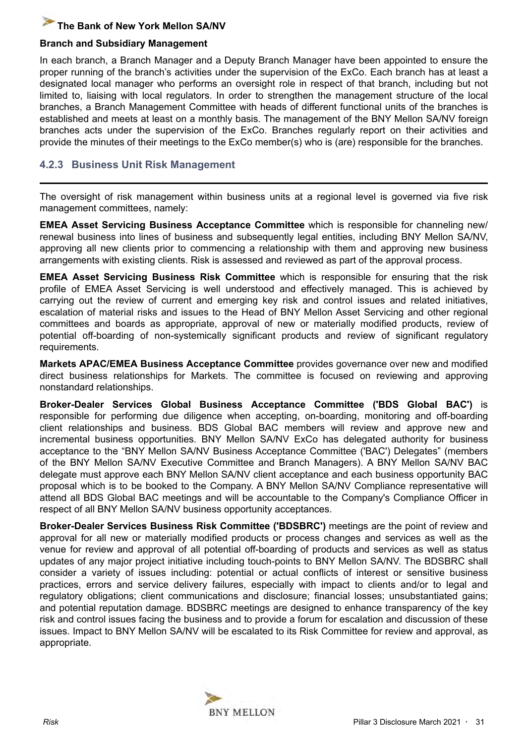**Branch and Subsidiary Management**

In each branch, a Branch Manager and a Deputy Branch Manager have been appointed to ensure the proper running of the branch's activities under the supervision of the ExCo. Each branch has at least a designated local manager who performs an oversight role in respect of that branch, including but not limited to, liaising with local regulators. In order to strengthen the management structure of the local branches, a Branch Management Committee with heads of different functional units of the branches is established and meets at least on a monthly basis. The management of the BNY Mellon SA/NV foreign branches acts under the supervision of the ExCo. Branches regularly report on their activities and provide the minutes of their meetings to the ExCo member(s) who is (are) responsible for the branches.

### 4.2.3 Business Unit Risk Management

The oversight of risk management within business units at a regional level is governed via five risk management committees, namely:

**EMEA Asset Servicing Business Acceptance Committee** which is responsible for channeling new/renewal business into lines of business and subsequently legal entities, including BNY Mellon SA/NV, approving all new clients prior to commencing a relationship with them and approving new business arrangements with existing clients. Risk is assessed and reviewed as part of the approval process.

**EMEA Asset Servicing Business Risk Committee** which is responsible for ensuring that the risk profile of EMEA Asset Servicing is well understood and effectively managed. This is achieved by carrying out the review of current and emerging key risk and control issues and related initiatives, escalation of material risks and issues to the Head of BNY Mellon Asset Servicing and other regional committees and boards as appropriate, approval of new or materially modified products, review of potential off-boarding of non-systemically significant products and review of significant regulatory requirements.

**Markets APAC/EMEA Business Acceptance Committee** provides governance over new and modified direct business relationships for Markets. The committee is focused on reviewing and approving nonstandard relationships.

**Broker-Dealer Services Global Business Acceptance Committee ('BDS Global BAC')** is responsible for performing due diligence when accepting, on-boarding, monitoring and off-boarding client relationships and business. BDS Global BAC members will review and approve new and incremental business opportunities. BNY Mellon SA/NV ExCo has delegated authority for business acceptance to the "BNY Mellon SA/NV Business Acceptance Committee ('BAC') Delegates" (members of the BNY Mellon SA/NV Executive Committee and Branch Managers). A BNY Mellon SA/NV BAC delegate must approve each BNY Mellon SA/NV client acceptance and each business opportunity BAC proposal which is to be booked to the Company. A BNY Mellon SA/NV Compliance representative will attend all BDS Global BAC meetings and will be accountable to the Company's Compliance Officer in respect of all BNY Mellon SA/NV business opportunity acceptances.

**Broker-Dealer Services Business Risk Committee ('BDSBRC')** meetings are the point of review and approval for all new or materially modified products or process changes and services as well as the venue for review and approval of all potential off-boarding of products and services as well as status updates of any major project initiative including touch-points to BNY Mellon SA/NV. The BDSBRC shall consider a variety of issues including: potential or actual conflicts of interest or sensitive business practices, errors and service delivery failures, especially with impact to clients and/or to legal and regulatory obligations; client communications and disclosure; financial losses; unsubstantiated gains; and potential reputation damage. BDSBRC meetings are designed to enhance transparency of the key risk and control issues facing the business and to provide a forum for escalation and discussion of these issues. Impact to BNY Mellon SA/NV will be escalated to its Risk Committee for review and approval, as appropriate.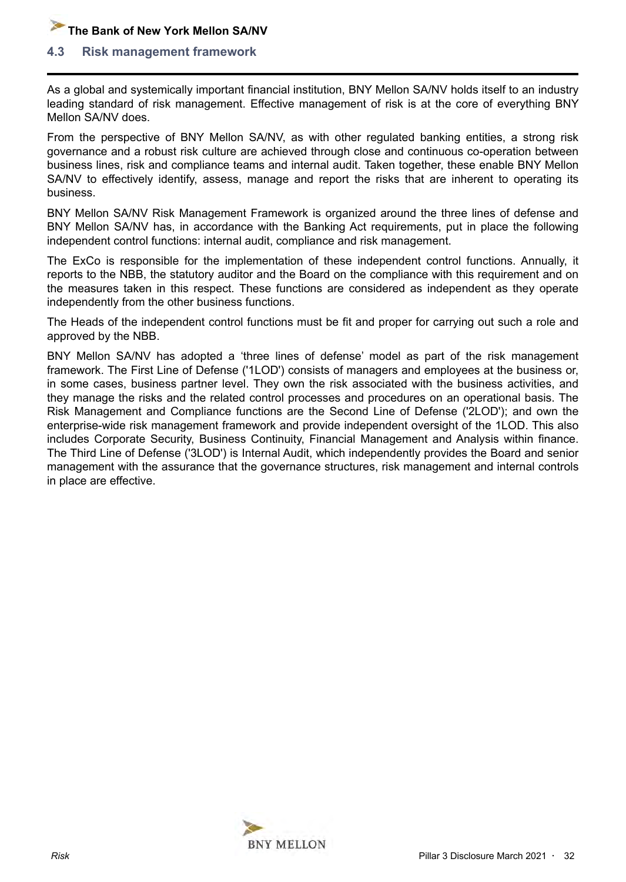## 4.3 Risk management framework

As a global and systemically important financial institution, BNY Mellon SA/NV holds itself to an industry leading standard of risk management. Effective management of risk is at the core of everything BNY Mellon SA/NV does.

From the perspective of BNY Mellon SA/NV, as with other regulated banking entities, a strong risk governance and a robust risk culture are achieved through close and continuous co-operation between business lines, risk and compliance teams and internal audit. Taken together, these enable BNY Mellon SA/NV to effectively identify, assess, manage and report the risks that are inherent to operating its business.

BNY Mellon SA/NV Risk Management Framework is organized around the three lines of defense and BNY Mellon SA/NV has, in accordance with the Banking Act requirements, put in place the following independent control functions: internal audit, compliance and risk management.

The ExCo is responsible for the implementation of these independent control functions. Annually, it reports to the NBB, the statutory auditor and the Board on the compliance with this requirement and on the measures taken in this respect. These functions are considered as independent as they operate independently from the other business functions.

The Heads of the independent control functions must be fit and proper for carrying out such a role and approved by the NBB.

BNY Mellon SA/NV has adopted a 'three lines of defense' model as part of the risk management framework. The First Line of Defense ('1LOD') consists of managers and employees at the business or, in some cases, business partner level. They own the risk associated with the business activities, and they manage the risks and the related control processes and procedures on an operational basis. The Risk Management and Compliance functions are the Second Line of Defense ('2LOD'); and own the enterprise-wide risk management framework and provide independent oversight of the 1LOD. This also includes Corporate Security, Business Continuity, Financial Management and Analysis within finance. The Third Line of Defense ('3LOD') is Internal Audit, which independently provides the Board and senior management with the assurance that the governance structures, risk management and internal controls in place are effective.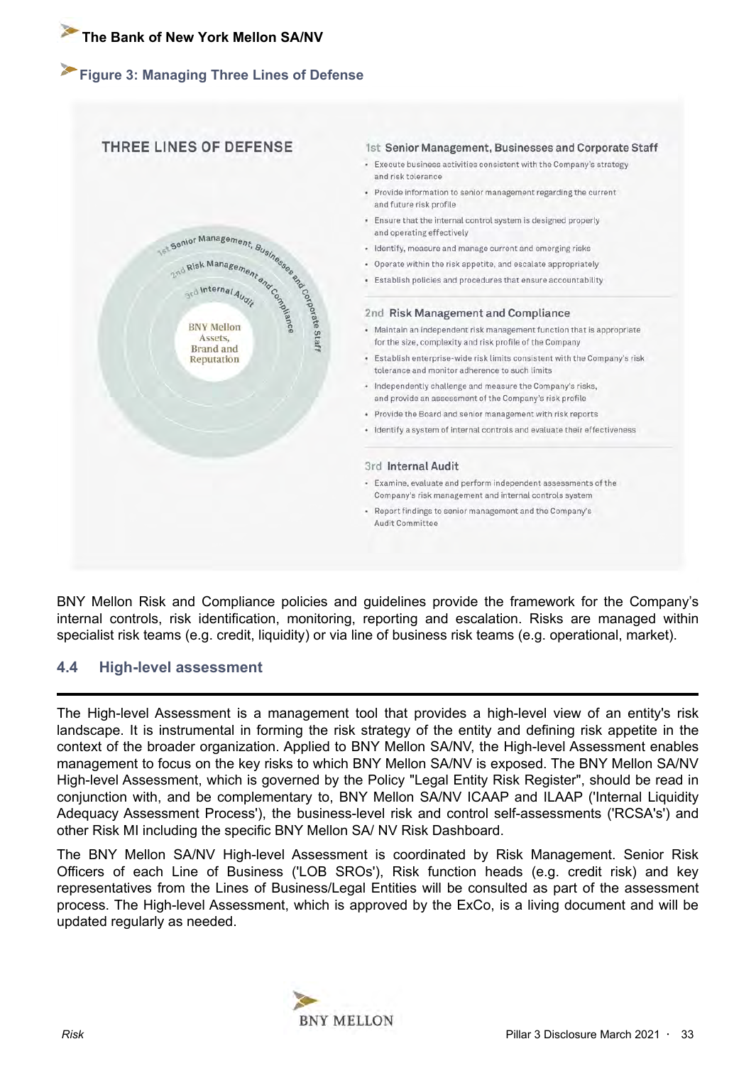## Figure 3: Managing Three Lines of Defense

THREE LINES OF DEFENSE

1st Senior Management, Businesses and Corporate Staff

2nd Risk Management and Compliance

3rd Internal Audit

BNY Mellon Assets, Brand and Reputation

**1st Senior Management, Businesses and Corporate Staff**

- Execute business activities consistent with the Company's strategy and risk tolerance
- Provide information to senior management regarding the current and future risk profile
- Ensure that the internal control system is designed properly and operating effectively
- Identify, measure and manage current and emerging risks
- Operate within the risk appetite, and escalate appropriately
- Establish policies and procedures that ensure accountability

**2nd Risk Management and Compliance**

- Maintain an independent risk management function that is appropriate for the size, complexity and risk profile of the Company
- Establish enterprise-wide risk limits consistent with the Company's risk tolerance and monitor adherence to such limits
- Independently challenge and measure the Company's risks, and provide an assessment of the Company's risk profile
- Provide the Board and senior management with risk reports
- Identify a system of internal controls and evaluate their effectiveness

**3rd Internal Audit**

- Examine, evaluate and perform independent assessments of the Company's risk management and internal controls system
- Report findings to senior management and the Company's Audit Committee

BNY Mellon Risk and Compliance policies and guidelines provide the framework for the Company's internal controls, risk identification, monitoring, reporting and escalation. Risks are managed within specialist risk teams (e.g. credit, liquidity) or via line of business risk teams (e.g. operational, market).

## 4.4 High-level assessment

The High-level Assessment is a management tool that provides a high-level view of an entity's risk landscape. It is instrumental in forming the risk strategy of the entity and defining risk appetite in the context of the broader organization. Applied to BNY Mellon SA/NV, the High-level Assessment enables management to focus on the key risks to which BNY Mellon SA/NV is exposed. The BNY Mellon SA/NV High-level Assessment, which is governed by the Policy "Legal Entity Risk Register", should be read in conjunction with, and be complementary to, BNY Mellon SA/NV ICAAP and ILAAP ('Internal Liquidity Adequacy Assessment Process'), the business-level risk and control self-assessments ('RCSA's') and other Risk MI including the specific BNY Mellon SA/ NV Risk Dashboard.

The BNY Mellon SA/NV High-level Assessment is coordinated by Risk Management. Senior Risk Officers of each Line of Business ('LOB SROs'), Risk function heads (e.g. credit risk) and key representatives from the Lines of Business/Legal Entities will be consulted as part of the assessment process. The High-level Assessment, which is approved by the ExCo, is a living document and will be updated regularly as needed.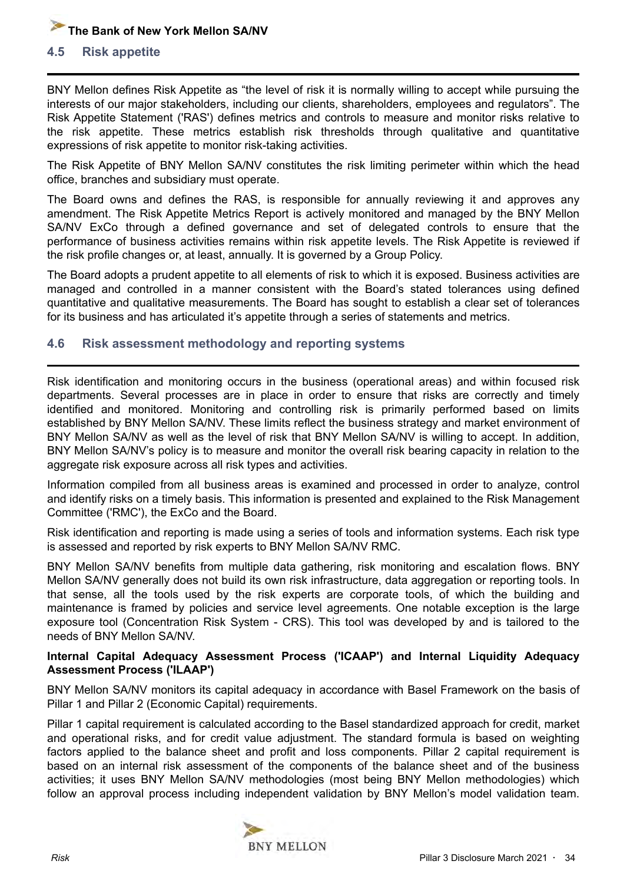## 4.5 Risk appetite

BNY Mellon defines Risk Appetite as "the level of risk it is normally willing to accept while pursuing the interests of our major stakeholders, including our clients, shareholders, employees and regulators". The Risk Appetite Statement ('RAS') defines metrics and controls to measure and monitor risks relative to the risk appetite. These metrics establish risk thresholds through qualitative and quantitative expressions of risk appetite to monitor risk-taking activities.

The Risk Appetite of BNY Mellon SA/NV constitutes the risk limiting perimeter within which the head office, branches and subsidiary must operate.

The Board owns and defines the RAS, is responsible for annually reviewing it and approves any amendment. The Risk Appetite Metrics Report is actively monitored and managed by the BNY Mellon SA/NV ExCo through a defined governance and set of delegated controls to ensure that the performance of business activities remains within risk appetite levels. The Risk Appetite is reviewed if the risk profile changes or, at least, annually. It is governed by a Group Policy.

The Board adopts a prudent appetite to all elements of risk to which it is exposed. Business activities are managed and controlled in a manner consistent with the Board's stated tolerances using defined quantitative and qualitative measurements. The Board has sought to establish a clear set of tolerances for its business and has articulated it's appetite through a series of statements and metrics.

## 4.6 Risk assessment methodology and reporting systems

Risk identification and monitoring occurs in the business (operational areas) and within focused risk departments. Several processes are in place in order to ensure that risks are correctly and timely identified and monitored. Monitoring and controlling risk is primarily performed based on limits established by BNY Mellon SA/NV. These limits reflect the business strategy and market environment of BNY Mellon SA/NV as well as the level of risk that BNY Mellon SA/NV is willing to accept. In addition, BNY Mellon SA/NV's policy is to measure and monitor the overall risk bearing capacity in relation to the aggregate risk exposure across all risk types and activities.

Information compiled from all business areas is examined and processed in order to analyze, control and identify risks on a timely basis. This information is presented and explained to the Risk Management Committee ('RMC'), the ExCo and the Board.

Risk identification and reporting is made using a series of tools and information systems. Each risk type is assessed and reported by risk experts to BNY Mellon SA/NV RMC.

BNY Mellon SA/NV benefits from multiple data gathering, risk monitoring and escalation flows. BNY Mellon SA/NV generally does not build its own risk infrastructure, data aggregation or reporting tools. In that sense, all the tools used by the risk experts are corporate tools, of which the building and maintenance is framed by policies and service level agreements. One notable exception is the large exposure tool (Concentration Risk System - CRS). This tool was developed by and is tailored to the needs of BNY Mellon SA/NV.

**Internal Capital Adequacy Assessment Process ('ICAAP') and Internal Liquidity Adequacy Assessment Process ('ILAAP')**

BNY Mellon SA/NV monitors its capital adequacy in accordance with Basel Framework on the basis of Pillar 1 and Pillar 2 (Economic Capital) requirements.

Pillar 1 capital requirement is calculated according to the Basel standardized approach for credit, market and operational risks, and for credit value adjustment. The standard formula is based on weighting factors applied to the balance sheet and profit and loss components. Pillar 2 capital requirement is based on an internal risk assessment of the components of the balance sheet and of the business activities; it uses BNY Mellon SA/NV methodologies (most being BNY Mellon methodologies) which follow an approval process including independent validation by BNY Mellon's model validation team.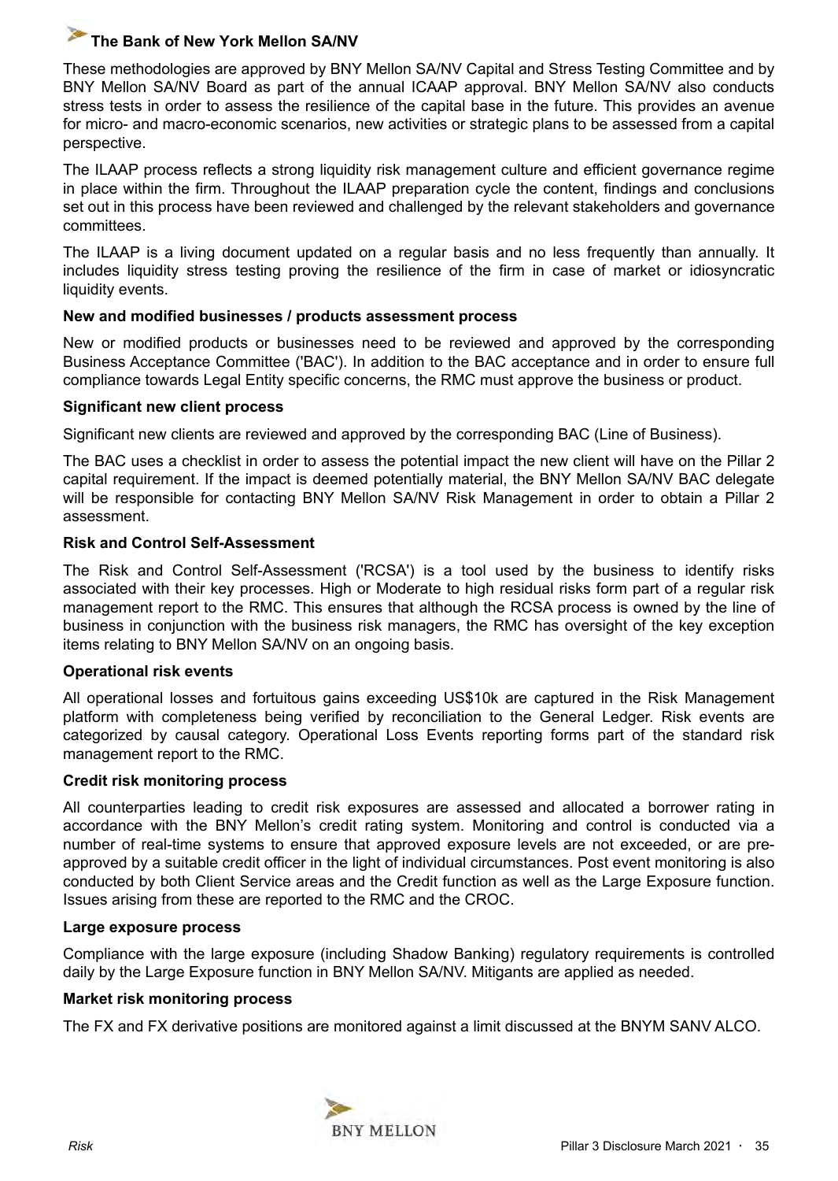These methodologies are approved by BNY Mellon SA/NV Capital and Stress Testing Committee and by BNY Mellon SA/NV Board as part of the annual ICAAP approval. BNY Mellon SA/NV also conducts stress tests in order to assess the resilience of the capital base in the future. This provides an avenue for micro- and macro-economic scenarios, new activities or strategic plans to be assessed from a capital perspective.

The ILAAP process reflects a strong liquidity risk management culture and efficient governance regime in place within the firm. Throughout the ILAAP preparation cycle the content, findings and conclusions set out in this process have been reviewed and challenged by the relevant stakeholders and governance committees.

The ILAAP is a living document updated on a regular basis and no less frequently than annually. It includes liquidity stress testing proving the resilience of the firm in case of market or idiosyncratic liquidity events.

**New and modified businesses / products assessment process**

New or modified products or businesses need to be reviewed and approved by the corresponding Business Acceptance Committee ('BAC'). In addition to the BAC acceptance and in order to ensure full compliance towards Legal Entity specific concerns, the RMC must approve the business or product.

**Significant new client process**

Significant new clients are reviewed and approved by the corresponding BAC (Line of Business).

The BAC uses a checklist in order to assess the potential impact the new client will have on the Pillar 2 capital requirement. If the impact is deemed potentially material, the BNY Mellon SA/NV BAC delegate will be responsible for contacting BNY Mellon SA/NV Risk Management in order to obtain a Pillar 2 assessment.

**Risk and Control Self-Assessment**

The Risk and Control Self-Assessment ('RCSA') is a tool used by the business to identify risks associated with their key processes. High or Moderate to high residual risks form part of a regular risk management report to the RMC. This ensures that although the RCSA process is owned by the line of business in conjunction with the business risk managers, the RMC has oversight of the key exception items relating to BNY Mellon SA/NV on an ongoing basis.

**Operational risk events**

All operational losses and fortuitous gains exceeding US$10k are captured in the Risk Management platform with completeness being verified by reconciliation to the General Ledger. Risk events are categorized by causal category. Operational Loss Events reporting forms part of the standard risk management report to the RMC.

**Credit risk monitoring process**

All counterparties leading to credit risk exposures are assessed and allocated a borrower rating in accordance with the BNY Mellon's credit rating system. Monitoring and control is conducted via a number of real-time systems to ensure that approved exposure levels are not exceeded, or are pre-approved by a suitable credit officer in the light of individual circumstances. Post event monitoring is also conducted by both Client Service areas and the Credit function as well as the Large Exposure function. Issues arising from these are reported to the RMC and the CROC.

**Large exposure process**

Compliance with the large exposure (including Shadow Banking) regulatory requirements is controlled daily by the Large Exposure function in BNY Mellon SA/NV. Mitigants are applied as needed.

**Market risk monitoring process**

The FX and FX derivative positions are monitored against a limit discussed at the BNYM SANV ALCO.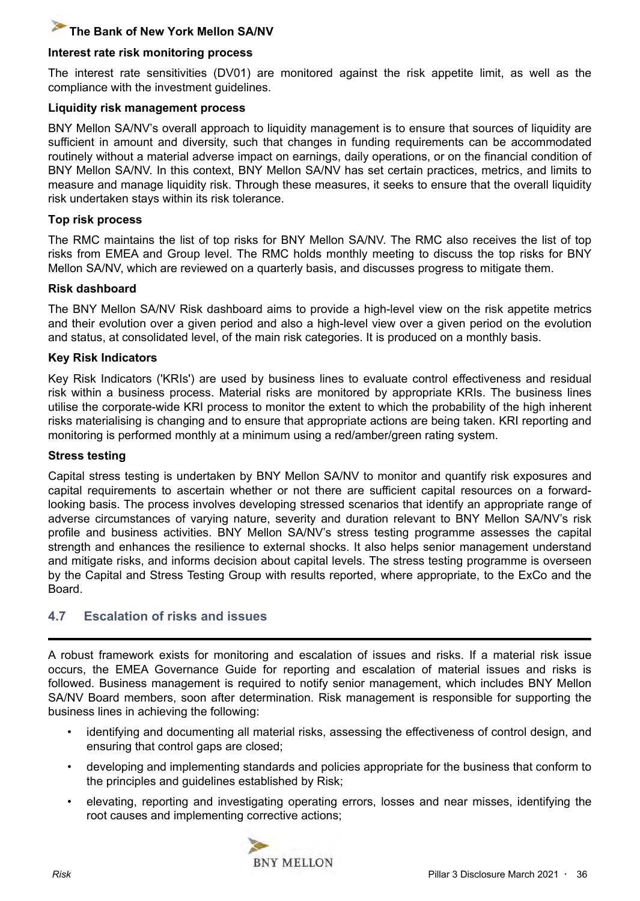**Interest rate risk monitoring process**

The interest rate sensitivities (DV01) are monitored against the risk appetite limit, as well as the compliance with the investment guidelines.

**Liquidity risk management process**

BNY Mellon SA/NV's overall approach to liquidity management is to ensure that sources of liquidity are sufficient in amount and diversity, such that changes in funding requirements can be accommodated routinely without a material adverse impact on earnings, daily operations, or on the financial condition of BNY Mellon SA/NV. In this context, BNY Mellon SA/NV has set certain practices, metrics, and limits to measure and manage liquidity risk. Through these measures, it seeks to ensure that the overall liquidity risk undertaken stays within its risk tolerance.

**Top risk process**

The RMC maintains the list of top risks for BNY Mellon SA/NV. The RMC also receives the list of top risks from EMEA and Group level. The RMC holds monthly meeting to discuss the top risks for BNY Mellon SA/NV, which are reviewed on a quarterly basis, and discusses progress to mitigate them.

**Risk dashboard**

The BNY Mellon SA/NV Risk dashboard aims to provide a high-level view on the risk appetite metrics and their evolution over a given period and also a high-level view over a given period on the evolution and status, at consolidated level, of the main risk categories. It is produced on a monthly basis.

**Key Risk Indicators**

Key Risk Indicators ('KRIs') are used by business lines to evaluate control effectiveness and residual risk within a business process. Material risks are monitored by appropriate KRIs. The business lines utilise the corporate-wide KRI process to monitor the extent to which the probability of the high inherent risks materialising is changing and to ensure that appropriate actions are being taken. KRI reporting and monitoring is performed monthly at a minimum using a red/amber/green rating system.

**Stress testing**

Capital stress testing is undertaken by BNY Mellon SA/NV to monitor and quantify risk exposures and capital requirements to ascertain whether or not there are sufficient capital resources on a forward-looking basis. The process involves developing stressed scenarios that identify an appropriate range of adverse circumstances of varying nature, severity and duration relevant to BNY Mellon SA/NV's risk profile and business activities. BNY Mellon SA/NV's stress testing programme assesses the capital strength and enhances the resilience to external shocks. It also helps senior management understand and mitigate risks, and informs decision about capital levels. The stress testing programme is overseen by the Capital and Stress Testing Group with results reported, where appropriate, to the ExCo and the Board.

## 4.7 Escalation of risks and issues

A robust framework exists for monitoring and escalation of issues and risks. If a material risk issue occurs, the EMEA Governance Guide for reporting and escalation of material issues and risks is followed. Business management is required to notify senior management, which includes BNY Mellon SA/NV Board members, soon after determination. Risk management is responsible for supporting the business lines in achieving the following:

- identifying and documenting all material risks, assessing the effectiveness of control design, and ensuring that control gaps are closed;
- developing and implementing standards and policies appropriate for the business that conform to the principles and guidelines established by Risk;
- elevating, reporting and investigating operating errors, losses and near misses, identifying the root causes and implementing corrective actions;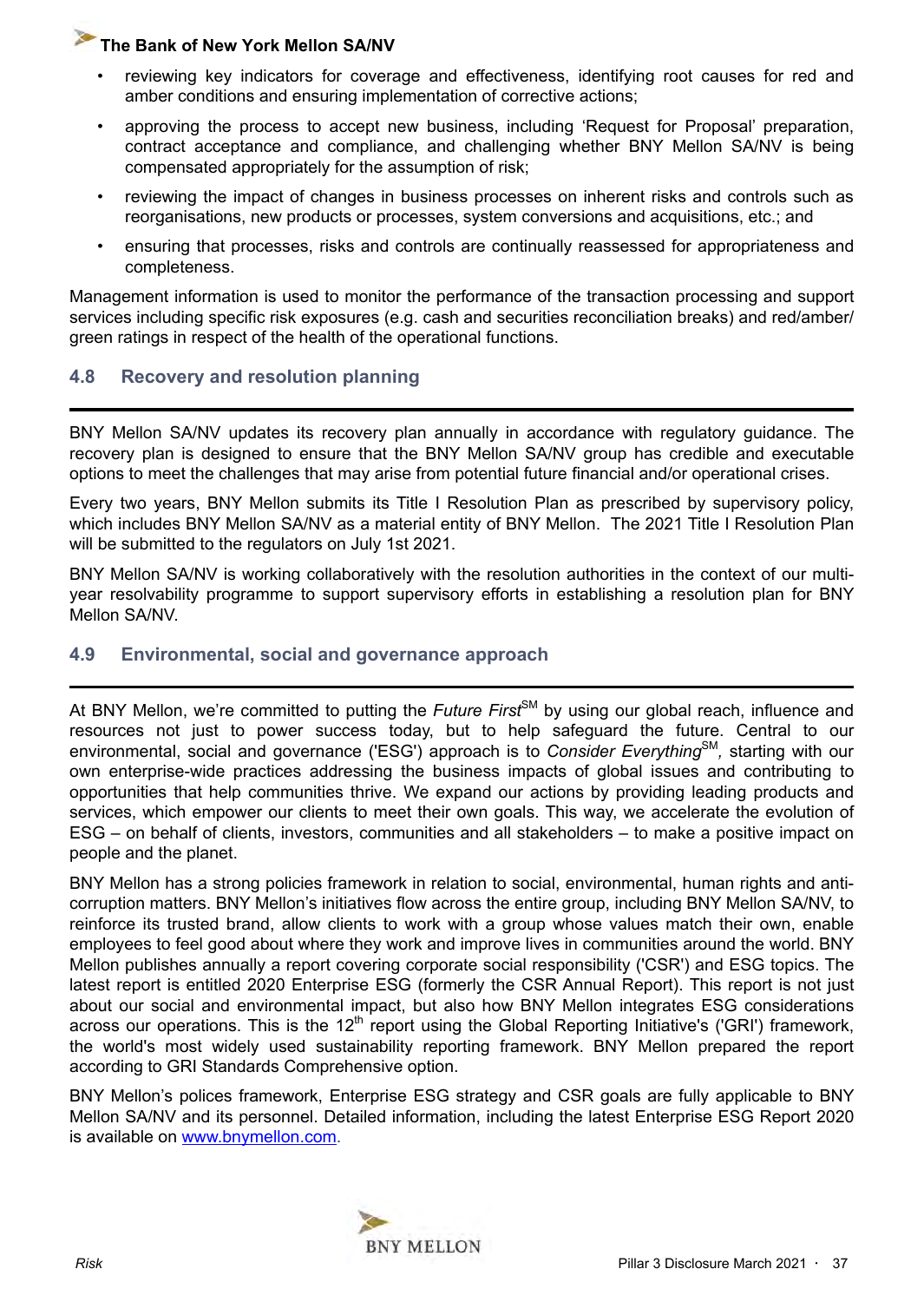- reviewing key indicators for coverage and effectiveness, identifying root causes for red and amber conditions and ensuring implementation of corrective actions;
- approving the process to accept new business, including 'Request for Proposal' preparation, contract acceptance and compliance, and challenging whether BNY Mellon SA/NV is being compensated appropriately for the assumption of risk;
- reviewing the impact of changes in business processes on inherent risks and controls such as reorganisations, new products or processes, system conversions and acquisitions, etc.; and
- ensuring that processes, risks and controls are continually reassessed for appropriateness and completeness.

Management information is used to monitor the performance of the transaction processing and support services including specific risk exposures (e.g. cash and securities reconciliation breaks) and red/amber/green ratings in respect of the health of the operational functions.

## 4.8 Recovery and resolution planning

BNY Mellon SA/NV updates its recovery plan annually in accordance with regulatory guidance. The recovery plan is designed to ensure that the BNY Mellon SA/NV group has credible and executable options to meet the challenges that may arise from potential future financial and/or operational crises.

Every two years, BNY Mellon submits its Title I Resolution Plan as prescribed by supervisory policy, which includes BNY Mellon SA/NV as a material entity of BNY Mellon. The 2021 Title I Resolution Plan will be submitted to the regulators on July 1st 2021.

BNY Mellon SA/NV is working collaboratively with the resolution authorities in the context of our multi-year resolvability programme to support supervisory efforts in establishing a resolution plan for BNY Mellon SA/NV.

## 4.9 Environmental, social and governance approach

At BNY Mellon, we're committed to putting the *Future First*SM by using our global reach, influence and resources not just to power success today, but to help safeguard the future. Central to our environmental, social and governance ('ESG') approach is to *Consider Everything*SM*,* starting with our own enterprise-wide practices addressing the business impacts of global issues and contributing to opportunities that help communities thrive. We expand our actions by providing leading products and services, which empower our clients to meet their own goals. This way, we accelerate the evolution of ESG – on behalf of clients, investors, communities and all stakeholders – to make a positive impact on people and the planet.

BNY Mellon has a strong policies framework in relation to social, environmental, human rights and anti-corruption matters. BNY Mellon's initiatives flow across the entire group, including BNY Mellon SA/NV, to reinforce its trusted brand, allow clients to work with a group whose values match their own, enable employees to feel good about where they work and improve lives in communities around the world. BNY Mellon publishes annually a report covering corporate social responsibility ('CSR') and ESG topics. The latest report is entitled 2020 Enterprise ESG (formerly the CSR Annual Report). This report is not just about our social and environmental impact, but also how BNY Mellon integrates ESG considerations across our operations. This is the 12th report using the Global Reporting Initiative's ('GRI') framework, the world's most widely used sustainability reporting framework. BNY Mellon prepared the report according to GRI Standards Comprehensive option.

BNY Mellon's polices framework, Enterprise ESG strategy and CSR goals are fully applicable to BNY Mellon SA/NV and its personnel. Detailed information, including the latest Enterprise ESG Report 2020 is available on www.bnymellon.com.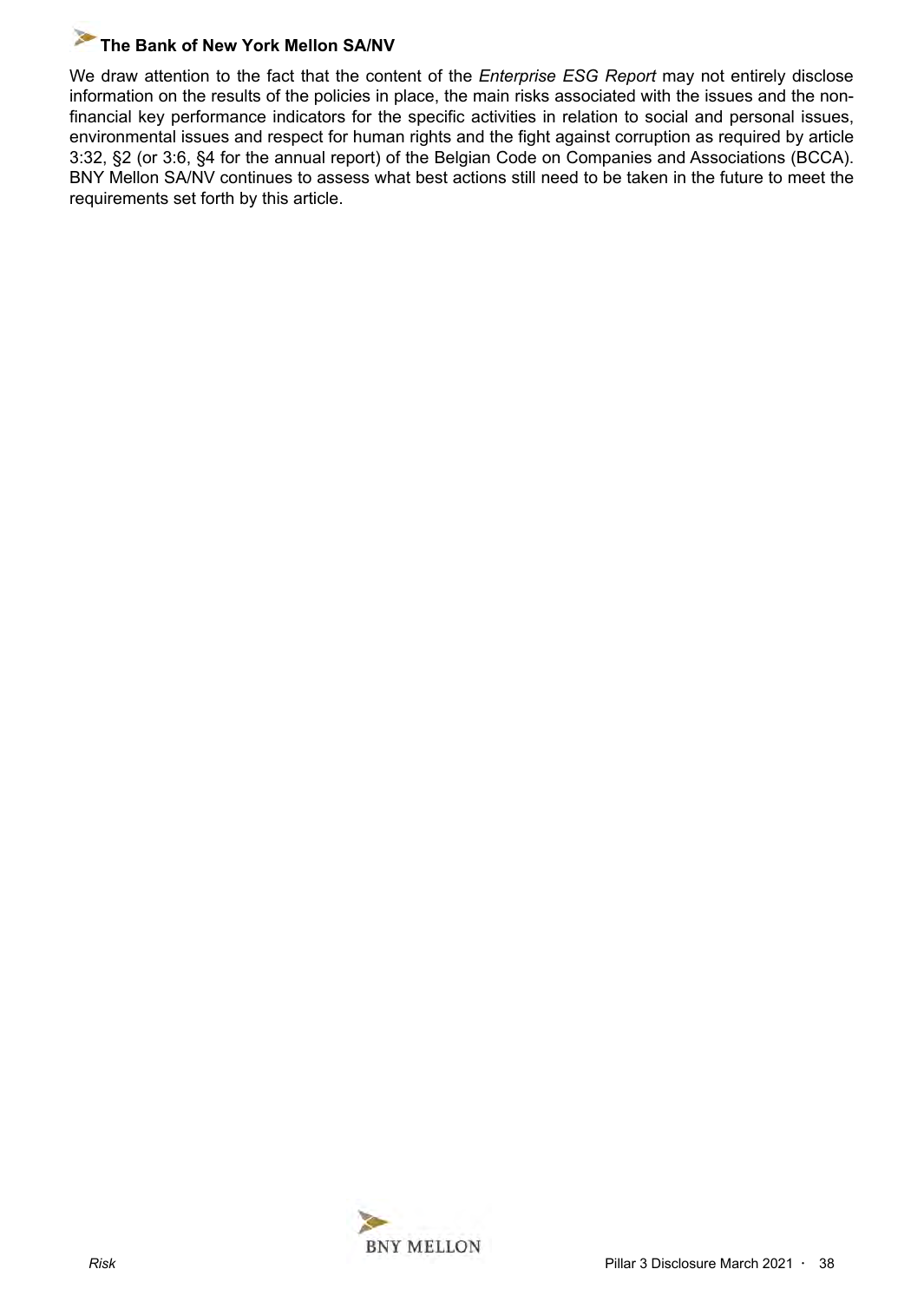**The Bank of New York Mellon SA/NV**

We draw attention to the fact that the content of the *Enterprise ESG Report* may not entirely disclose information on the results of the policies in place, the main risks associated with the issues and the non-financial key performance indicators for the specific activities in relation to social and personal issues, environmental issues and respect for human rights and the fight against corruption as required by article 3:32, §2 (or 3:6, §4 for the annual report) of the Belgian Code on Companies and Associations (BCCA). BNY Mellon SA/NV continues to assess what best actions still need to be taken in the future to meet the requirements set forth by this article.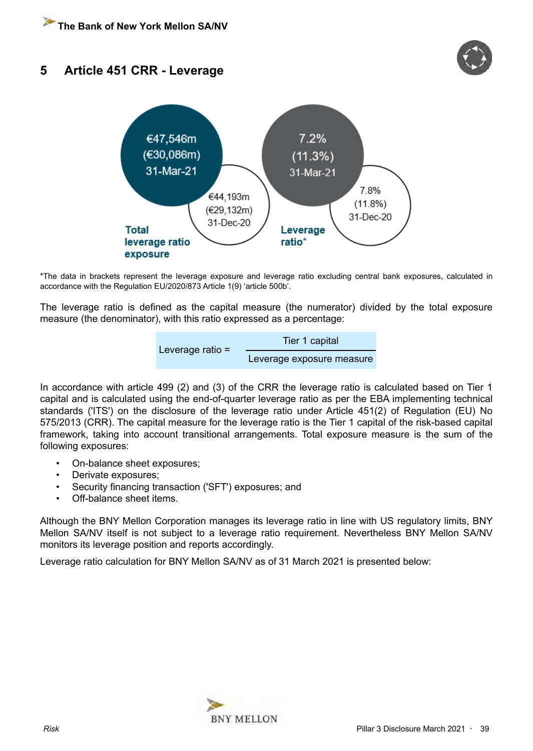# 5 Article 451 CRR - Leverage

€47,546m
(€30,086m)
31-Mar-21

€44,193m
(€29,132m)
31-Dec-20

**Total leverage ratio exposure**

7.2%
(11.3%)
31-Mar-21

7.8%
(11.8%)
31-Dec-20

**Leverage ratio***

*The data in brackets represent the leverage exposure and leverage ratio excluding central bank exposures, calculated in accordance with the Regulation EU/2020/873 Article 1(9) 'article 500b'.

The leverage ratio is defined as the capital measure (the numerator) divided by the total exposure measure (the denominator), with this ratio expressed as a percentage:

$$\text{Leverage ratio} = \frac{\text{Tier 1 capital}}{\text{Leverage exposure measure}}$$

In accordance with article 499 (2) and (3) of the CRR the leverage ratio is calculated based on Tier 1 capital and is calculated using the end-of-quarter leverage ratio as per the EBA implementing technical standards ('ITS') on the disclosure of the leverage ratio under Article 451(2) of Regulation (EU) No 575/2013 (CRR). The capital measure for the leverage ratio is the Tier 1 capital of the risk-based capital framework, taking into account transitional arrangements. Total exposure measure is the sum of the following exposures:

- On-balance sheet exposures;
- Derivate exposures;
- Security financing transaction ('SFT') exposures; and
- Off-balance sheet items.

Although the BNY Mellon Corporation manages its leverage ratio in line with US regulatory limits, BNY Mellon SA/NV itself is not subject to a leverage ratio requirement. Nevertheless BNY Mellon SA/NV monitors its leverage position and reports accordingly.

Leverage ratio calculation for BNY Mellon SA/NV as of 31 March 2021 is presented below: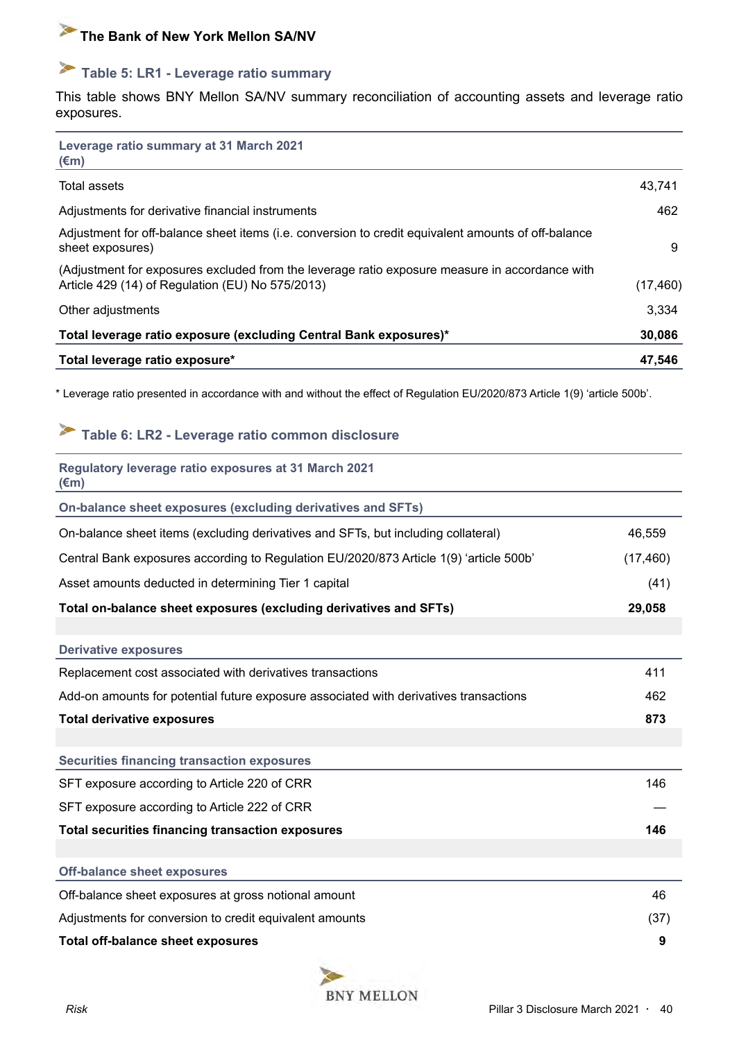## The Bank of New York Mellon SA/NV

### Table 5: LR1 - Leverage ratio summary

This table shows BNY Mellon SA/NV summary reconciliation of accounting assets and leverage ratio exposures.

| Leverage ratio summary at 31 March 2021 (€m) | |
|---|---|
| Total assets | 43,741 |
| Adjustments for derivative financial instruments | 462 |
| Adjustment for off-balance sheet items (i.e. conversion to credit equivalent amounts of off-balance sheet exposures) | 9 |
| (Adjustment for exposures excluded from the leverage ratio exposure measure in accordance with Article 429 (14) of Regulation (EU) No 575/2013) | (17,460) |
| Other adjustments | 3,334 |
| **Total leverage ratio exposure (excluding Central Bank exposures)*** | **30,086** |
| **Total leverage ratio exposure*** | **47,546** |

* Leverage ratio presented in accordance with and without the effect of Regulation EU/2020/873 Article 1(9) 'article 500b'.

### Table 6: LR2 - Leverage ratio common disclosure

| Regulatory leverage ratio exposures at 31 March 2021 (€m) | |
|---|---|
| **On-balance sheet exposures (excluding derivatives and SFTs)** | |
| On-balance sheet items (excluding derivatives and SFTs, but including collateral) | 46,559 |
| Central Bank exposures according to Regulation EU/2020/873 Article 1(9) 'article 500b' | (17,460) |
| Asset amounts deducted in determining Tier 1 capital | (41) |
| **Total on-balance sheet exposures (excluding derivatives and SFTs)** | **29,058** |
| **Derivative exposures** | |
| Replacement cost associated with derivatives transactions | 411 |
| Add-on amounts for potential future exposure associated with derivatives transactions | 462 |
| **Total derivative exposures** | **873** |
| **Securities financing transaction exposures** | |
| SFT exposure according to Article 220 of CRR | 146 |
| SFT exposure according to Article 222 of CRR | — |
| **Total securities financing transaction exposures** | **146** |
| **Off-balance sheet exposures** | |
| Off-balance sheet exposures at gross notional amount | 46 |
| Adjustments for conversion to credit equivalent amounts | (37) |
| **Total off-balance sheet exposures** | **9** |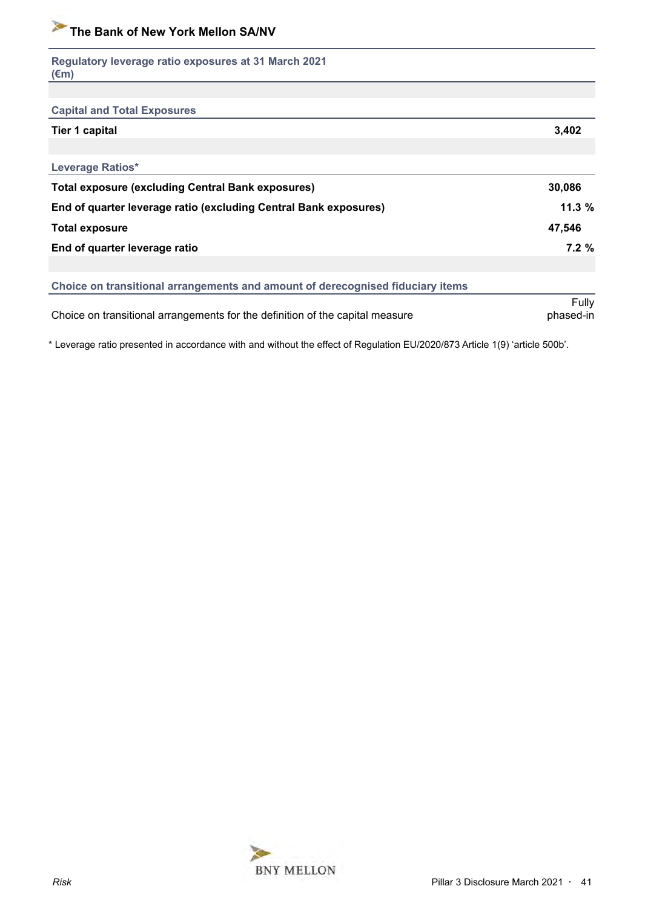Regulatory leverage ratio exposures at 31 March 2021 (€m)

| | |
|---|---|
| **Capital and Total Exposures** | |
| **Tier 1 capital** | **3,402** |
| **Leverage Ratios*** | |
| **Total exposure (excluding Central Bank exposures)** | **30,086** |
| **End of quarter leverage ratio (excluding Central Bank exposures)** | **11.3 %** |
| **Total exposure** | **47,546** |
| **End of quarter leverage ratio** | **7.2 %** |
| **Choice on transitional arrangements and amount of derecognised fiduciary items** | |
| Choice on transitional arrangements for the definition of the capital measure | Fully phased-in |

* Leverage ratio presented in accordance with and without the effect of Regulation EU/2020/873 Article 1(9) 'article 500b'.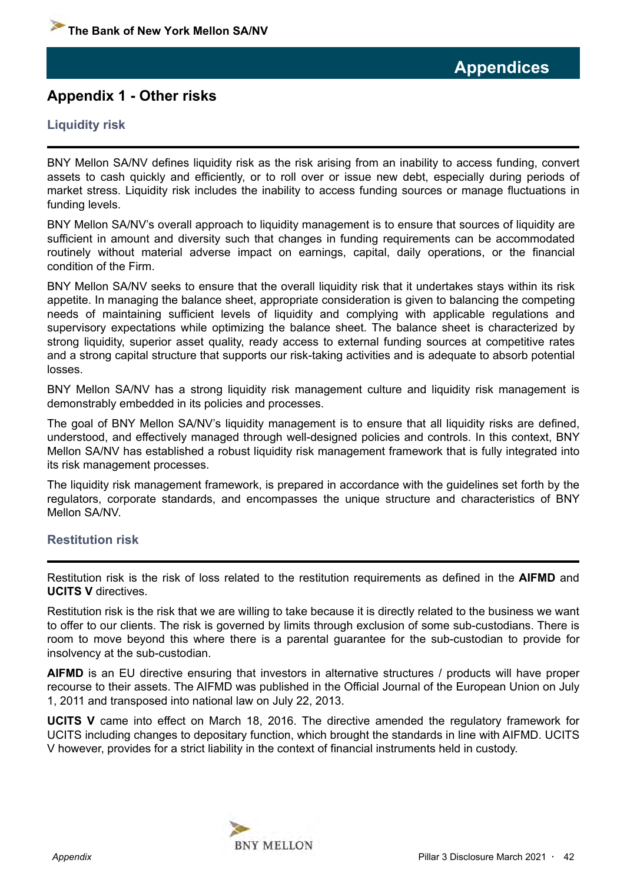# Appendices

## Appendix 1 - Other risks

### Liquidity risk

BNY Mellon SA/NV defines liquidity risk as the risk arising from an inability to access funding, convert assets to cash quickly and efficiently, or to roll over or issue new debt, especially during periods of market stress. Liquidity risk includes the inability to access funding sources or manage fluctuations in funding levels.

BNY Mellon SA/NV's overall approach to liquidity management is to ensure that sources of liquidity are sufficient in amount and diversity such that changes in funding requirements can be accommodated routinely without material adverse impact on earnings, capital, daily operations, or the financial condition of the Firm.

BNY Mellon SA/NV seeks to ensure that the overall liquidity risk that it undertakes stays within its risk appetite. In managing the balance sheet, appropriate consideration is given to balancing the competing needs of maintaining sufficient levels of liquidity and complying with applicable regulations and supervisory expectations while optimizing the balance sheet. The balance sheet is characterized by strong liquidity, superior asset quality, ready access to external funding sources at competitive rates and a strong capital structure that supports our risk-taking activities and is adequate to absorb potential losses.

BNY Mellon SA/NV has a strong liquidity risk management culture and liquidity risk management is demonstrably embedded in its policies and processes.

The goal of BNY Mellon SA/NV's liquidity management is to ensure that all liquidity risks are defined, understood, and effectively managed through well-designed policies and controls. In this context, BNY Mellon SA/NV has established a robust liquidity risk management framework that is fully integrated into its risk management processes.

The liquidity risk management framework, is prepared in accordance with the guidelines set forth by the regulators, corporate standards, and encompasses the unique structure and characteristics of BNY Mellon SA/NV.

### Restitution risk

Restitution risk is the risk of loss related to the restitution requirements as defined in the **AIFMD** and **UCITS V** directives.

Restitution risk is the risk that we are willing to take because it is directly related to the business we want to offer to our clients. The risk is governed by limits through exclusion of some sub-custodians. There is room to move beyond this where there is a parental guarantee for the sub-custodian to provide for insolvency at the sub-custodian.

**AIFMD** is an EU directive ensuring that investors in alternative structures / products will have proper recourse to their assets. The AIFMD was published in the Official Journal of the European Union on July 1, 2011 and transposed into national law on July 22, 2013.

**UCITS V** came into effect on March 18, 2016. The directive amended the regulatory framework for UCITS including changes to depositary function, which brought the standards in line with AIFMD. UCITS V however, provides for a strict liability in the context of financial instruments held in custody.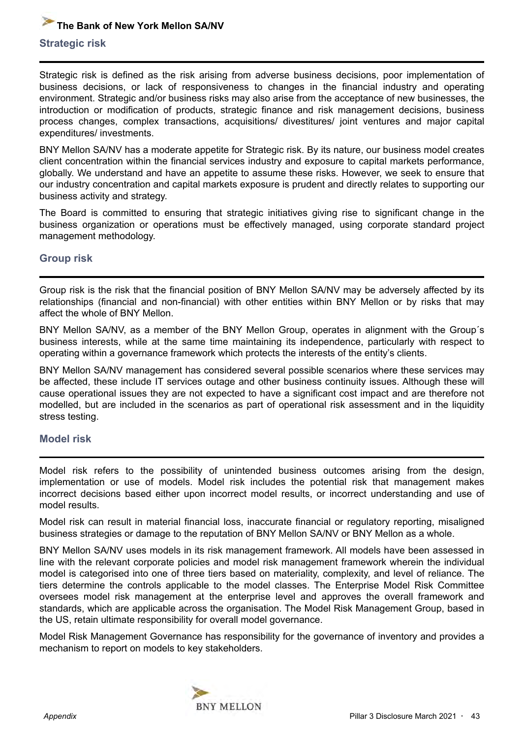## Strategic risk

Strategic risk is defined as the risk arising from adverse business decisions, poor implementation of business decisions, or lack of responsiveness to changes in the financial industry and operating environment. Strategic and/or business risks may also arise from the acceptance of new businesses, the introduction or modification of products, strategic finance and risk management decisions, business process changes, complex transactions, acquisitions/ divestitures/ joint ventures and major capital expenditures/ investments.

BNY Mellon SA/NV has a moderate appetite for Strategic risk. By its nature, our business model creates client concentration within the financial services industry and exposure to capital markets performance, globally. We understand and have an appetite to assume these risks. However, we seek to ensure that our industry concentration and capital markets exposure is prudent and directly relates to supporting our business activity and strategy.

The Board is committed to ensuring that strategic initiatives giving rise to significant change in the business organization or operations must be effectively managed, using corporate standard project management methodology.

## Group risk

Group risk is the risk that the financial position of BNY Mellon SA/NV may be adversely affected by its relationships (financial and non-financial) with other entities within BNY Mellon or by risks that may affect the whole of BNY Mellon.

BNY Mellon SA/NV, as a member of the BNY Mellon Group, operates in alignment with the Group´s business interests, while at the same time maintaining its independence, particularly with respect to operating within a governance framework which protects the interests of the entity's clients.

BNY Mellon SA/NV management has considered several possible scenarios where these services may be affected, these include IT services outage and other business continuity issues. Although these will cause operational issues they are not expected to have a significant cost impact and are therefore not modelled, but are included in the scenarios as part of operational risk assessment and in the liquidity stress testing.

## Model risk

Model risk refers to the possibility of unintended business outcomes arising from the design, implementation or use of models. Model risk includes the potential risk that management makes incorrect decisions based either upon incorrect model results, or incorrect understanding and use of model results.

Model risk can result in material financial loss, inaccurate financial or regulatory reporting, misaligned business strategies or damage to the reputation of BNY Mellon SA/NV or BNY Mellon as a whole.

BNY Mellon SA/NV uses models in its risk management framework. All models have been assessed in line with the relevant corporate policies and model risk management framework wherein the individual model is categorised into one of three tiers based on materiality, complexity, and level of reliance. The tiers determine the controls applicable to the model classes. The Enterprise Model Risk Committee oversees model risk management at the enterprise level and approves the overall framework and standards, which are applicable across the organisation. The Model Risk Management Group, based in the US, retain ultimate responsibility for overall model governance.

Model Risk Management Governance has responsibility for the governance of inventory and provides a mechanism to report on models to key stakeholders.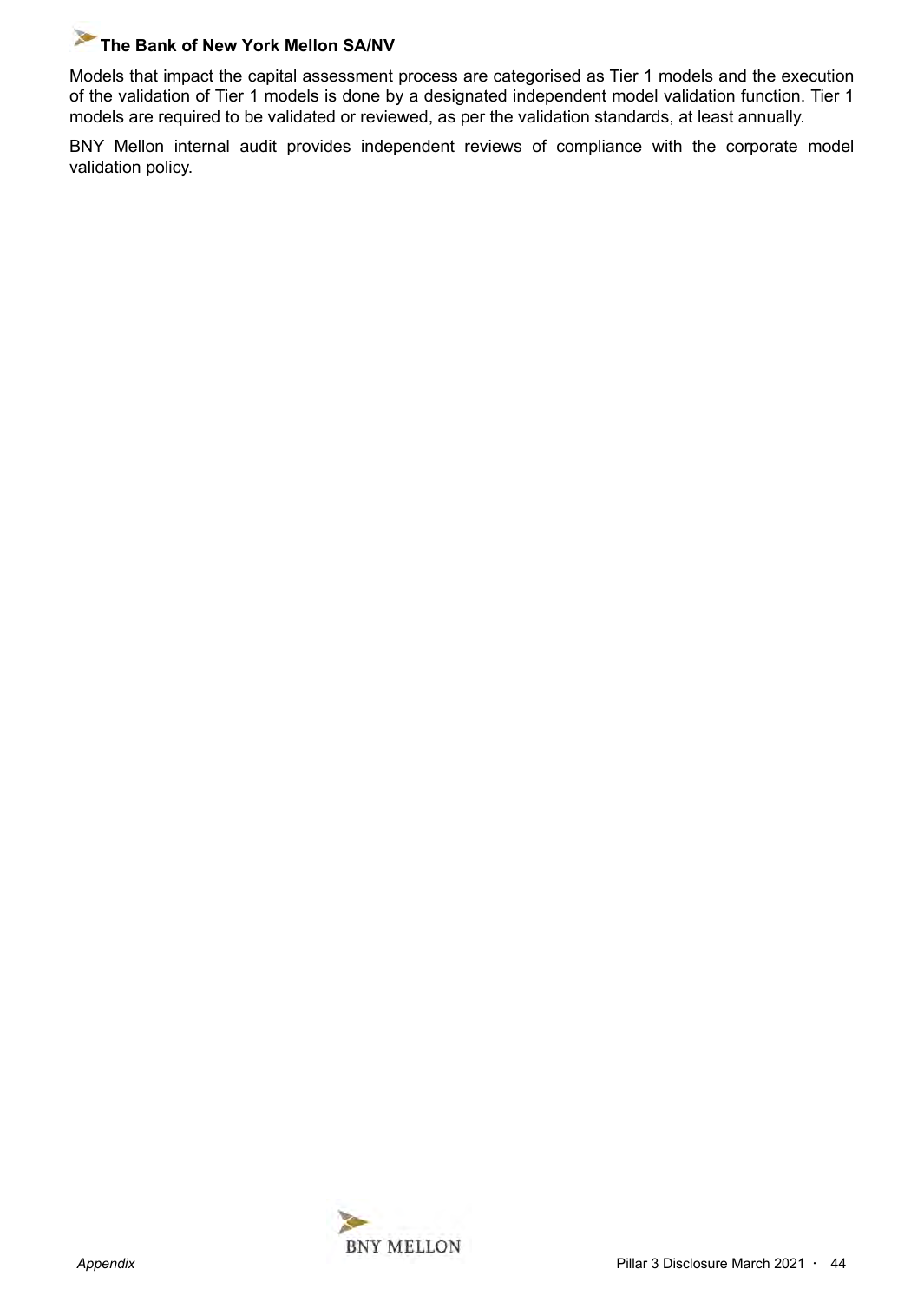Models that impact the capital assessment process are categorised as Tier 1 models and the execution of the validation of Tier 1 models is done by a designated independent model validation function. Tier 1 models are required to be validated or reviewed, as per the validation standards, at least annually.

BNY Mellon internal audit provides independent reviews of compliance with the corporate model validation policy.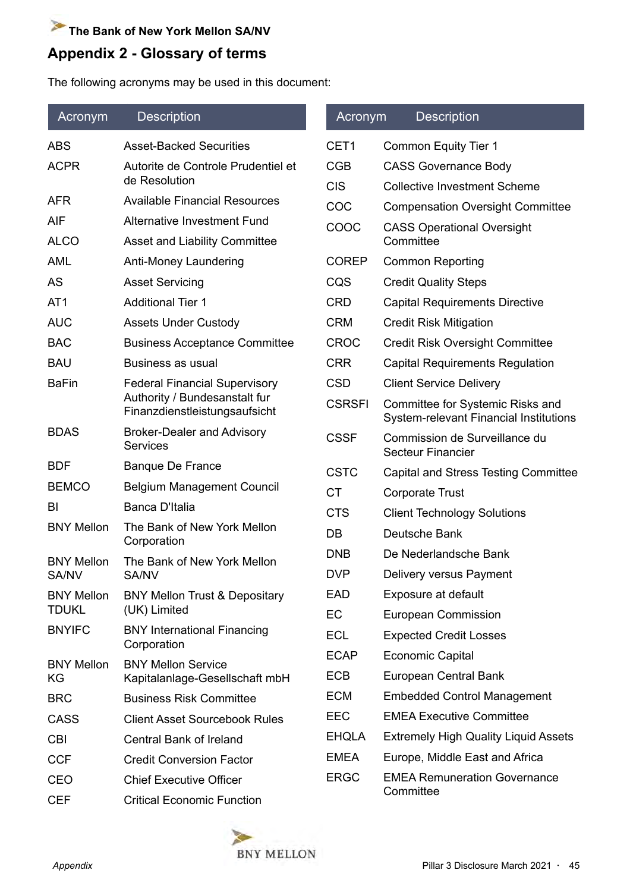## Appendix 2 - Glossary of terms

The following acronyms may be used in this document:

| Acronym | Description |
|---|---|
| ABS | Asset-Backed Securities |
| ACPR | Autorite de Controle Prudentiel et de Resolution |
| AFR | Available Financial Resources |
| AIF | Alternative Investment Fund |
| ALCO | Asset and Liability Committee |
| AML | Anti-Money Laundering |
| AS | Asset Servicing |
| AT1 | Additional Tier 1 |
| AUC | Assets Under Custody |
| BAC | Business Acceptance Committee |
| BAU | Business as usual |
| BaFin | Federal Financial Supervisory Authority / Bundesanstalt fur Finanzdienstleistungsaufsicht |
| BDAS | Broker-Dealer and Advisory Services |
| BDF | Banque De France |
| BEMCO | Belgium Management Council |
| BI | Banca D'Italia |
| BNY Mellon | The Bank of New York Mellon Corporation |
| BNY Mellon SA/NV | The Bank of New York Mellon SA/NV |
| BNY Mellon TDUKL | BNY Mellon Trust & Depositary (UK) Limited |
| BNYIFC | BNY International Financing Corporation |
| BNY Mellon KG | BNY Mellon Service Kapitalanlage-Gesellschaft mbH |
| BRC | Business Risk Committee |
| CASS | Client Asset Sourcebook Rules |
| CBI | Central Bank of Ireland |
| CCF | Credit Conversion Factor |
| CEO | Chief Executive Officer |
| CEF | Critical Economic Function |
| CET1 | Common Equity Tier 1 |
| CGB | CASS Governance Body |
| CIS | Collective Investment Scheme |
| COC | Compensation Oversight Committee |
| COOC | CASS Operational Oversight Committee |
| COREP | Common Reporting |
| CQS | Credit Quality Steps |
| CRD | Capital Requirements Directive |
| CRM | Credit Risk Mitigation |
| CROC | Credit Risk Oversight Committee |
| CRR | Capital Requirements Regulation |
| CSD | Client Service Delivery |
| CSRSFI | Committee for Systemic Risks and System-relevant Financial Institutions |
| CSSF | Commission de Surveillance du Secteur Financier |
| CSTC | Capital and Stress Testing Committee |
| CT | Corporate Trust |
| CTS | Client Technology Solutions |
| DB | Deutsche Bank |
| DNB | De Nederlandsche Bank |
| DVP | Delivery versus Payment |
| EAD | Exposure at default |
| EC | European Commission |
| ECL | Expected Credit Losses |
| ECAP | Economic Capital |
| ECB | European Central Bank |
| ECM | Embedded Control Management |
| EEC | EMEA Executive Committee |
| EHQLA | Extremely High Quality Liquid Assets |
| EMEA | Europe, Middle East and Africa |
| ERGC | EMEA Remuneration Governance Committee |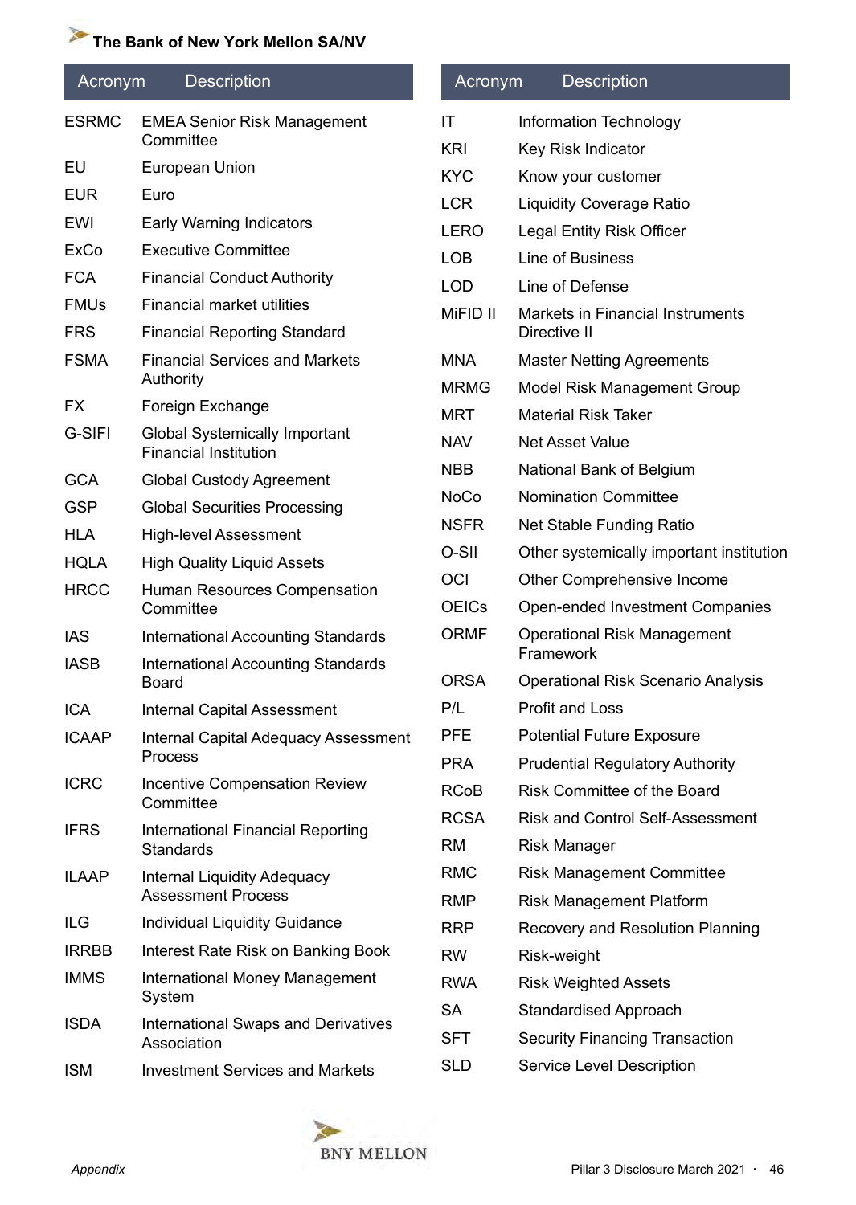| Acronym | Description |
|---|---|
| ESRMC | EMEA Senior Risk Management Committee |
| EU | European Union |
| EUR | Euro |
| EWI | Early Warning Indicators |
| ExCo | Executive Committee |
| FCA | Financial Conduct Authority |
| FMUs | Financial market utilities |
| FRS | Financial Reporting Standard |
| FSMA | Financial Services and Markets Authority |
| FX | Foreign Exchange |
| G-SIFI | Global Systemically Important Financial Institution |
| GCA | Global Custody Agreement |
| GSP | Global Securities Processing |
| HLA | High-level Assessment |
| HQLA | High Quality Liquid Assets |
| HRCC | Human Resources Compensation Committee |
| IAS | International Accounting Standards |
| IASB | International Accounting Standards Board |
| ICA | Internal Capital Assessment |
| ICAAP | Internal Capital Adequacy Assessment Process |
| ICRC | Incentive Compensation Review Committee |
| IFRS | International Financial Reporting Standards |
| ILAAP | Internal Liquidity Adequacy Assessment Process |
| ILG | Individual Liquidity Guidance |
| IRRBB | Interest Rate Risk on Banking Book |
| IMMS | International Money Management System |
| ISDA | International Swaps and Derivatives Association |
| ISM | Investment Services and Markets |

| Acronym | Description |
|---|---|
| IT | Information Technology |
| KRI | Key Risk Indicator |
| KYC | Know your customer |
| LCR | Liquidity Coverage Ratio |
| LERO | Legal Entity Risk Officer |
| LOB | Line of Business |
| LOD | Line of Defense |
| MiFID II | Markets in Financial Instruments Directive II |
| MNA | Master Netting Agreements |
| MRMG | Model Risk Management Group |
| MRT | Material Risk Taker |
| NAV | Net Asset Value |
| NBB | National Bank of Belgium |
| NoCo | Nomination Committee |
| NSFR | Net Stable Funding Ratio |
| O-SII | Other systemically important institution |
| OCI | Other Comprehensive Income |
| OEICs | Open-ended Investment Companies |
| ORMF | Operational Risk Management Framework |
| ORSA | Operational Risk Scenario Analysis |
| P/L | Profit and Loss |
| PFE | Potential Future Exposure |
| PRA | Prudential Regulatory Authority |
| RCoB | Risk Committee of the Board |
| RCSA | Risk and Control Self-Assessment |
| RM | Risk Manager |
| RMC | Risk Management Committee |
| RMP | Risk Management Platform |
| RRP | Recovery and Resolution Planning |
| RW | Risk-weight |
| RWA | Risk Weighted Assets |
| SA | Standardised Approach |
| SFT | Security Financing Transaction |
| SLD | Service Level Description |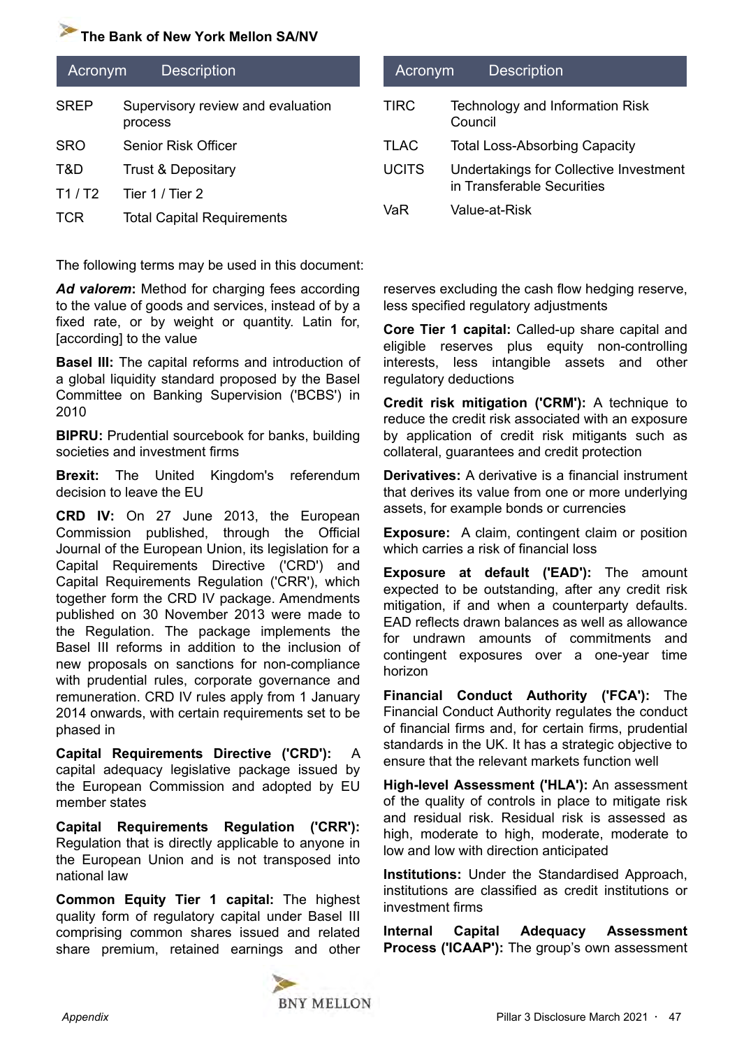| Acronym | Description |
|---|---|
| SREP | Supervisory review and evaluation process |
| SRO | Senior Risk Officer |
| T&D | Trust & Depositary |
| T1 / T2 | Tier 1 / Tier 2 |
| TCR | Total Capital Requirements |
| TIRC | Technology and Information Risk Council |
| TLAC | Total Loss-Absorbing Capacity |
| UCITS | Undertakings for Collective Investment in Transferable Securities |
| VaR | Value-at-Risk |

The following terms may be used in this document:

***Ad valorem***: Method for charging fees according to the value of goods and services, instead of by a fixed rate, or by weight or quantity. Latin for, [according] to the value

**Basel III:** The capital reforms and introduction of a global liquidity standard proposed by the Basel Committee on Banking Supervision ('BCBS') in 2010

**BIPRU:** Prudential sourcebook for banks, building societies and investment firms

**Brexit:** The United Kingdom's referendum decision to leave the EU

**CRD IV:** On 27 June 2013, the European Commission published, through the Official Journal of the European Union, its legislation for a Capital Requirements Directive ('CRD') and Capital Requirements Regulation ('CRR'), which together form the CRD IV package. Amendments published on 30 November 2013 were made to the Regulation. The package implements the Basel III reforms in addition to the inclusion of new proposals on sanctions for non-compliance with prudential rules, corporate governance and remuneration. CRD IV rules apply from 1 January 2014 onwards, with certain requirements set to be phased in

**Capital Requirements Directive ('CRD'):** A capital adequacy legislative package issued by the European Commission and adopted by EU member states

**Capital Requirements Regulation ('CRR'):** Regulation that is directly applicable to anyone in the European Union and is not transposed into national law

**Common Equity Tier 1 capital:** The highest quality form of regulatory capital under Basel III comprising common shares issued and related share premium, retained earnings and other reserves excluding the cash flow hedging reserve, less specified regulatory adjustments

**Core Tier 1 capital:** Called-up share capital and eligible reserves plus equity non-controlling interests, less intangible assets and other regulatory deductions

**Credit risk mitigation ('CRM'):** A technique to reduce the credit risk associated with an exposure by application of credit risk mitigants such as collateral, guarantees and credit protection

**Derivatives:** A derivative is a financial instrument that derives its value from one or more underlying assets, for example bonds or currencies

**Exposure:** A claim, contingent claim or position which carries a risk of financial loss

**Exposure at default ('EAD'):** The amount expected to be outstanding, after any credit risk mitigation, if and when a counterparty defaults. EAD reflects drawn balances as well as allowance for undrawn amounts of commitments and contingent exposures over a one-year time horizon

**Financial Conduct Authority ('FCA'):** The Financial Conduct Authority regulates the conduct of financial firms and, for certain firms, prudential standards in the UK. It has a strategic objective to ensure that the relevant markets function well

**High-level Assessment ('HLA'):** An assessment of the quality of controls in place to mitigate risk and residual risk. Residual risk is assessed as high, moderate to high, moderate, moderate to low and low with direction anticipated

**Institutions:** Under the Standardised Approach, institutions are classified as credit institutions or investment firms

**Internal Capital Adequacy Assessment Process ('ICAAP'):** The group's own assessment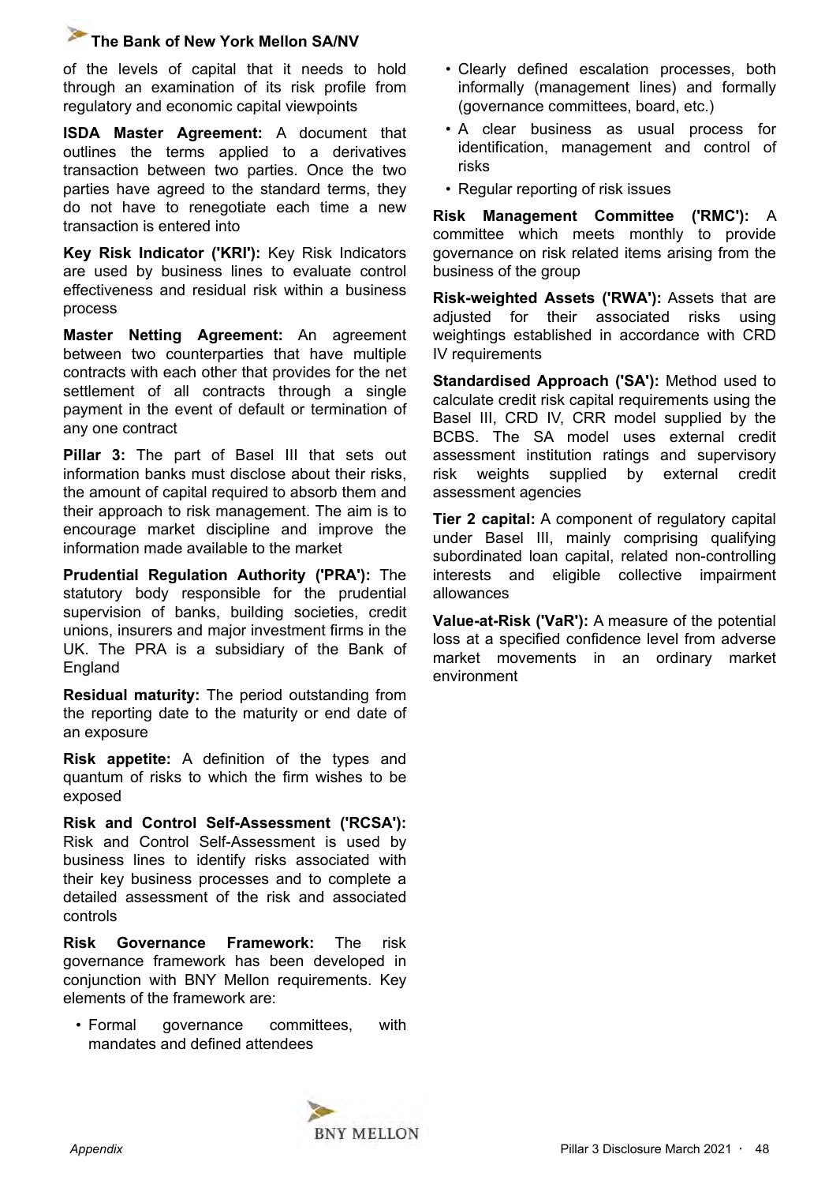of the levels of capital that it needs to hold through an examination of its risk profile from regulatory and economic capital viewpoints

**ISDA Master Agreement:** A document that outlines the terms applied to a derivatives transaction between two parties. Once the two parties have agreed to the standard terms, they do not have to renegotiate each time a new transaction is entered into

**Key Risk Indicator ('KRI'):** Key Risk Indicators are used by business lines to evaluate control effectiveness and residual risk within a business process

**Master Netting Agreement:** An agreement between two counterparties that have multiple contracts with each other that provides for the net settlement of all contracts through a single payment in the event of default or termination of any one contract

**Pillar 3:** The part of Basel III that sets out information banks must disclose about their risks, the amount of capital required to absorb them and their approach to risk management. The aim is to encourage market discipline and improve the information made available to the market

**Prudential Regulation Authority ('PRA'):** The statutory body responsible for the prudential supervision of banks, building societies, credit unions, insurers and major investment firms in the UK. The PRA is a subsidiary of the Bank of England

**Residual maturity:** The period outstanding from the reporting date to the maturity or end date of an exposure

**Risk appetite:** A definition of the types and quantum of risks to which the firm wishes to be exposed

**Risk and Control Self-Assessment ('RCSA'):** Risk and Control Self-Assessment is used by business lines to identify risks associated with their key business processes and to complete a detailed assessment of the risk and associated controls

**Risk Governance Framework:** The risk governance framework has been developed in conjunction with BNY Mellon requirements. Key elements of the framework are:

- Formal governance committees, with mandates and defined attendees
- Clearly defined escalation processes, both informally (management lines) and formally (governance committees, board, etc.)
- A clear business as usual process for identification, management and control of risks
- Regular reporting of risk issues

**Risk Management Committee ('RMC'):** A committee which meets monthly to provide governance on risk related items arising from the business of the group

**Risk-weighted Assets ('RWA'):** Assets that are adjusted for their associated risks using weightings established in accordance with CRD IV requirements

**Standardised Approach ('SA'):** Method used to calculate credit risk capital requirements using the Basel III, CRD IV, CRR model supplied by the BCBS. The SA model uses external credit assessment institution ratings and supervisory risk weights supplied by external credit assessment agencies

**Tier 2 capital:** A component of regulatory capital under Basel III, mainly comprising qualifying subordinated loan capital, related non-controlling interests and eligible collective impairment allowances

**Value-at-Risk ('VaR'):** A measure of the potential loss at a specified confidence level from adverse market movements in an ordinary market environment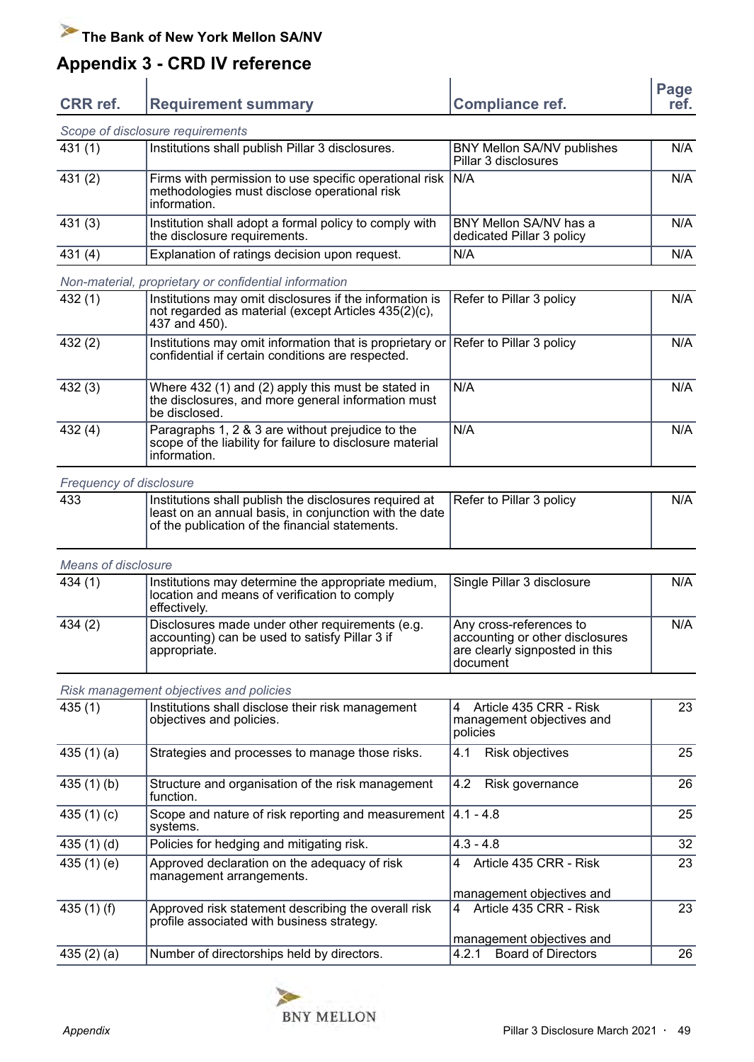## Appendix 3 - CRD IV reference

| CRR ref. | Requirement summary | Compliance ref. | Page ref. |
|---|---|---|---|
| *Scope of disclosure requirements* | | | |
| 431 (1) | Institutions shall publish Pillar 3 disclosures. | BNY Mellon SA/NV publishes Pillar 3 disclosures | N/A |
| 431 (2) | Firms with permission to use specific operational risk methodologies must disclose operational risk information. | N/A | N/A |
| 431 (3) | Institution shall adopt a formal policy to comply with the disclosure requirements. | BNY Mellon SA/NV has a dedicated Pillar 3 policy | N/A |
| 431 (4) | Explanation of ratings decision upon request. | N/A | N/A |
| *Non-material, proprietary or confidential information* | | | |
| 432 (1) | Institutions may omit disclosures if the information is not regarded as material (except Articles 435(2)(c), 437 and 450). | Refer to Pillar 3 policy | N/A |
| 432 (2) | Institutions may omit information that is proprietary or confidential if certain conditions are respected. | Refer to Pillar 3 policy | N/A |
| 432 (3) | Where 432 (1) and (2) apply this must be stated in the disclosures, and more general information must be disclosed. | N/A | N/A |
| 432 (4) | Paragraphs 1, 2 & 3 are without prejudice to the scope of the liability for failure to disclosure material information. | N/A | N/A |
| *Frequency of disclosure* | | | |
| 433 | Institutions shall publish the disclosures required at least on an annual basis, in conjunction with the date of the publication of the financial statements. | Refer to Pillar 3 policy | N/A |
| *Means of disclosure* | | | |
| 434 (1) | Institutions may determine the appropriate medium, location and means of verification to comply effectively. | Single Pillar 3 disclosure | N/A |
| 434 (2) | Disclosures made under other requirements (e.g. accounting) can be used to satisfy Pillar 3 if appropriate. | Any cross-references to accounting or other disclosures are clearly signposted in this document | N/A |
| *Risk management objectives and policies* | | | |
| 435 (1) | Institutions shall disclose their risk management objectives and policies. | 4 Article 435 CRR - Risk management objectives and policies | 23 |
| 435 (1) (a) | Strategies and processes to manage those risks. | 4.1 Risk objectives | 25 |
| 435 (1) (b) | Structure and organisation of the risk management function. | 4.2 Risk governance | 26 |
| 435 (1) (c) | Scope and nature of risk reporting and measurement systems. | 4.1 - 4.8 | 25 |
| 435 (1) (d) | Policies for hedging and mitigating risk. | 4.3 - 4.8 | 32 |
| 435 (1) (e) | Approved declaration on the adequacy of risk management arrangements. | 4 Article 435 CRR - Risk management objectives and | 23 |
| 435 (1) (f) | Approved risk statement describing the overall risk profile associated with business strategy. | 4 Article 435 CRR - Risk management objectives and | 23 |
| 435 (2) (a) | Number of directorships held by directors. | 4.2.1 Board of Directors | 26 |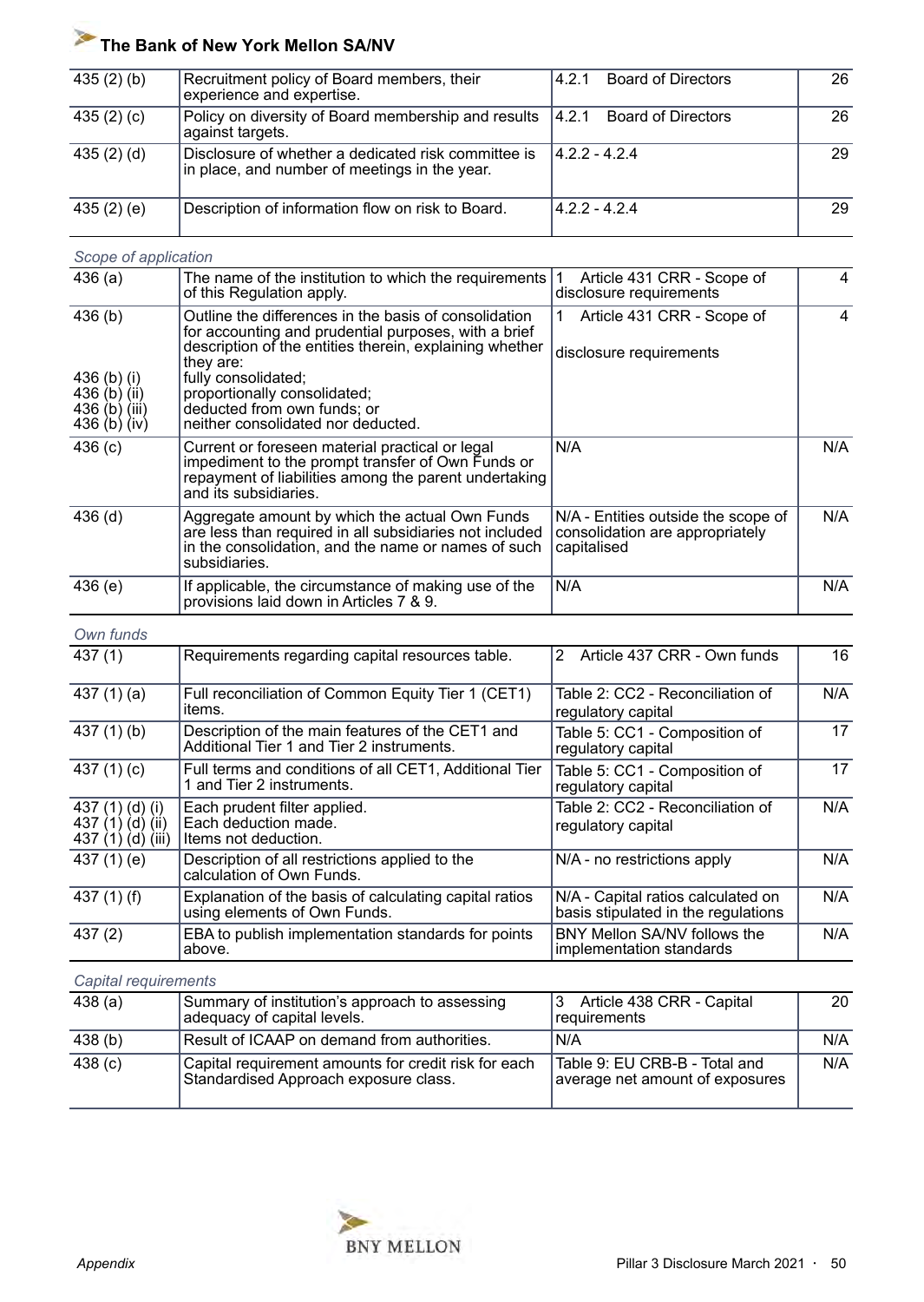| | | | |
|---|---|---|---|
| 435 (2) (b) | Recruitment policy of Board members, their experience and expertise. | 4.2.1 Board of Directors | 26 |
| 435 (2) (c) | Policy on diversity of Board membership and results against targets. | 4.2.1 Board of Directors | 26 |
| 435 (2) (d) | Disclosure of whether a dedicated risk committee is in place, and number of meetings in the year. | 4.2.2 - 4.2.4 | 29 |
| 435 (2) (e) | Description of information flow on risk to Board. | 4.2.2 - 4.2.4 | 29 |

*Scope of application*

| | | | |
|---|---|---|---|
| 436 (a) | The name of the institution to which the requirements of this Regulation apply. | 1 Article 431 CRR - Scope of disclosure requirements | 4 |
| 436 (b)<br><br>436 (b) (i)<br>436 (b) (ii)<br>436 (b) (iii)<br>436 (b) (iv) | Outline the differences in the basis of consolidation for accounting and prudential purposes, with a brief description of the entities therein, explaining whether they are:<br>fully consolidated;<br>proportionally consolidated;<br>deducted from own funds; or<br>neither consolidated nor deducted. | 1 Article 431 CRR - Scope of disclosure requirements | 4 |
| 436 (c) | Current or foreseen material practical or legal impediment to the prompt transfer of Own Funds or repayment of liabilities among the parent undertaking and its subsidiaries. | N/A | N/A |
| 436 (d) | Aggregate amount by which the actual Own Funds are less than required in all subsidiaries not included in the consolidation, and the name or names of such subsidiaries. | N/A - Entities outside the scope of consolidation are appropriately capitalised | N/A |
| 436 (e) | If applicable, the circumstance of making use of the provisions laid down in Articles 7 & 9. | N/A | N/A |

*Own funds*

| | | | |
|---|---|---|---|
| 437 (1) | Requirements regarding capital resources table. | 2 Article 437 CRR - Own funds | 16 |
| 437 (1) (a) | Full reconciliation of Common Equity Tier 1 (CET1) items. | Table 2: CC2 - Reconciliation of regulatory capital | N/A |
| 437 (1) (b) | Description of the main features of the CET1 and Additional Tier 1 and Tier 2 instruments. | Table 5: CC1 - Composition of regulatory capital | 17 |
| 437 (1) (c) | Full terms and conditions of all CET1, Additional Tier 1 and Tier 2 instruments. | Table 5: CC1 - Composition of regulatory capital | 17 |
| 437 (1) (d) (i)<br>437 (1) (d) (ii)<br>437 (1) (d) (iii) | Each prudent filter applied.<br>Each deduction made.<br>Items not deduction. | Table 2: CC2 - Reconciliation of regulatory capital | N/A |
| 437 (1) (e) | Description of all restrictions applied to the calculation of Own Funds. | N/A - no restrictions apply | N/A |
| 437 (1) (f) | Explanation of the basis of calculating capital ratios using elements of Own Funds. | N/A - Capital ratios calculated on basis stipulated in the regulations | N/A |
| 437 (2) | EBA to publish implementation standards for points above. | BNY Mellon SA/NV follows the implementation standards | N/A |

*Capital requirements*

| | | | |
|---|---|---|---|
| 438 (a) | Summary of institution's approach to assessing adequacy of capital levels. | 3 Article 438 CRR - Capital requirements | 20 |
| 438 (b) | Result of ICAAP on demand from authorities. | N/A | N/A |
| 438 (c) | Capital requirement amounts for credit risk for each Standardised Approach exposure class. | Table 9: EU CRB-B - Total and average net amount of exposures | N/A |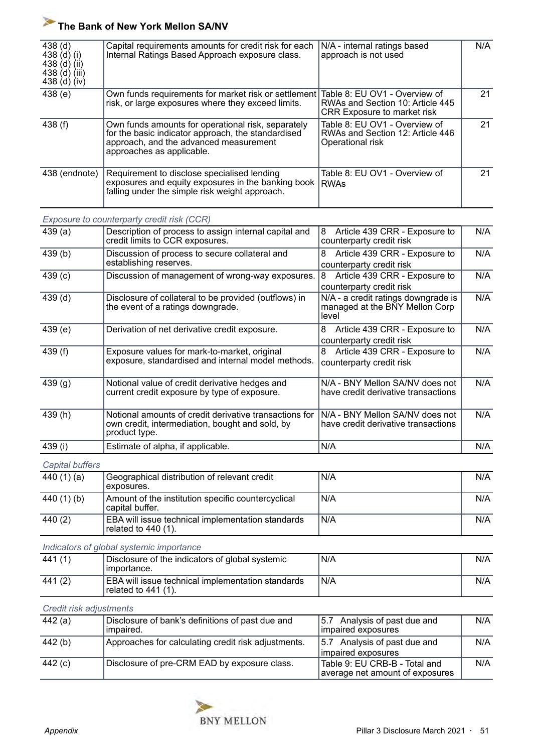| | | | |
|---|---|---|---|
| 438 (d)<br>438 (d) (i)<br>438 (d) (ii)<br>438 (d) (iii)<br>438 (d) (iv) | Capital requirements amounts for credit risk for each Internal Ratings Based Approach exposure class. | N/A - internal ratings based approach is not used | N/A |
| 438 (e) | Own funds requirements for market risk or settlement risk, or large exposures where they exceed limits. | Table 8: EU OV1 - Overview of RWAs and Section 10: Article 445 CRR Exposure to market risk | 21 |
| 438 (f) | Own funds amounts for operational risk, separately for the basic indicator approach, the standardised approach, and the advanced measurement approaches as applicable. | Table 8: EU OV1 - Overview of RWAs and Section 12: Article 446 Operational risk | 21 |
| 438 (endnote) | Requirement to disclose specialised lending exposures and equity exposures in the banking book falling under the simple risk weight approach. | Table 8: EU OV1 - Overview of RWAs | 21 |

*Exposure to counterparty credit risk (CCR)*

| | | | |
|---|---|---|---|
| 439 (a) | Description of process to assign internal capital and credit limits to CCR exposures. | 8 Article 439 CRR - Exposure to counterparty credit risk | N/A |
| 439 (b) | Discussion of process to secure collateral and establishing reserves. | 8 Article 439 CRR - Exposure to counterparty credit risk | N/A |
| 439 (c) | Discussion of management of wrong-way exposures. | 8 Article 439 CRR - Exposure to counterparty credit risk | N/A |
| 439 (d) | Disclosure of collateral to be provided (outflows) in the event of a ratings downgrade. | N/A - a credit ratings downgrade is managed at the BNY Mellon Corp level | N/A |
| 439 (e) | Derivation of net derivative credit exposure. | 8 Article 439 CRR - Exposure to counterparty credit risk | N/A |
| 439 (f) | Exposure values for mark-to-market, original exposure, standardised and internal model methods. | 8 Article 439 CRR - Exposure to counterparty credit risk | N/A |
| 439 (g) | Notional value of credit derivative hedges and current credit exposure by type of exposure. | N/A - BNY Mellon SA/NV does not have credit derivative transactions | N/A |
| 439 (h) | Notional amounts of credit derivative transactions for own credit, intermediation, bought and sold, by product type. | N/A - BNY Mellon SA/NV does not have credit derivative transactions | N/A |
| 439 (i) | Estimate of alpha, if applicable. | N/A | N/A |

*Capital buffers*

| | | | |
|---|---|---|---|
| 440 (1) (a) | Geographical distribution of relevant credit exposures. | N/A | N/A |
| 440 (1) (b) | Amount of the institution specific countercyclical capital buffer. | N/A | N/A |
| 440 (2) | EBA will issue technical implementation standards related to 440 (1). | N/A | N/A |

*Indicators of global systemic importance*

| | | | |
|---|---|---|---|
| 441 (1) | Disclosure of the indicators of global systemic importance. | N/A | N/A |
| 441 (2) | EBA will issue technical implementation standards related to 441 (1). | N/A | N/A |

*Credit risk adjustments*

| | | | |
|---|---|---|---|
| 442 (a) | Disclosure of bank's definitions of past due and impaired. | 5.7 Analysis of past due and impaired exposures | N/A |
| 442 (b) | Approaches for calculating credit risk adjustments. | 5.7 Analysis of past due and impaired exposures | N/A |
| 442 (c) | Disclosure of pre-CRM EAD by exposure class. | Table 9: EU CRB-B - Total and average net amount of exposures | N/A |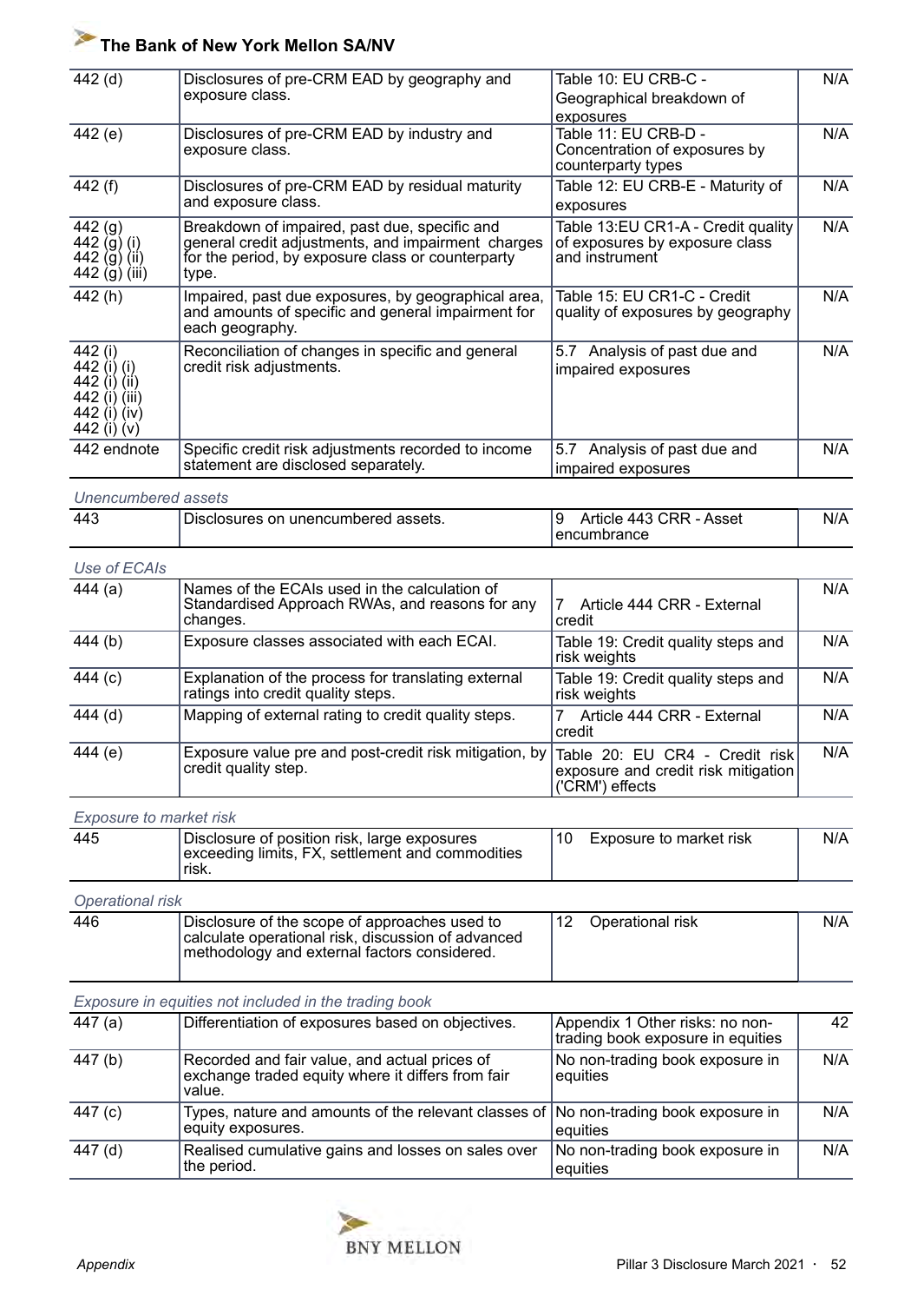| | | | |
|---|---|---|---|
| 442 (d) | Disclosures of pre-CRM EAD by geography and exposure class. | Table 10: EU CRB-C - Geographical breakdown of exposures | N/A |
| 442 (e) | Disclosures of pre-CRM EAD by industry and exposure class. | Table 11: EU CRB-D - Concentration of exposures by counterparty types | N/A |
| 442 (f) | Disclosures of pre-CRM EAD by residual maturity and exposure class. | Table 12: EU CRB-E - Maturity of exposures | N/A |
| 442 (g)<br>442 (g) (i)<br>442 (g) (ii)<br>442 (g) (iii) | Breakdown of impaired, past due, specific and general credit adjustments, and impairment charges for the period, by exposure class or counterparty type. | Table 13:EU CR1-A - Credit quality of exposures by exposure class and instrument | N/A |
| 442 (h) | Impaired, past due exposures, by geographical area, and amounts of specific and general impairment for each geography. | Table 15: EU CR1-C - Credit quality of exposures by geography | N/A |
| 442 (i)<br>442 (i) (i)<br>442 (i) (ii)<br>442 (i) (iii)<br>442 (i) (iv)<br>442 (i) (v) | Reconciliation of changes in specific and general credit risk adjustments. | 5.7 Analysis of past due and impaired exposures | N/A |
| 442 endnote | Specific credit risk adjustments recorded to income statement are disclosed separately. | 5.7 Analysis of past due and impaired exposures | N/A |

*Unencumbered assets*

| | | | |
|---|---|---|---|
| 443 | Disclosures on unencumbered assets. | 9 Article 443 CRR - Asset encumbrance | N/A |

*Use of ECAIs*

| | | | |
|---|---|---|---|
| 444 (a) | Names of the ECAIs used in the calculation of Standardised Approach RWAs, and reasons for any changes. | 7 Article 444 CRR - External credit | N/A |
| 444 (b) | Exposure classes associated with each ECAI. | Table 19: Credit quality steps and risk weights | N/A |
| 444 (c) | Explanation of the process for translating external ratings into credit quality steps. | Table 19: Credit quality steps and risk weights | N/A |
| 444 (d) | Mapping of external rating to credit quality steps. | 7 Article 444 CRR - External credit | N/A |
| 444 (e) | Exposure value pre and post-credit risk mitigation, by credit quality step. | Table 20: EU CR4 - Credit risk exposure and credit risk mitigation ('CRM') effects | N/A |

*Exposure to market risk*

| | | | |
|---|---|---|---|
| 445 | Disclosure of position risk, large exposures exceeding limits, FX, settlement and commodities risk. | 10 Exposure to market risk | N/A |

*Operational risk*

| | | | |
|---|---|---|---|
| 446 | Disclosure of the scope of approaches used to calculate operational risk, discussion of advanced methodology and external factors considered. | 12 Operational risk | N/A |

*Exposure in equities not included in the trading book*

| | | | |
|---|---|---|---|
| 447 (a) | Differentiation of exposures based on objectives. | Appendix 1 Other risks: no non-trading book exposure in equities | 42 |
| 447 (b) | Recorded and fair value, and actual prices of exchange traded equity where it differs from fair value. | No non-trading book exposure in equities | N/A |
| 447 (c) | Types, nature and amounts of the relevant classes of equity exposures. | No non-trading book exposure in equities | N/A |
| 447 (d) | Realised cumulative gains and losses on sales over the period. | No non-trading book exposure in equities | N/A |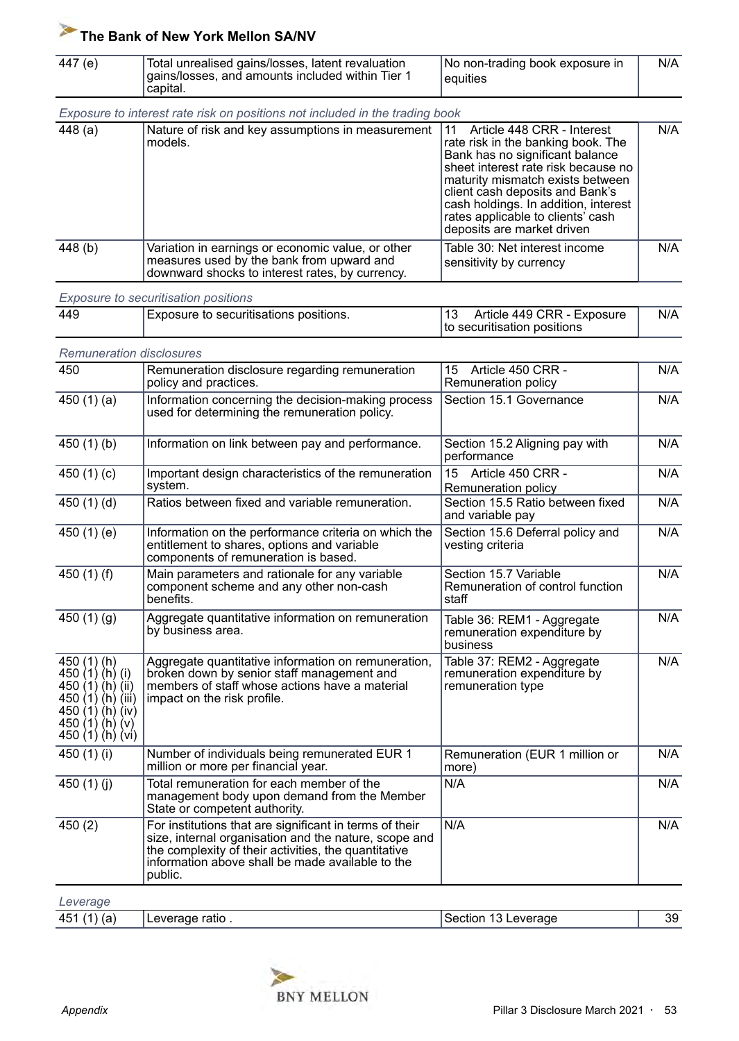| 447 (e) | Total unrealised gains/losses, latent revaluation gains/losses, and amounts included within Tier 1 capital. | No non-trading book exposure in equities | N/A |
|---|---|---|---|
| *Exposure to interest rate risk on positions not included in the trading book* | | | |
| 448 (a) | Nature of risk and key assumptions in measurement models. | 11 Article 448 CRR - Interest rate risk in the banking book. The Bank has no significant balance sheet interest rate risk because no maturity mismatch exists between client cash deposits and Bank's cash holdings. In addition, interest rates applicable to clients' cash deposits are market driven | N/A |
| 448 (b) | Variation in earnings or economic value, or other measures used by the bank from upward and downward shocks to interest rates, by currency. | Table 30: Net interest income sensitivity by currency | N/A |
| *Exposure to securitisation positions* | | | |
| 449 | Exposure to securitisations positions. | 13 Article 449 CRR - Exposure to securitisation positions | N/A |
| *Remuneration disclosures* | | | |
| 450 | Remuneration disclosure regarding remuneration policy and practices. | 15 Article 450 CRR - Remuneration policy | N/A |
| 450 (1) (a) | Information concerning the decision-making process used for determining the remuneration policy. | Section 15.1 Governance | N/A |
| 450 (1) (b) | Information on link between pay and performance. | Section 15.2 Aligning pay with performance | N/A |
| 450 (1) (c) | Important design characteristics of the remuneration system. | 15 Article 450 CRR - Remuneration policy | N/A |
| 450 (1) (d) | Ratios between fixed and variable remuneration. | Section 15.5 Ratio between fixed and variable pay | N/A |
| 450 (1) (e) | Information on the performance criteria on which the entitlement to shares, options and variable components of remuneration is based. | Section 15.6 Deferral policy and vesting criteria | N/A |
| 450 (1) (f) | Main parameters and rationale for any variable component scheme and any other non-cash benefits. | Section 15.7 Variable Remuneration of control function staff | N/A |
| 450 (1) (g) | Aggregate quantitative information on remuneration by business area. | Table 36: REM1 - Aggregate remuneration expenditure by business | N/A |
| 450 (1) (h)<br>450 (1) (h) (i)<br>450 (1) (h) (ii)<br>450 (1) (h) (iii)<br>450 (1) (h) (iv)<br>450 (1) (h) (v)<br>450 (1) (h) (vi) | Aggregate quantitative information on remuneration, broken down by senior staff management and members of staff whose actions have a material impact on the risk profile. | Table 37: REM2 - Aggregate remuneration expenditure by remuneration type | N/A |
| 450 (1) (i) | Number of individuals being remunerated EUR 1 million or more per financial year. | Remuneration (EUR 1 million or more) | N/A |
| 450 (1) (j) | Total remuneration for each member of the management body upon demand from the Member State or competent authority. | N/A | N/A |
| 450 (2) | For institutions that are significant in terms of their size, internal organisation and the nature, scope and the complexity of their activities, the quantitative information above shall be made available to the public. | N/A | N/A |
| *Leverage* | | | |
| 451 (1) (a) | Leverage ratio . | Section 13 Leverage | 39 |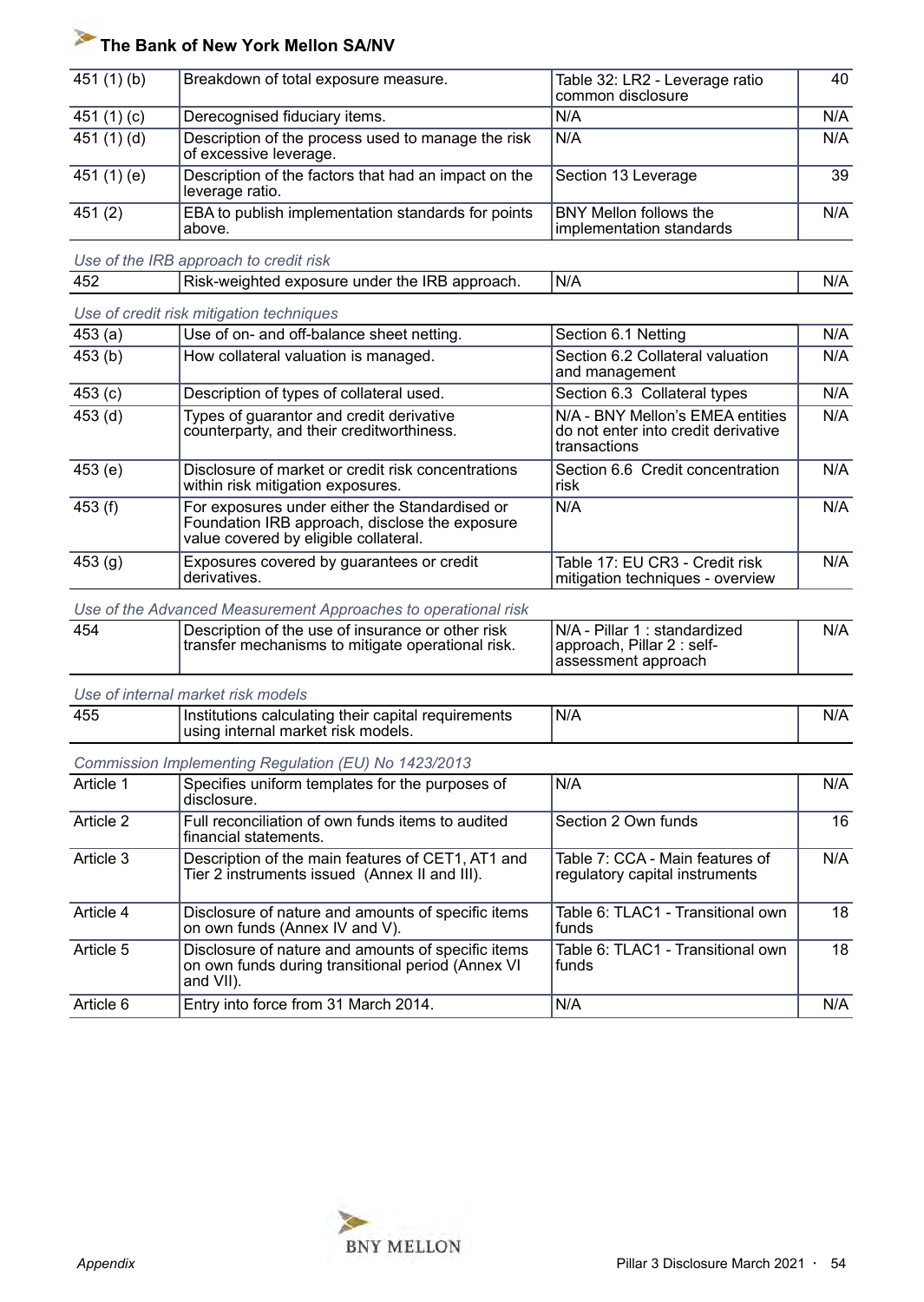| 451 (1) (b) | Breakdown of total exposure measure. | Table 32: LR2 - Leverage ratio common disclosure | 40 |
|---|---|---|---|
| 451 (1) (c) | Derecognised fiduciary items. | N/A | N/A |
| 451 (1) (d) | Description of the process used to manage the risk of excessive leverage. | N/A | N/A |
| 451 (1) (e) | Description of the factors that had an impact on the leverage ratio. | Section 13 Leverage | 39 |
| 451 (2) | EBA to publish implementation standards for points above. | BNY Mellon follows the implementation standards | N/A |

*Use of the IRB approach to credit risk*

| 452 | Risk-weighted exposure under the IRB approach. | N/A | N/A |
|---|---|---|---|

*Use of credit risk mitigation techniques*

| 453 (a) | Use of on- and off-balance sheet netting. | Section 6.1 Netting | N/A |
|---|---|---|---|
| 453 (b) | How collateral valuation is managed. | Section 6.2 Collateral valuation and management | N/A |
| 453 (c) | Description of types of collateral used. | Section 6.3 Collateral types | N/A |
| 453 (d) | Types of guarantor and credit derivative counterparty, and their creditworthiness. | N/A - BNY Mellon's EMEA entities do not enter into credit derivative transactions | N/A |
| 453 (e) | Disclosure of market or credit risk concentrations within risk mitigation exposures. | Section 6.6 Credit concentration risk | N/A |
| 453 (f) | For exposures under either the Standardised or Foundation IRB approach, disclose the exposure value covered by eligible collateral. | N/A | N/A |
| 453 (g) | Exposures covered by guarantees or credit derivatives. | Table 17: EU CR3 - Credit risk mitigation techniques - overview | N/A |

*Use of the Advanced Measurement Approaches to operational risk*

| 454 | Description of the use of insurance or other risk transfer mechanisms to mitigate operational risk. | N/A - Pillar 1 : standardized approach, Pillar 2 : self-assessment approach | N/A |
|---|---|---|---|

*Use of internal market risk models*

| 455 | Institutions calculating their capital requirements using internal market risk models. | N/A | N/A |
|---|---|---|---|

*Commission Implementing Regulation (EU) No 1423/2013*

| Article 1 | Specifies uniform templates for the purposes of disclosure. | N/A | N/A |
|---|---|---|---|
| Article 2 | Full reconciliation of own funds items to audited financial statements. | Section 2 Own funds | 16 |
| Article 3 | Description of the main features of CET1, AT1 and Tier 2 instruments issued (Annex II and III). | Table 7: CCA - Main features of regulatory capital instruments | N/A |
| Article 4 | Disclosure of nature and amounts of specific items on own funds (Annex IV and V). | Table 6: TLAC1 - Transitional own funds | 18 |
| Article 5 | Disclosure of nature and amounts of specific items on own funds during transitional period (Annex VI and VII). | Table 6: TLAC1 - Transitional own funds | 18 |
| Article 6 | Entry into force from 31 March 2014. | N/A | N/A |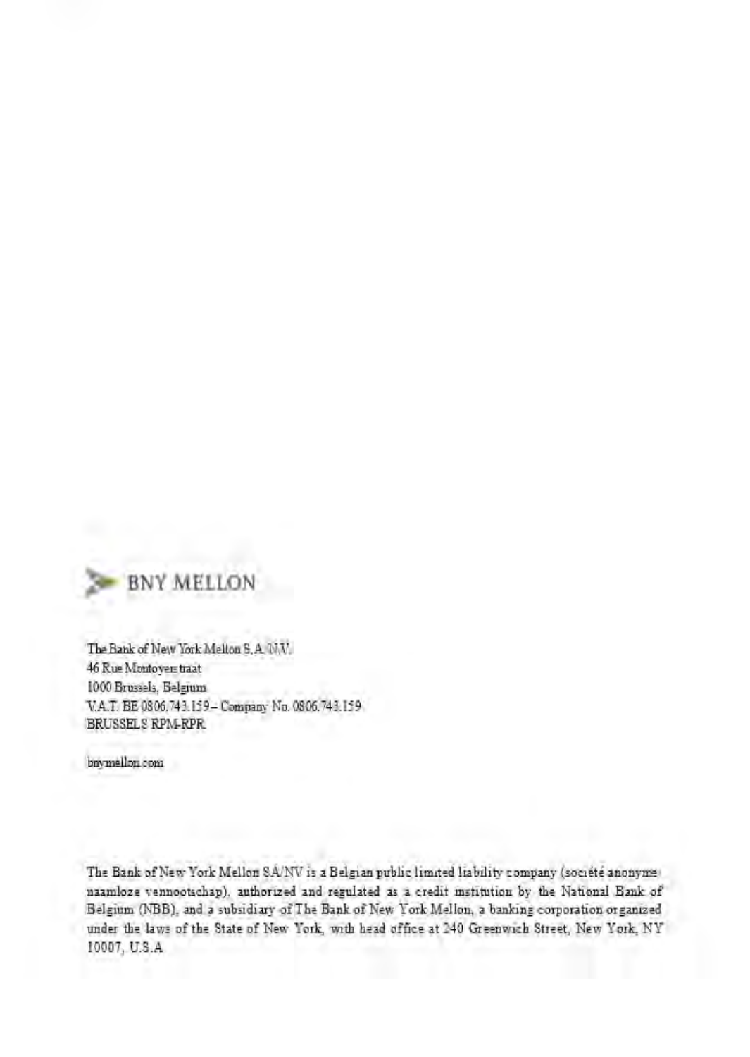BNY MELLON

The Bank of New York Mellon S.A./N.V.
46 Rue Montoyerstraat
1000 Brussels, Belgium
V.A.T. BE 0806.743.159 – Company No. 0806.743.159
BRUSSELS RPM-RPR

bnymellon.com

The Bank of New York Mellon SA/NV is a Belgian public limited liability company (société anonyme/naamloze vennootschap), authorized and regulated as a credit institution by the National Bank of Belgium (NBB), and a subsidiary of The Bank of New York Mellon, a banking corporation organized under the laws of the State of New York, with head office at 240 Greenwich Street, New York, NY 10007, U.S.A.